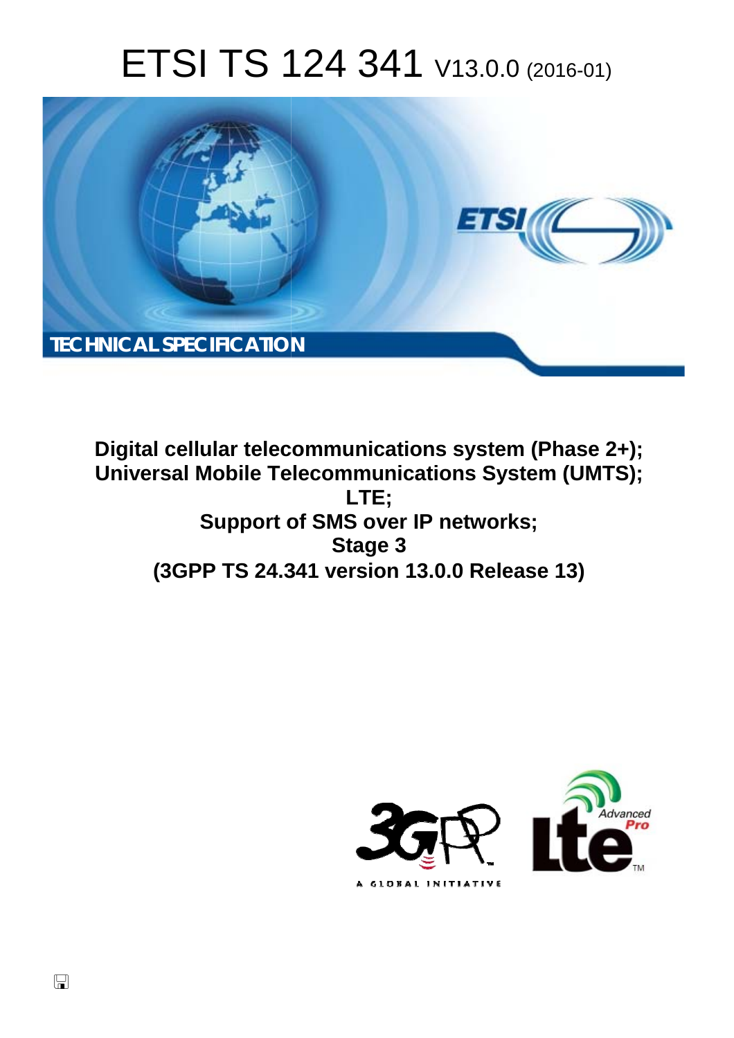# ETSI TS 124 341 V13.0.0 (2016-01)

TECHNICAL SPECIFICATION

**Digital cellular telecommunications system (Phase 2+);**
**Universal Mobile Telecommunications System (UMTS);**
**LTE;**
**Support of SMS over IP networks;**
**Stage 3**
**(3GPP TS 24.341 version 13.0.0 Release 13)**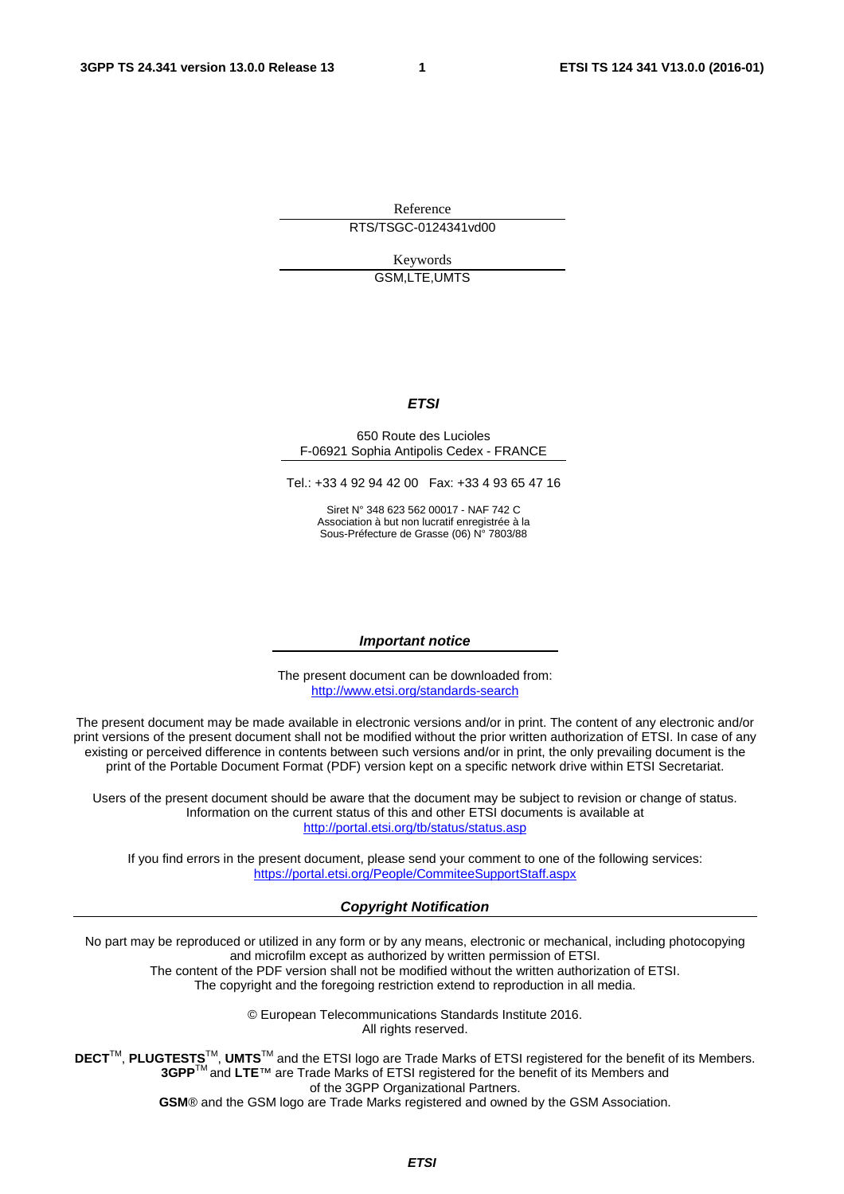Reference

RTS/TSGC-0124341vd00

Keywords

GSM,LTE,UMTS

***ETSI***

650 Route des Lucioles
F-06921 Sophia Antipolis Cedex - FRANCE

Tel.: +33 4 92 94 42 00 Fax: +33 4 93 65 47 16

Siret N° 348 623 562 00017 - NAF 742 C
Association à but non lucratif enregistrée à la
Sous-Préfecture de Grasse (06) N° 7803/88

***Important notice***

The present document can be downloaded from:
http://www.etsi.org/standards-search

The present document may be made available in electronic versions and/or in print. The content of any electronic and/or print versions of the present document shall not be modified without the prior written authorization of ETSI. In case of any existing or perceived difference in contents between such versions and/or in print, the only prevailing document is the print of the Portable Document Format (PDF) version kept on a specific network drive within ETSI Secretariat.

Users of the present document should be aware that the document may be subject to revision or change of status. Information on the current status of this and other ETSI documents is available at
http://portal.etsi.org/tb/status/status.asp

If you find errors in the present document, please send your comment to one of the following services:
https://portal.etsi.org/People/CommiteeSupportStaff.aspx

***Copyright Notification***

No part may be reproduced or utilized in any form or by any means, electronic or mechanical, including photocopying and microfilm except as authorized by written permission of ETSI.
The content of the PDF version shall not be modified without the written authorization of ETSI.
The copyright and the foregoing restriction extend to reproduction in all media.

© European Telecommunications Standards Institute 2016.
All rights reserved.

**DECT**™, **PLUGTESTS**™, **UMTS**™ and the ETSI logo are Trade Marks of ETSI registered for the benefit of its Members.
**3GPP**™ and **LTE**™ are Trade Marks of ETSI registered for the benefit of its Members and of the 3GPP Organizational Partners.
**GSM**® and the GSM logo are Trade Marks registered and owned by the GSM Association.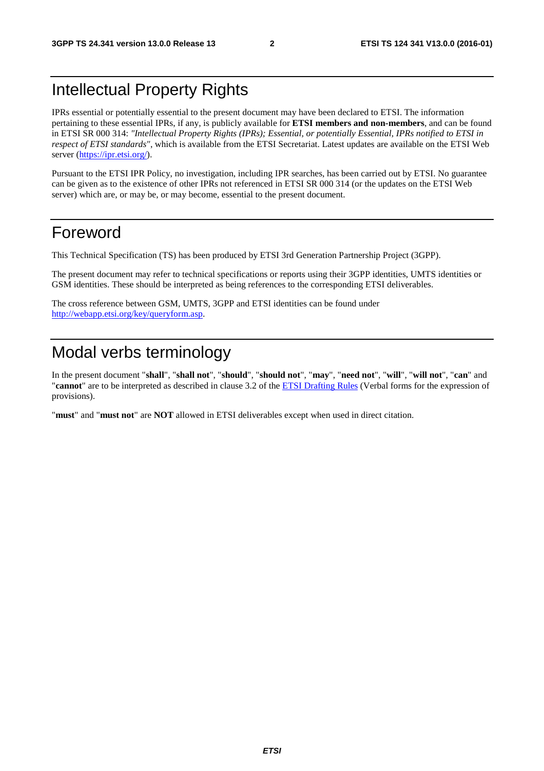# Intellectual Property Rights

IPRs essential or potentially essential to the present document may have been declared to ETSI. The information pertaining to these essential IPRs, if any, is publicly available for **ETSI members and non-members**, and can be found in ETSI SR 000 314: *"Intellectual Property Rights (IPRs); Essential, or potentially Essential, IPRs notified to ETSI in respect of ETSI standards"*, which is available from the ETSI Secretariat. Latest updates are available on the ETSI Web server (https://ipr.etsi.org/).

Pursuant to the ETSI IPR Policy, no investigation, including IPR searches, has been carried out by ETSI. No guarantee can be given as to the existence of other IPRs not referenced in ETSI SR 000 314 (or the updates on the ETSI Web server) which are, or may be, or may become, essential to the present document.

# Foreword

This Technical Specification (TS) has been produced by ETSI 3rd Generation Partnership Project (3GPP).

The present document may refer to technical specifications or reports using their 3GPP identities, UMTS identities or GSM identities. These should be interpreted as being references to the corresponding ETSI deliverables.

The cross reference between GSM, UMTS, 3GPP and ETSI identities can be found under http://webapp.etsi.org/key/queryform.asp.

# Modal verbs terminology

In the present document "**shall**", "**shall not**", "**should**", "**should not**", "**may**", "**need not**", "**will**", "**will not**", "**can**" and "**cannot**" are to be interpreted as described in clause 3.2 of the ETSI Drafting Rules (Verbal forms for the expression of provisions).

"**must**" and "**must not**" are **NOT** allowed in ETSI deliverables except when used in direct citation.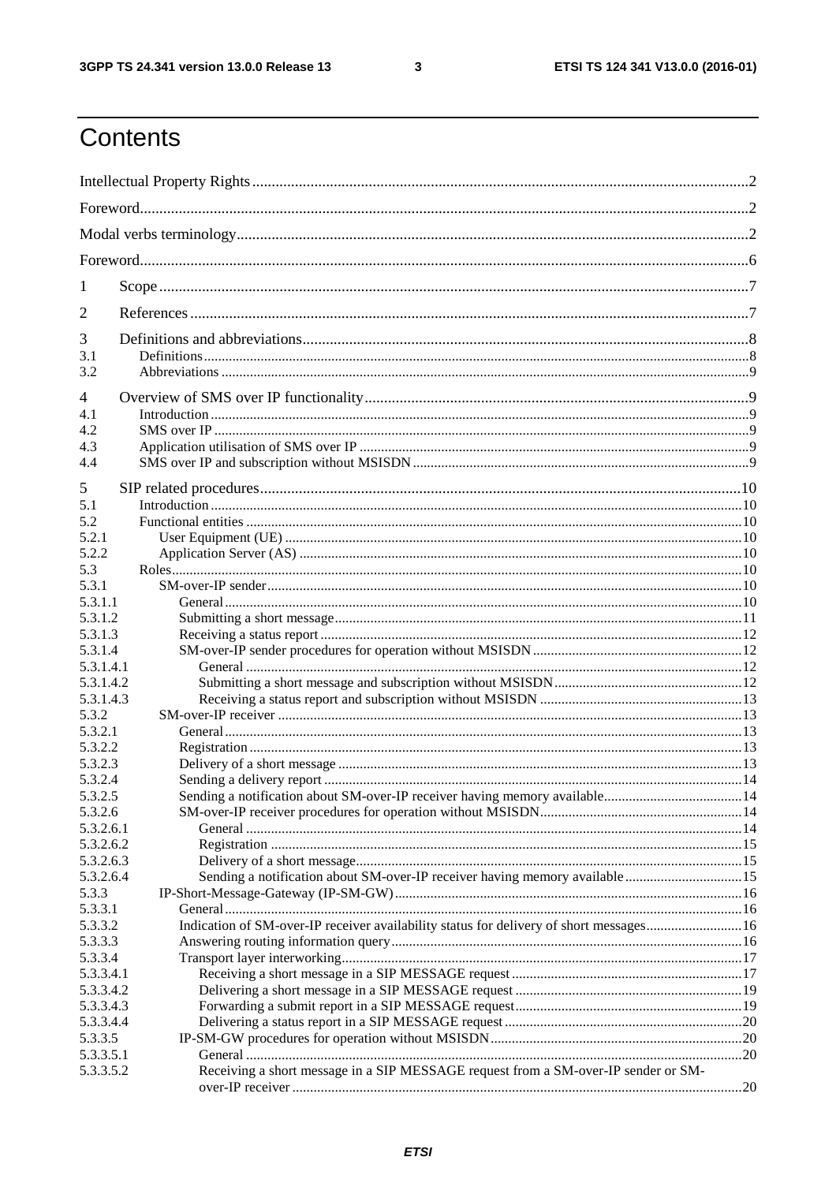# Contents

Intellectual Property Rights ..... 2

Foreword ..... 2

Modal verbs terminology ..... 2

Foreword ..... 6

1 Scope ..... 7

2 References ..... 7

3 Definitions and abbreviations ..... 8

3.1 Definitions ..... 8

3.2 Abbreviations ..... 9

4 Overview of SMS over IP functionality ..... 9

4.1 Introduction ..... 9

4.2 SMS over IP ..... 9

4.3 Application utilisation of SMS over IP ..... 9

4.4 SMS over IP and subscription without MSISDN ..... 9

5 SIP related procedures ..... 10

5.1 Introduction ..... 10

5.2 Functional entities ..... 10

5.2.1 User Equipment (UE) ..... 10

5.2.2 Application Server (AS) ..... 10

5.3 Roles ..... 10

5.3.1 SM-over-IP sender ..... 10

5.3.1.1 General ..... 10

5.3.1.2 Submitting a short message ..... 11

5.3.1.3 Receiving a status report ..... 12

5.3.1.4 SM-over-IP sender procedures for operation without MSISDN ..... 12

5.3.1.4.1 General ..... 12

5.3.1.4.2 Submitting a short message and subscription without MSISDN ..... 12

5.3.1.4.3 Receiving a status report and subscription without MSISDN ..... 13

5.3.2 SM-over-IP receiver ..... 13

5.3.2.1 General ..... 13

5.3.2.2 Registration ..... 13

5.3.2.3 Delivery of a short message ..... 13

5.3.2.4 Sending a delivery report ..... 14

5.3.2.5 Sending a notification about SM-over-IP receiver having memory available ..... 14

5.3.2.6 SM-over-IP receiver procedures for operation without MSISDN ..... 14

5.3.2.6.1 General ..... 14

5.3.2.6.2 Registration ..... 15

5.3.2.6.3 Delivery of a short message ..... 15

5.3.2.6.4 Sending a notification about SM-over-IP receiver having memory available ..... 15

5.3.3 IP-Short-Message-Gateway (IP-SM-GW) ..... 16

5.3.3.1 General ..... 16

5.3.3.2 Indication of SM-over-IP receiver availability status for delivery of short messages ..... 16

5.3.3.3 Answering routing information query ..... 16

5.3.3.4 Transport layer interworking ..... 17

5.3.3.4.1 Receiving a short message in a SIP MESSAGE request ..... 17

5.3.3.4.2 Delivering a short message in a SIP MESSAGE request ..... 19

5.3.3.4.3 Forwarding a submit report in a SIP MESSAGE request ..... 19

5.3.3.4.4 Delivering a status report in a SIP MESSAGE request ..... 20

5.3.3.5 IP-SM-GW procedures for operation without MSISDN ..... 20

5.3.3.5.1 General ..... 20

5.3.3.5.2 Receiving a short message in a SIP MESSAGE request from a SM-over-IP sender or SM-over-IP receiver ..... 20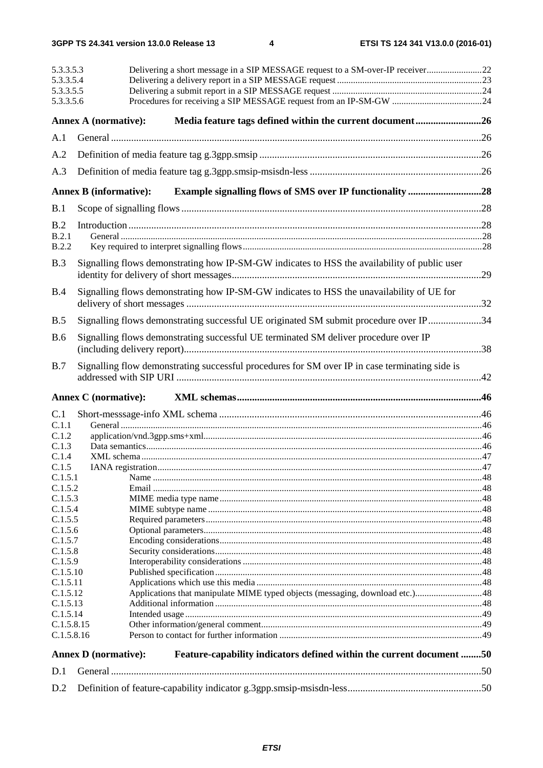5.3.3.5.3 Delivering a short message in a SIP MESSAGE request to a SM-over-IP receiver ........................ 22
5.3.3.5.4 Delivering a delivery report in a SIP MESSAGE request .............................................................. 23
5.3.3.5.5 Delivering a submit report in a SIP MESSAGE request ................................................................. 24
5.3.3.5.6 Procedures for receiving a SIP MESSAGE request from an IP-SM-GW ....................................... 24

**Annex A (normative): Media feature tags defined within the current document .......................... 26**

A.1 General .................................................................................................................................................. 26

A.2 Definition of media feature tag g.3gpp.smsip ........................................................................................ 26

A.3 Definition of media feature tag g.3gpp.smsip-msisdn-less .................................................................... 26

**Annex B (informative): Example signalling flows of SMS over IP functionality ............................ 28**

B.1 Scope of signalling flows ...................................................................................................................... 28

B.2 Introduction ........................................................................................................................................... 28
B.2.1 General ............................................................................................................................................ 28
B.2.2 Key required to interpret signalling flows ....................................................................................... 28

B.3 Signalling flows demonstrating how IP-SM-GW indicates to HSS the availability of public user identity for delivery of short messages ................................................................................................... 29

B.4 Signalling flows demonstrating how IP-SM-GW indicates to HSS the unavailability of UE for delivery of short messages ..................................................................................................................... 32

B.5 Signalling flows demonstrating successful UE originated SM submit procedure over IP ..................... 34

B.6 Signalling flows demonstrating successful UE terminated SM deliver procedure over IP (including delivery report) ..................................................................................................................... 38

B.7 Signalling flow demonstrating successful procedures for SM over IP in case terminating side is addressed with SIP URI ......................................................................................................................... 42

**Annex C (normative): XML schemas ................................................................................................. 46**

C.1 Short-messsage-info XML schema ........................................................................................................ 46
C.1.1 General ............................................................................................................................................ 46
C.1.2 application/vnd.3gpp.sms+xml ........................................................................................................ 46
C.1.3 Data semantics ................................................................................................................................. 46
C.1.4 XML schema ................................................................................................................................... 47
C.1.5 IANA registration ............................................................................................................................ 47
C.1.5.1 Name .......................................................................................................................................... 48
C.1.5.2 Email .......................................................................................................................................... 48
C.1.5.3 MIME media type name ............................................................................................................. 48
C.1.5.4 MIME subtype name .................................................................................................................. 48
C.1.5.5 Required parameters ................................................................................................................... 48
C.1.5.6 Optional parameters .................................................................................................................... 48
C.1.5.7 Encoding considerations ............................................................................................................. 48
C.1.5.8 Security considerations ............................................................................................................... 48
C.1.5.9 Interoperability considerations ................................................................................................... 48
C.1.5.10 Published specification ............................................................................................................... 48
C.1.5.11 Applications which use this media ............................................................................................. 48
C.1.5.12 Applications that manipulate MIME typed objects (messaging, download etc.) ......................... 48
C.1.5.13 Additional information ............................................................................................................... 48
C.1.5.14 Intended usage ............................................................................................................................ 49
C.1.5.8.15 Other information/general comment ........................................................................................... 49
C.1.5.8.16 Person to contact for further information ................................................................................... 49

**Annex D (normative): Feature-capability indicators defined within the current document ........ 50**

D.1 General .................................................................................................................................................. 50

D.2 Definition of feature-capability indicator g.3gpp.smsip-msisdn-less .................................................... 50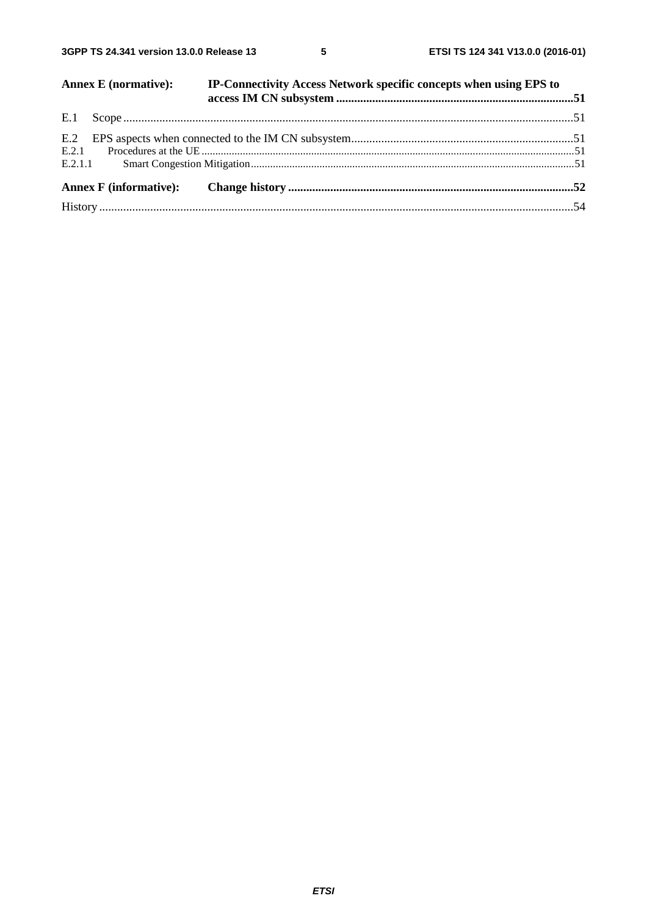**Annex E (normative): IP-Connectivity Access Network specific concepts when using EPS to access IM CN subsystem** .....51

E.1 Scope .....51

E.2 EPS aspects when connected to the IM CN subsystem .....51

E.2.1 Procedures at the UE .....51

E.2.1.1 Smart Congestion Mitigation .....51

**Annex F (informative): Change history** .....52

History .....54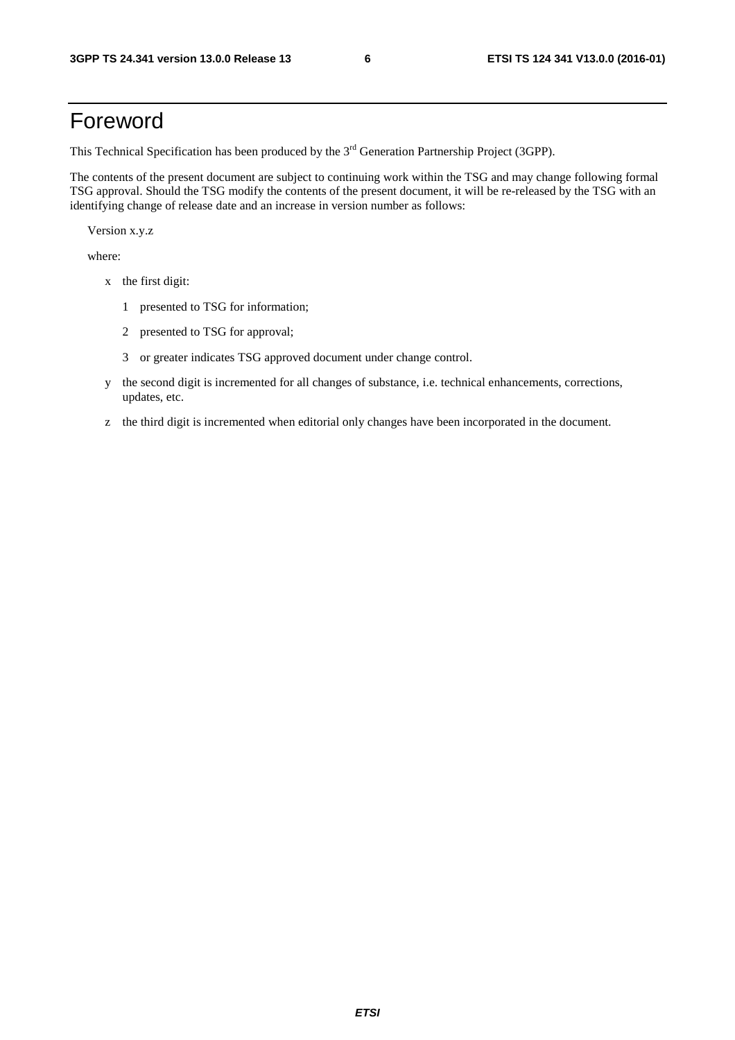# Foreword

This Technical Specification has been produced by the 3rd Generation Partnership Project (3GPP).

The contents of the present document are subject to continuing work within the TSG and may change following formal TSG approval. Should the TSG modify the contents of the present document, it will be re-released by the TSG with an identifying change of release date and an increase in version number as follows:

Version x.y.z

where:

- x the first digit:
  - 1 presented to TSG for information;
  - 2 presented to TSG for approval;
  - 3 or greater indicates TSG approved document under change control.
- y the second digit is incremented for all changes of substance, i.e. technical enhancements, corrections, updates, etc.
- z the third digit is incremented when editorial only changes have been incorporated in the document.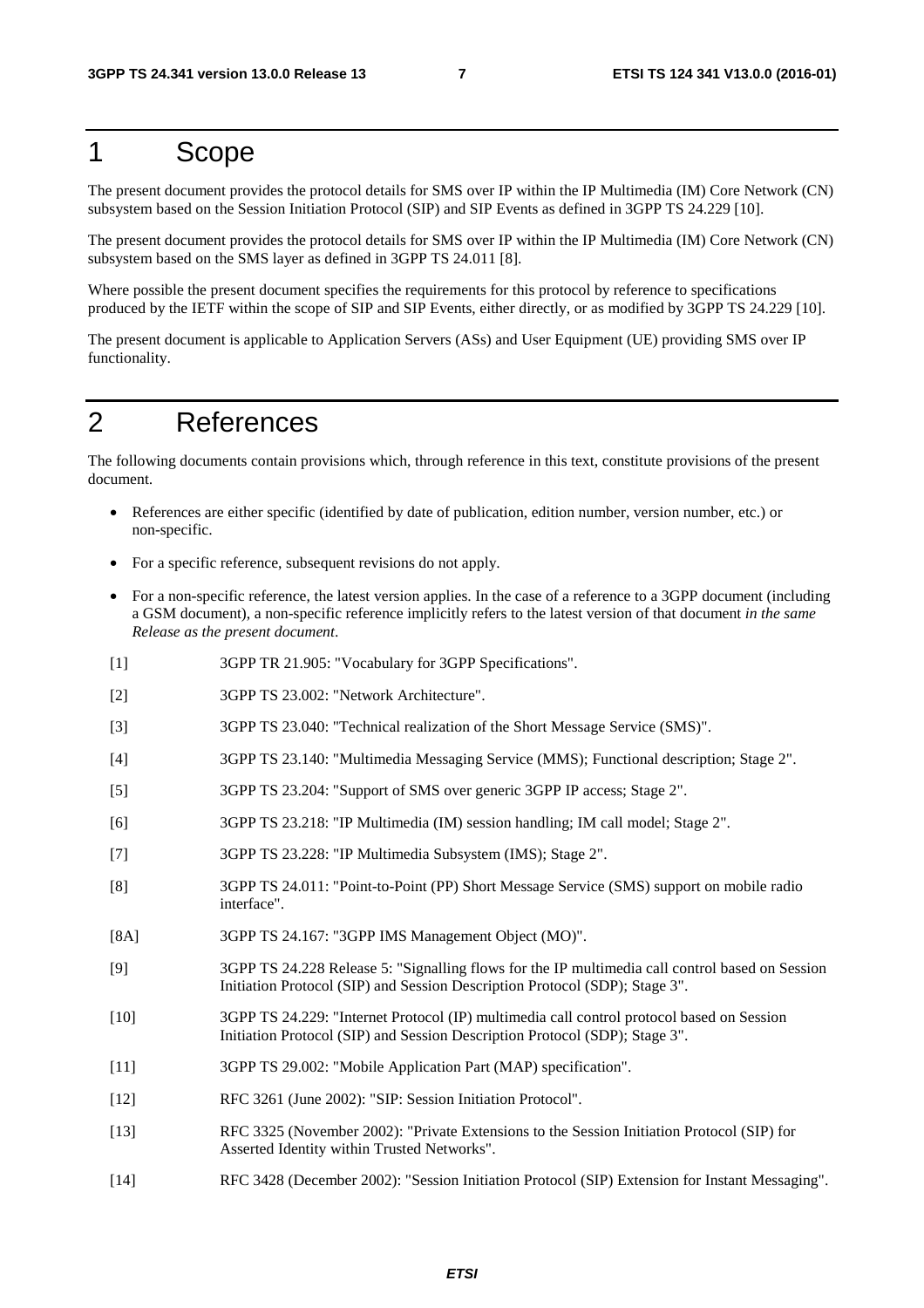# 1 Scope

The present document provides the protocol details for SMS over IP within the IP Multimedia (IM) Core Network (CN) subsystem based on the Session Initiation Protocol (SIP) and SIP Events as defined in 3GPP TS 24.229 [10].

The present document provides the protocol details for SMS over IP within the IP Multimedia (IM) Core Network (CN) subsystem based on the SMS layer as defined in 3GPP TS 24.011 [8].

Where possible the present document specifies the requirements for this protocol by reference to specifications produced by the IETF within the scope of SIP and SIP Events, either directly, or as modified by 3GPP TS 24.229 [10].

The present document is applicable to Application Servers (ASs) and User Equipment (UE) providing SMS over IP functionality.

# 2 References

The following documents contain provisions which, through reference in this text, constitute provisions of the present document.

- References are either specific (identified by date of publication, edition number, version number, etc.) or non-specific.
- For a specific reference, subsequent revisions do not apply.
- For a non-specific reference, the latest version applies. In the case of a reference to a 3GPP document (including a GSM document), a non-specific reference implicitly refers to the latest version of that document *in the same Release as the present document*.

[1] 3GPP TR 21.905: "Vocabulary for 3GPP Specifications".

[2] 3GPP TS 23.002: "Network Architecture".

[3] 3GPP TS 23.040: "Technical realization of the Short Message Service (SMS)".

[4] 3GPP TS 23.140: "Multimedia Messaging Service (MMS); Functional description; Stage 2".

[5] 3GPP TS 23.204: "Support of SMS over generic 3GPP IP access; Stage 2".

[6] 3GPP TS 23.218: "IP Multimedia (IM) session handling; IM call model; Stage 2".

[7] 3GPP TS 23.228: "IP Multimedia Subsystem (IMS); Stage 2".

[8] 3GPP TS 24.011: "Point-to-Point (PP) Short Message Service (SMS) support on mobile radio interface".

[8A] 3GPP TS 24.167: "3GPP IMS Management Object (MO)".

[9] 3GPP TS 24.228 Release 5: "Signalling flows for the IP multimedia call control based on Session Initiation Protocol (SIP) and Session Description Protocol (SDP); Stage 3".

[10] 3GPP TS 24.229: "Internet Protocol (IP) multimedia call control protocol based on Session Initiation Protocol (SIP) and Session Description Protocol (SDP); Stage 3".

[11] 3GPP TS 29.002: "Mobile Application Part (MAP) specification".

[12] RFC 3261 (June 2002): "SIP: Session Initiation Protocol".

[13] RFC 3325 (November 2002): "Private Extensions to the Session Initiation Protocol (SIP) for Asserted Identity within Trusted Networks".

[14] RFC 3428 (December 2002): "Session Initiation Protocol (SIP) Extension for Instant Messaging".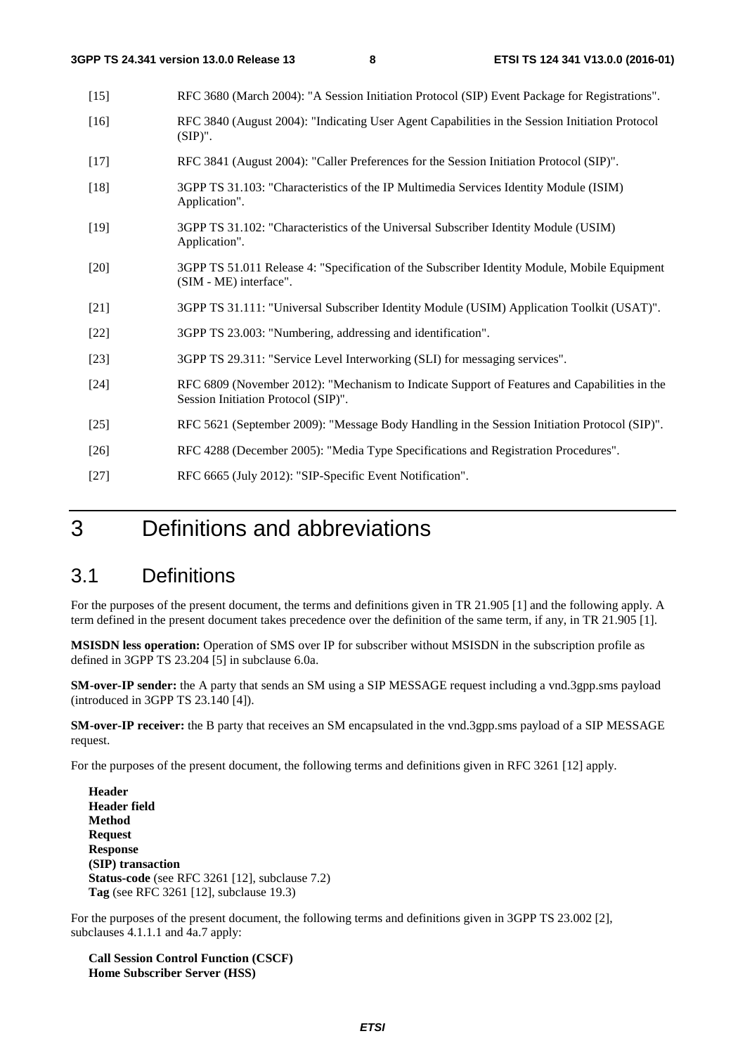[15] RFC 3680 (March 2004): "A Session Initiation Protocol (SIP) Event Package for Registrations".

[16] RFC 3840 (August 2004): "Indicating User Agent Capabilities in the Session Initiation Protocol (SIP)".

[17] RFC 3841 (August 2004): "Caller Preferences for the Session Initiation Protocol (SIP)".

[18] 3GPP TS 31.103: "Characteristics of the IP Multimedia Services Identity Module (ISIM) Application".

[19] 3GPP TS 31.102: "Characteristics of the Universal Subscriber Identity Module (USIM) Application".

[20] 3GPP TS 51.011 Release 4: "Specification of the Subscriber Identity Module, Mobile Equipment (SIM - ME) interface".

[21] 3GPP TS 31.111: "Universal Subscriber Identity Module (USIM) Application Toolkit (USAT)".

[22] 3GPP TS 23.003: "Numbering, addressing and identification".

[23] 3GPP TS 29.311: "Service Level Interworking (SLI) for messaging services".

[24] RFC 6809 (November 2012): "Mechanism to Indicate Support of Features and Capabilities in the Session Initiation Protocol (SIP)".

[25] RFC 5621 (September 2009): "Message Body Handling in the Session Initiation Protocol (SIP)".

[26] RFC 4288 (December 2005): "Media Type Specifications and Registration Procedures".

[27] RFC 6665 (July 2012): "SIP-Specific Event Notification".

# 3 Definitions and abbreviations

## 3.1 Definitions

For the purposes of the present document, the terms and definitions given in TR 21.905 [1] and the following apply. A term defined in the present document takes precedence over the definition of the same term, if any, in TR 21.905 [1].

**MSISDN less operation:** Operation of SMS over IP for subscriber without MSISDN in the subscription profile as defined in 3GPP TS 23.204 [5] in subclause 6.0a.

**SM-over-IP sender:** the A party that sends an SM using a SIP MESSAGE request including a vnd.3gpp.sms payload (introduced in 3GPP TS 23.140 [4]).

**SM-over-IP receiver:** the B party that receives an SM encapsulated in the vnd.3gpp.sms payload of a SIP MESSAGE request.

For the purposes of the present document, the following terms and definitions given in RFC 3261 [12] apply.

**Header**
**Header field**
**Method**
**Request**
**Response**
**(SIP) transaction**
**Status-code** (see RFC 3261 [12], subclause 7.2)
**Tag** (see RFC 3261 [12], subclause 19.3)

For the purposes of the present document, the following terms and definitions given in 3GPP TS 23.002 [2], subclauses 4.1.1.1 and 4a.7 apply:

**Call Session Control Function (CSCF)**
**Home Subscriber Server (HSS)**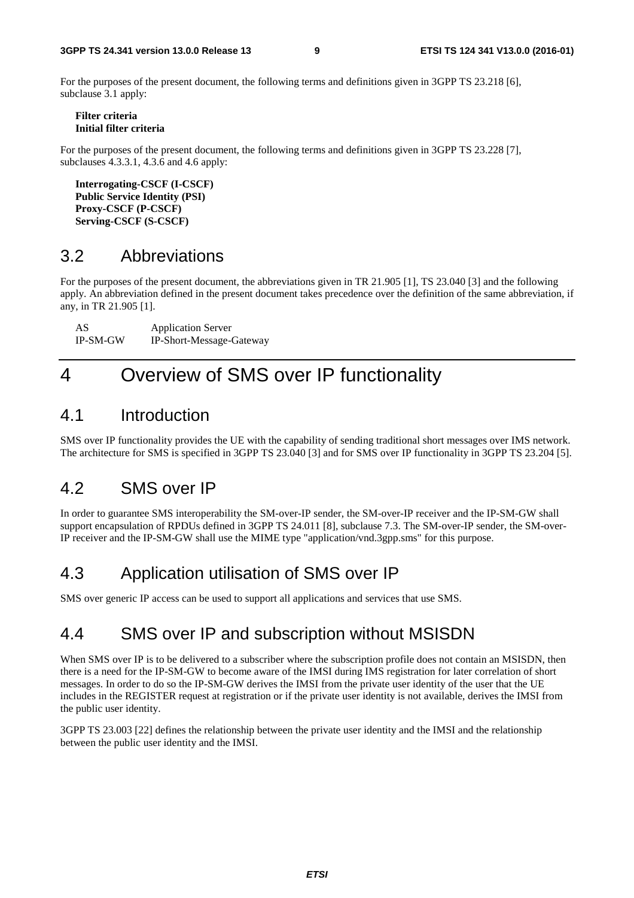For the purposes of the present document, the following terms and definitions given in 3GPP TS 23.218 [6], subclause 3.1 apply:

**Filter criteria**
**Initial filter criteria**

For the purposes of the present document, the following terms and definitions given in 3GPP TS 23.228 [7], subclauses 4.3.3.1, 4.3.6 and 4.6 apply:

**Interrogating-CSCF (I-CSCF)**
**Public Service Identity (PSI)**
**Proxy-CSCF (P-CSCF)**
**Serving-CSCF (S-CSCF)**

## 3.2 Abbreviations

For the purposes of the present document, the abbreviations given in TR 21.905 [1], TS 23.040 [3] and the following apply. An abbreviation defined in the present document takes precedence over the definition of the same abbreviation, if any, in TR 21.905 [1].

AS Application Server
IP-SM-GW IP-Short-Message-Gateway

# 4 Overview of SMS over IP functionality

## 4.1 Introduction

SMS over IP functionality provides the UE with the capability of sending traditional short messages over IMS network. The architecture for SMS is specified in 3GPP TS 23.040 [3] and for SMS over IP functionality in 3GPP TS 23.204 [5].

## 4.2 SMS over IP

In order to guarantee SMS interoperability the SM-over-IP sender, the SM-over-IP receiver and the IP-SM-GW shall support encapsulation of RPDUs defined in 3GPP TS 24.011 [8], subclause 7.3. The SM-over-IP sender, the SM-over-IP receiver and the IP-SM-GW shall use the MIME type "application/vnd.3gpp.sms" for this purpose.

## 4.3 Application utilisation of SMS over IP

SMS over generic IP access can be used to support all applications and services that use SMS.

## 4.4 SMS over IP and subscription without MSISDN

When SMS over IP is to be delivered to a subscriber where the subscription profile does not contain an MSISDN, then there is a need for the IP-SM-GW to become aware of the IMSI during IMS registration for later correlation of short messages. In order to do so the IP-SM-GW derives the IMSI from the private user identity of the user that the UE includes in the REGISTER request at registration or if the private user identity is not available, derives the IMSI from the public user identity.

3GPP TS 23.003 [22] defines the relationship between the private user identity and the IMSI and the relationship between the public user identity and the IMSI.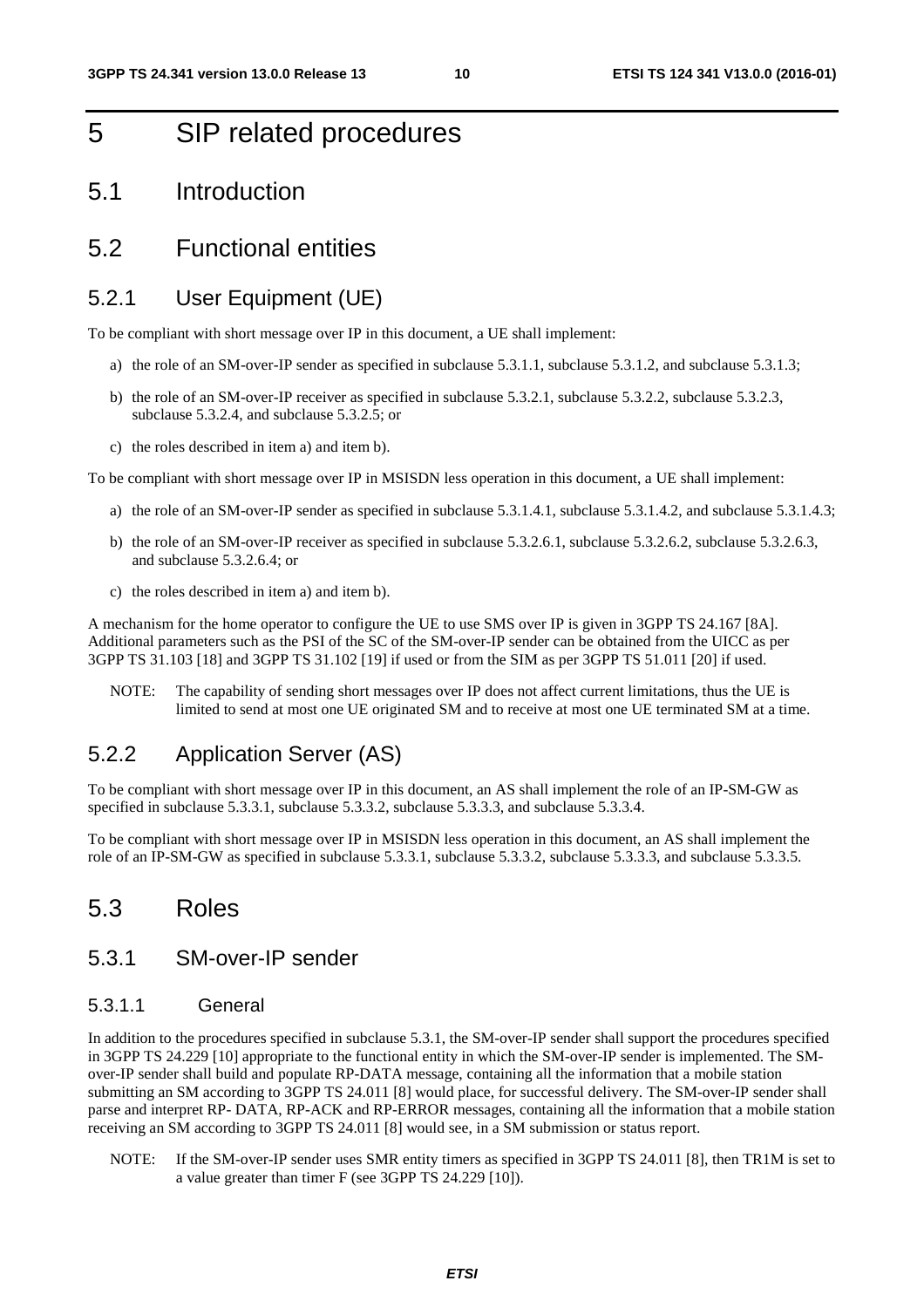# 5 SIP related procedures

## 5.1 Introduction

## 5.2 Functional entities

### 5.2.1 User Equipment (UE)

To be compliant with short message over IP in this document, a UE shall implement:

a) the role of an SM-over-IP sender as specified in subclause 5.3.1.1, subclause 5.3.1.2, and subclause 5.3.1.3;

b) the role of an SM-over-IP receiver as specified in subclause 5.3.2.1, subclause 5.3.2.2, subclause 5.3.2.3, subclause 5.3.2.4, and subclause 5.3.2.5; or

c) the roles described in item a) and item b).

To be compliant with short message over IP in MSISDN less operation in this document, a UE shall implement:

a) the role of an SM-over-IP sender as specified in subclause 5.3.1.4.1, subclause 5.3.1.4.2, and subclause 5.3.1.4.3;

b) the role of an SM-over-IP receiver as specified in subclause 5.3.2.6.1, subclause 5.3.2.6.2, subclause 5.3.2.6.3, and subclause 5.3.2.6.4; or

c) the roles described in item a) and item b).

A mechanism for the home operator to configure the UE to use SMS over IP is given in 3GPP TS 24.167 [8A]. Additional parameters such as the PSI of the SC of the SM-over-IP sender can be obtained from the UICC as per 3GPP TS 31.103 [18] and 3GPP TS 31.102 [19] if used or from the SIM as per 3GPP TS 51.011 [20] if used.

NOTE: The capability of sending short messages over IP does not affect current limitations, thus the UE is limited to send at most one UE originated SM and to receive at most one UE terminated SM at a time.

### 5.2.2 Application Server (AS)

To be compliant with short message over IP in this document, an AS shall implement the role of an IP-SM-GW as specified in subclause 5.3.3.1, subclause 5.3.3.2, subclause 5.3.3.3, and subclause 5.3.3.4.

To be compliant with short message over IP in MSISDN less operation in this document, an AS shall implement the role of an IP-SM-GW as specified in subclause 5.3.3.1, subclause 5.3.3.2, subclause 5.3.3.3, and subclause 5.3.3.5.

## 5.3 Roles

### 5.3.1 SM-over-IP sender

#### 5.3.1.1 General

In addition to the procedures specified in subclause 5.3.1, the SM-over-IP sender shall support the procedures specified in 3GPP TS 24.229 [10] appropriate to the functional entity in which the SM-over-IP sender is implemented. The SM-over-IP sender shall build and populate RP-DATA message, containing all the information that a mobile station submitting an SM according to 3GPP TS 24.011 [8] would place, for successful delivery. The SM-over-IP sender shall parse and interpret RP- DATA, RP-ACK and RP-ERROR messages, containing all the information that a mobile station receiving an SM according to 3GPP TS 24.011 [8] would see, in a SM submission or status report.

NOTE: If the SM-over-IP sender uses SMR entity timers as specified in 3GPP TS 24.011 [8], then TR1M is set to a value greater than timer F (see 3GPP TS 24.229 [10]).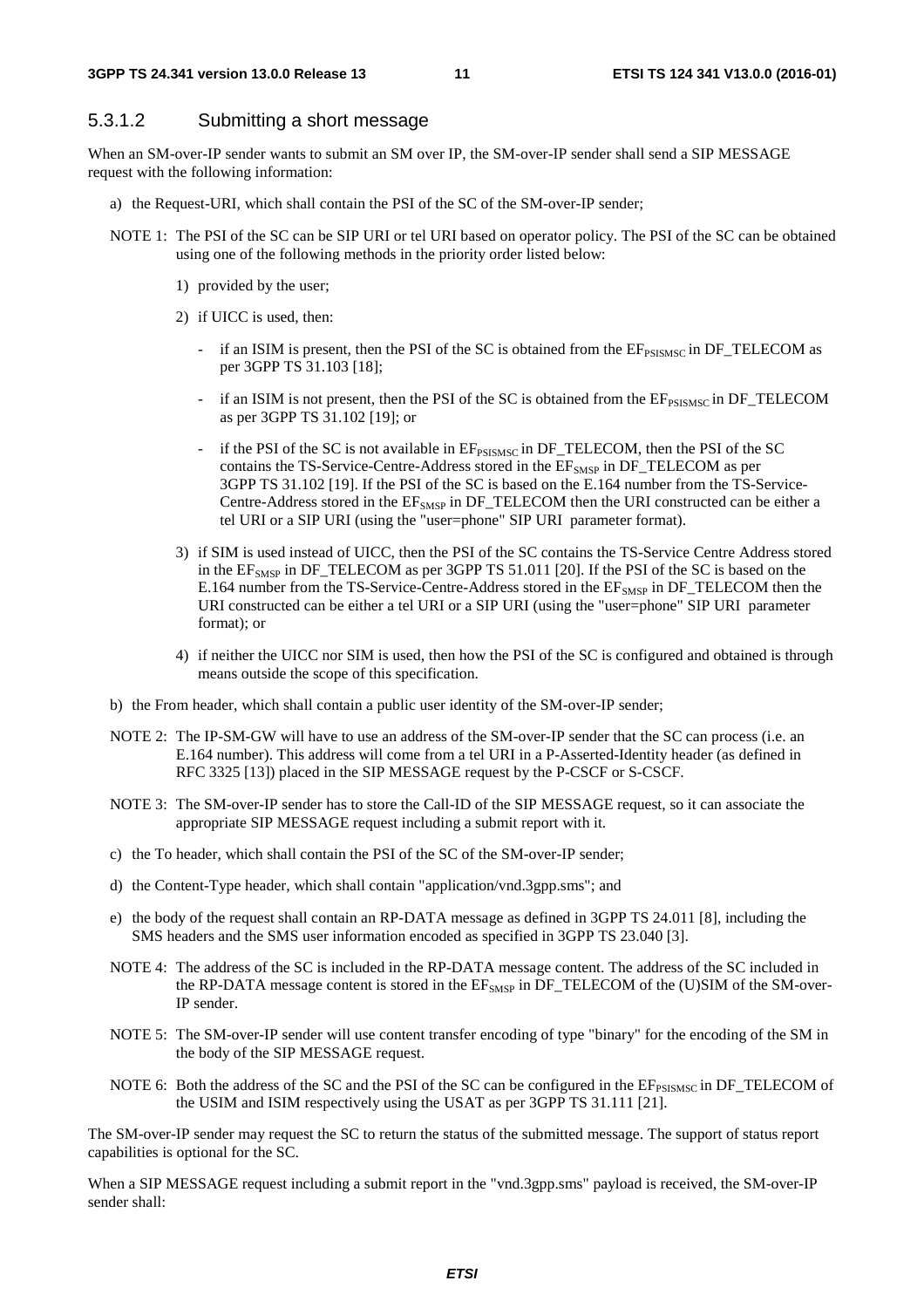### 5.3.1.2 Submitting a short message

When an SM-over-IP sender wants to submit an SM over IP, the SM-over-IP sender shall send a SIP MESSAGE request with the following information:

a) the Request-URI, which shall contain the PSI of the SC of the SM-over-IP sender;

NOTE 1: The PSI of the SC can be SIP URI or tel URI based on operator policy. The PSI of the SC can be obtained using one of the following methods in the priority order listed below:

1) provided by the user;

2) if UICC is used, then:

- if an ISIM is present, then the PSI of the SC is obtained from the $EF_{PSISMSC}$ in DF_TELECOM as per 3GPP TS 31.103 [18];

- if an ISIM is not present, then the PSI of the SC is obtained from the $EF_{PSISMSC}$ in DF_TELECOM as per 3GPP TS 31.102 [19]; or

- if the PSI of the SC is not available in $EF_{PSISMSC}$ in DF_TELECOM, then the PSI of the SC contains the TS-Service-Centre-Address stored in the $EF_{SMSP}$ in DF_TELECOM as per 3GPP TS 31.102 [19]. If the PSI of the SC is based on the E.164 number from the TS-Service-Centre-Address stored in the $EF_{SMSP}$ in DF_TELECOM then the URI constructed can be either a tel URI or a SIP URI (using the "user=phone" SIP URI parameter format).

3) if SIM is used instead of UICC, then the PSI of the SC contains the TS-Service Centre Address stored in the $EF_{SMSP}$ in DF_TELECOM as per 3GPP TS 51.011 [20]. If the PSI of the SC is based on the E.164 number from the TS-Service-Centre-Address stored in the $EF_{SMSP}$ in DF_TELECOM then the URI constructed can be either a tel URI or a SIP URI (using the "user=phone" SIP URI parameter format); or

4) if neither the UICC nor SIM is used, then how the PSI of the SC is configured and obtained is through means outside the scope of this specification.

b) the From header, which shall contain a public user identity of the SM-over-IP sender;

NOTE 2: The IP-SM-GW will have to use an address of the SM-over-IP sender that the SC can process (i.e. an E.164 number). This address will come from a tel URI in a P-Asserted-Identity header (as defined in RFC 3325 [13]) placed in the SIP MESSAGE request by the P-CSCF or S-CSCF.

NOTE 3: The SM-over-IP sender has to store the Call-ID of the SIP MESSAGE request, so it can associate the appropriate SIP MESSAGE request including a submit report with it.

c) the To header, which shall contain the PSI of the SC of the SM-over-IP sender;

d) the Content-Type header, which shall contain "application/vnd.3gpp.sms"; and

e) the body of the request shall contain an RP-DATA message as defined in 3GPP TS 24.011 [8], including the SMS headers and the SMS user information encoded as specified in 3GPP TS 23.040 [3].

NOTE 4: The address of the SC is included in the RP-DATA message content. The address of the SC included in the RP-DATA message content is stored in the $EF_{SMSP}$ in DF_TELECOM of the (U)SIM of the SM-over-IP sender.

NOTE 5: The SM-over-IP sender will use content transfer encoding of type "binary" for the encoding of the SM in the body of the SIP MESSAGE request.

NOTE 6: Both the address of the SC and the PSI of the SC can be configured in the $EF_{PSISMSC}$ in DF_TELECOM of the USIM and ISIM respectively using the USAT as per 3GPP TS 31.111 [21].

The SM-over-IP sender may request the SC to return the status of the submitted message. The support of status report capabilities is optional for the SC.

When a SIP MESSAGE request including a submit report in the "vnd.3gpp.sms" payload is received, the SM-over-IP sender shall: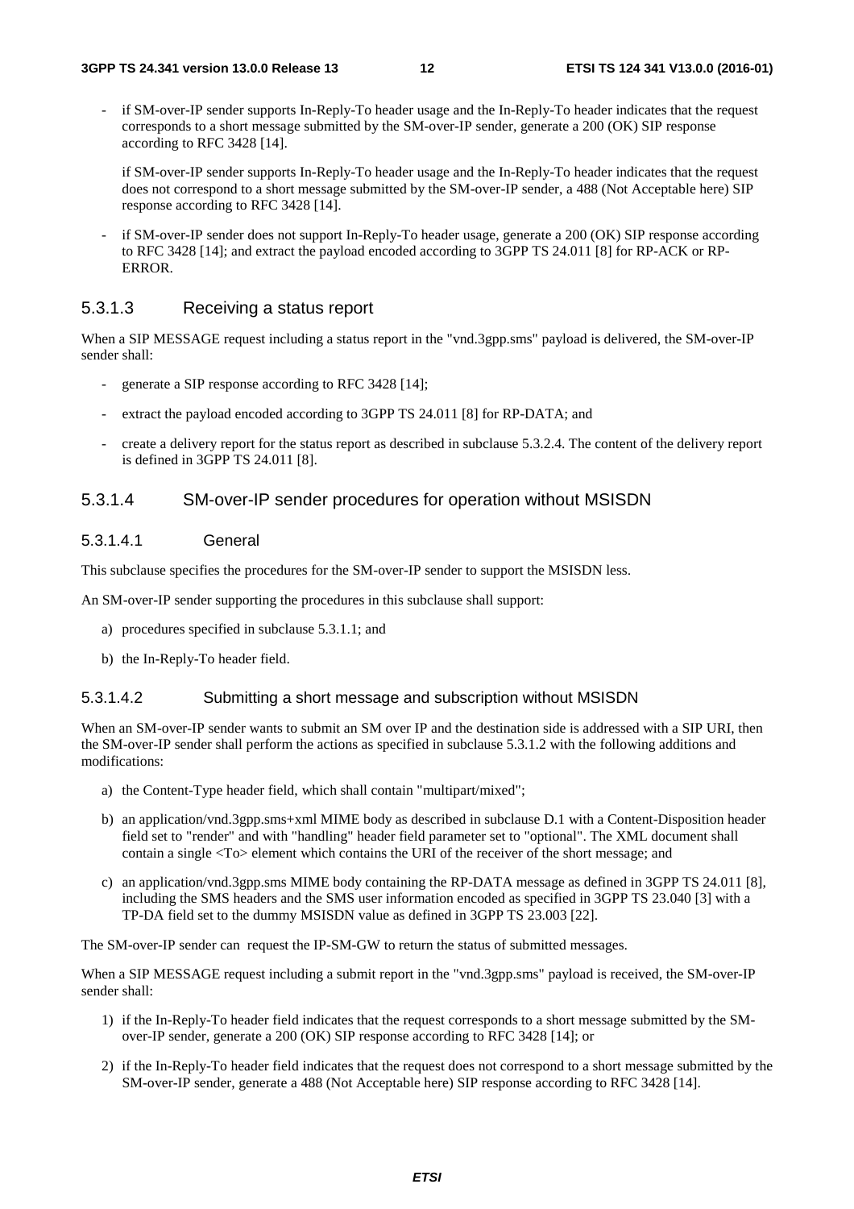- if SM-over-IP sender supports In-Reply-To header usage and the In-Reply-To header indicates that the request corresponds to a short message submitted by the SM-over-IP sender, generate a 200 (OK) SIP response according to RFC 3428 [14].

  if SM-over-IP sender supports In-Reply-To header usage and the In-Reply-To header indicates that the request does not correspond to a short message submitted by the SM-over-IP sender, a 488 (Not Acceptable here) SIP response according to RFC 3428 [14].

- if SM-over-IP sender does not support In-Reply-To header usage, generate a 200 (OK) SIP response according to RFC 3428 [14]; and extract the payload encoded according to 3GPP TS 24.011 [8] for RP-ACK or RP-ERROR.

### 5.3.1.3 Receiving a status report

When a SIP MESSAGE request including a status report in the "vnd.3gpp.sms" payload is delivered, the SM-over-IP sender shall:

- generate a SIP response according to RFC 3428 [14];
- extract the payload encoded according to 3GPP TS 24.011 [8] for RP-DATA; and
- create a delivery report for the status report as described in subclause 5.3.2.4. The content of the delivery report is defined in 3GPP TS 24.011 [8].

### 5.3.1.4 SM-over-IP sender procedures for operation without MSISDN

#### 5.3.1.4.1 General

This subclause specifies the procedures for the SM-over-IP sender to support the MSISDN less.

An SM-over-IP sender supporting the procedures in this subclause shall support:

a) procedures specified in subclause 5.3.1.1; and

b) the In-Reply-To header field.

#### 5.3.1.4.2 Submitting a short message and subscription without MSISDN

When an SM-over-IP sender wants to submit an SM over IP and the destination side is addressed with a SIP URI, then the SM-over-IP sender shall perform the actions as specified in subclause 5.3.1.2 with the following additions and modifications:

a) the Content-Type header field, which shall contain "multipart/mixed";

b) an application/vnd.3gpp.sms+xml MIME body as described in subclause D.1 with a Content-Disposition header field set to "render" and with "handling" header field parameter set to "optional". The XML document shall contain a single <To> element which contains the URI of the receiver of the short message; and

c) an application/vnd.3gpp.sms MIME body containing the RP-DATA message as defined in 3GPP TS 24.011 [8], including the SMS headers and the SMS user information encoded as specified in 3GPP TS 23.040 [3] with a TP-DA field set to the dummy MSISDN value as defined in 3GPP TS 23.003 [22].

The SM-over-IP sender can request the IP-SM-GW to return the status of submitted messages.

When a SIP MESSAGE request including a submit report in the "vnd.3gpp.sms" payload is received, the SM-over-IP sender shall:

1) if the In-Reply-To header field indicates that the request corresponds to a short message submitted by the SM-over-IP sender, generate a 200 (OK) SIP response according to RFC 3428 [14]; or

2) if the In-Reply-To header field indicates that the request does not correspond to a short message submitted by the SM-over-IP sender, generate a 488 (Not Acceptable here) SIP response according to RFC 3428 [14].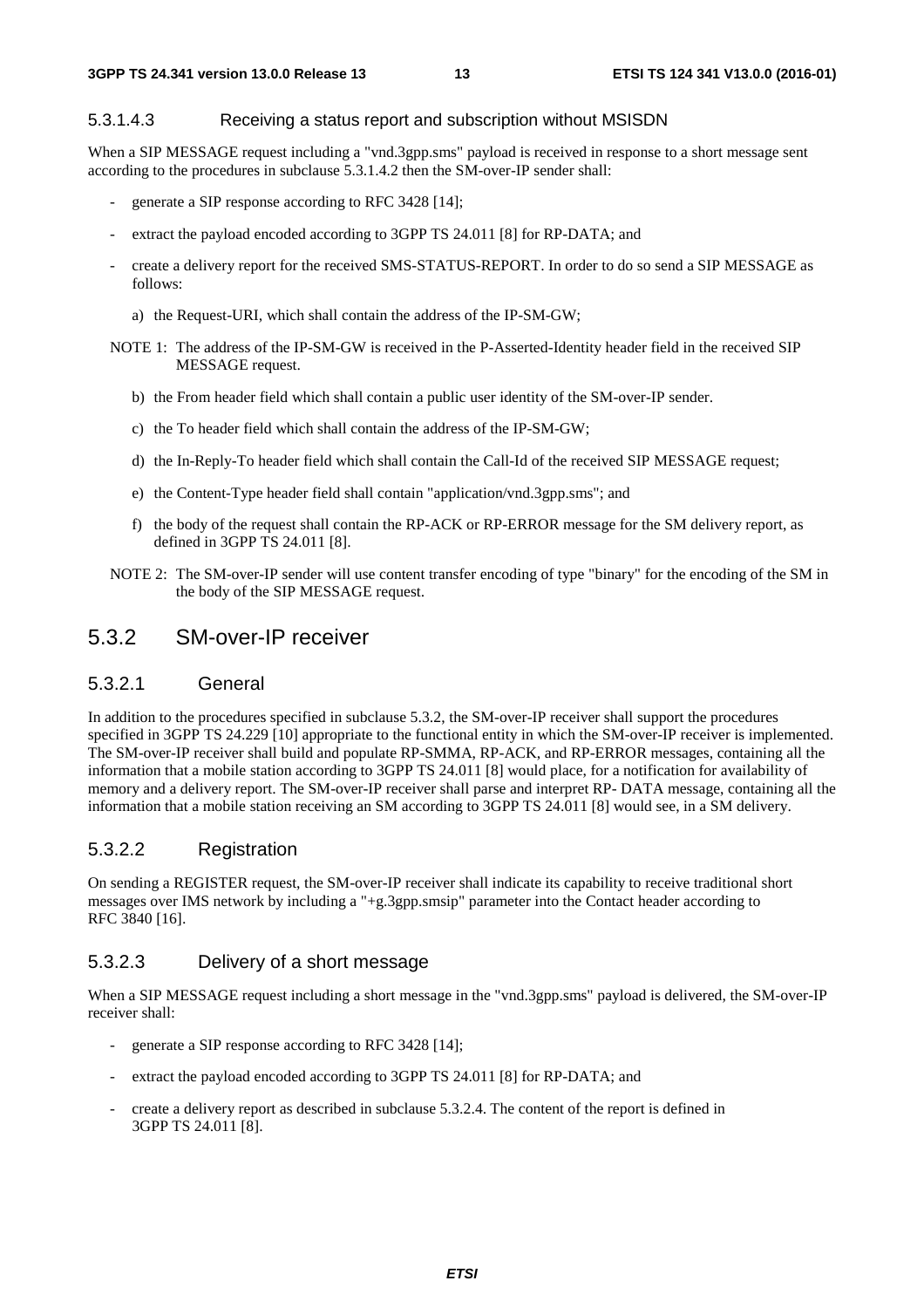#### 5.3.1.4.3 Receiving a status report and subscription without MSISDN

When a SIP MESSAGE request including a "vnd.3gpp.sms" payload is received in response to a short message sent according to the procedures in subclause 5.3.1.4.2 then the SM-over-IP sender shall:

- generate a SIP response according to RFC 3428 [14];
- extract the payload encoded according to 3GPP TS 24.011 [8] for RP-DATA; and
- create a delivery report for the received SMS-STATUS-REPORT. In order to do so send a SIP MESSAGE as follows:
  a) the Request-URI, which shall contain the address of the IP-SM-GW;

NOTE 1: The address of the IP-SM-GW is received in the P-Asserted-Identity header field in the received SIP MESSAGE request.

  b) the From header field which shall contain a public user identity of the SM-over-IP sender.
  c) the To header field which shall contain the address of the IP-SM-GW;
  d) the In-Reply-To header field which shall contain the Call-Id of the received SIP MESSAGE request;
  e) the Content-Type header field shall contain "application/vnd.3gpp.sms"; and
  f) the body of the request shall contain the RP-ACK or RP-ERROR message for the SM delivery report, as defined in 3GPP TS 24.011 [8].

NOTE 2: The SM-over-IP sender will use content transfer encoding of type "binary" for the encoding of the SM in the body of the SIP MESSAGE request.

## 5.3.2 SM-over-IP receiver

### 5.3.2.1 General

In addition to the procedures specified in subclause 5.3.2, the SM-over-IP receiver shall support the procedures specified in 3GPP TS 24.229 [10] appropriate to the functional entity in which the SM-over-IP receiver is implemented. The SM-over-IP receiver shall build and populate RP-SMMA, RP-ACK, and RP-ERROR messages, containing all the information that a mobile station according to 3GPP TS 24.011 [8] would place, for a notification for availability of memory and a delivery report. The SM-over-IP receiver shall parse and interpret RP- DATA message, containing all the information that a mobile station receiving an SM according to 3GPP TS 24.011 [8] would see, in a SM delivery.

### 5.3.2.2 Registration

On sending a REGISTER request, the SM-over-IP receiver shall indicate its capability to receive traditional short messages over IMS network by including a "+g.3gpp.smsip" parameter into the Contact header according to RFC 3840 [16].

### 5.3.2.3 Delivery of a short message

When a SIP MESSAGE request including a short message in the "vnd.3gpp.sms" payload is delivered, the SM-over-IP receiver shall:

- generate a SIP response according to RFC 3428 [14];
- extract the payload encoded according to 3GPP TS 24.011 [8] for RP-DATA; and
- create a delivery report as described in subclause 5.3.2.4. The content of the report is defined in 3GPP TS 24.011 [8].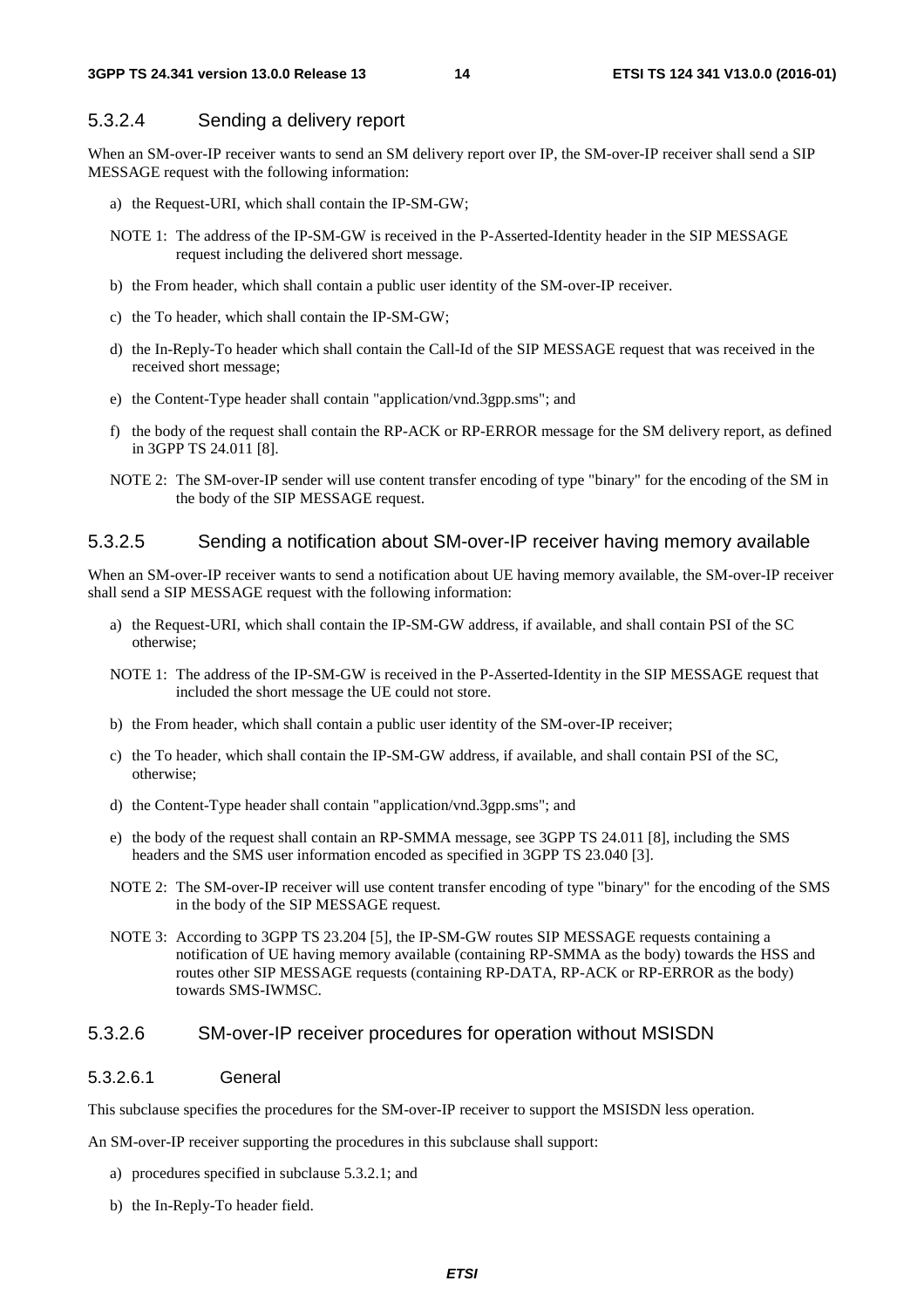### 5.3.2.4 Sending a delivery report

When an SM-over-IP receiver wants to send an SM delivery report over IP, the SM-over-IP receiver shall send a SIP MESSAGE request with the following information:

a) the Request-URI, which shall contain the IP-SM-GW;

NOTE 1: The address of the IP-SM-GW is received in the P-Asserted-Identity header in the SIP MESSAGE request including the delivered short message.

b) the From header, which shall contain a public user identity of the SM-over-IP receiver.

c) the To header, which shall contain the IP-SM-GW;

d) the In-Reply-To header which shall contain the Call-Id of the SIP MESSAGE request that was received in the received short message;

e) the Content-Type header shall contain "application/vnd.3gpp.sms"; and

f) the body of the request shall contain the RP-ACK or RP-ERROR message for the SM delivery report, as defined in 3GPP TS 24.011 [8].

NOTE 2: The SM-over-IP sender will use content transfer encoding of type "binary" for the encoding of the SM in the body of the SIP MESSAGE request.

### 5.3.2.5 Sending a notification about SM-over-IP receiver having memory available

When an SM-over-IP receiver wants to send a notification about UE having memory available, the SM-over-IP receiver shall send a SIP MESSAGE request with the following information:

a) the Request-URI, which shall contain the IP-SM-GW address, if available, and shall contain PSI of the SC otherwise;

NOTE 1: The address of the IP-SM-GW is received in the P-Asserted-Identity in the SIP MESSAGE request that included the short message the UE could not store.

b) the From header, which shall contain a public user identity of the SM-over-IP receiver;

c) the To header, which shall contain the IP-SM-GW address, if available, and shall contain PSI of the SC, otherwise;

d) the Content-Type header shall contain "application/vnd.3gpp.sms"; and

e) the body of the request shall contain an RP-SMMA message, see 3GPP TS 24.011 [8], including the SMS headers and the SMS user information encoded as specified in 3GPP TS 23.040 [3].

NOTE 2: The SM-over-IP receiver will use content transfer encoding of type "binary" for the encoding of the SMS in the body of the SIP MESSAGE request.

NOTE 3: According to 3GPP TS 23.204 [5], the IP-SM-GW routes SIP MESSAGE requests containing a notification of UE having memory available (containing RP-SMMA as the body) towards the HSS and routes other SIP MESSAGE requests (containing RP-DATA, RP-ACK or RP-ERROR as the body) towards SMS-IWMSC.

### 5.3.2.6 SM-over-IP receiver procedures for operation without MSISDN

#### 5.3.2.6.1 General

This subclause specifies the procedures for the SM-over-IP receiver to support the MSISDN less operation.

An SM-over-IP receiver supporting the procedures in this subclause shall support:

a) procedures specified in subclause 5.3.2.1; and

b) the In-Reply-To header field.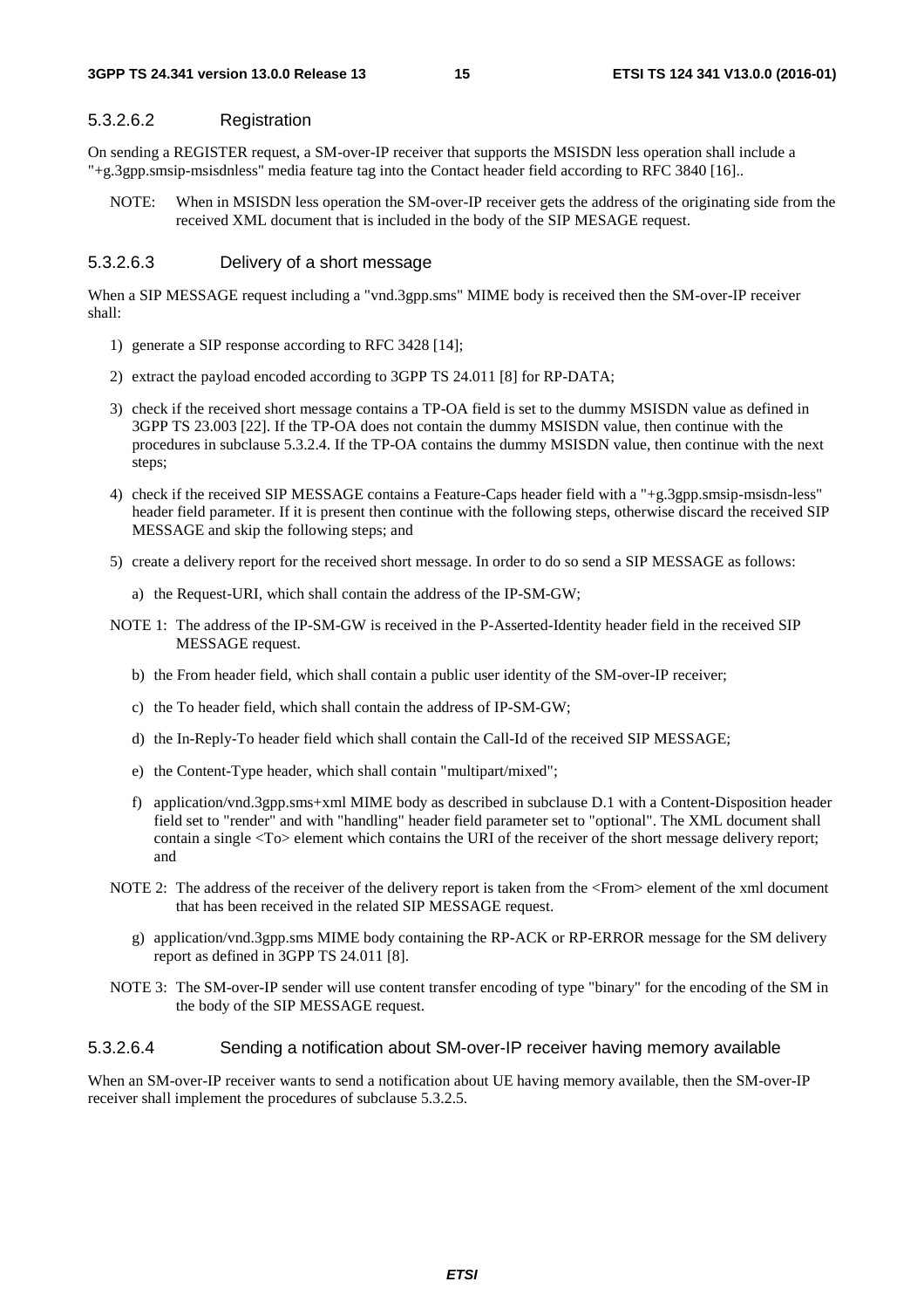#### 5.3.2.6.2 Registration

On sending a REGISTER request, a SM-over-IP receiver that supports the MSISDN less operation shall include a "+g.3gpp.smsip-msisdnless" media feature tag into the Contact header field according to RFC 3840 [16]..

NOTE: When in MSISDN less operation the SM-over-IP receiver gets the address of the originating side from the received XML document that is included in the body of the SIP MESAGE request.

#### 5.3.2.6.3 Delivery of a short message

When a SIP MESSAGE request including a "vnd.3gpp.sms" MIME body is received then the SM-over-IP receiver shall:

1) generate a SIP response according to RFC 3428 [14];

2) extract the payload encoded according to 3GPP TS 24.011 [8] for RP-DATA;

3) check if the received short message contains a TP-OA field is set to the dummy MSISDN value as defined in 3GPP TS 23.003 [22]. If the TP-OA does not contain the dummy MSISDN value, then continue with the procedures in subclause 5.3.2.4. If the TP-OA contains the dummy MSISDN value, then continue with the next steps;

4) check if the received SIP MESSAGE contains a Feature-Caps header field with a "+g.3gpp.smsip-msisdn-less" header field parameter. If it is present then continue with the following steps, otherwise discard the received SIP MESSAGE and skip the following steps; and

5) create a delivery report for the received short message. In order to do so send a SIP MESSAGE as follows:

   a) the Request-URI, which shall contain the address of the IP-SM-GW;

NOTE 1: The address of the IP-SM-GW is received in the P-Asserted-Identity header field in the received SIP MESSAGE request.

   b) the From header field, which shall contain a public user identity of the SM-over-IP receiver;

   c) the To header field, which shall contain the address of IP-SM-GW;

   d) the In-Reply-To header field which shall contain the Call-Id of the received SIP MESSAGE;

   e) the Content-Type header, which shall contain "multipart/mixed";

   f) application/vnd.3gpp.sms+xml MIME body as described in subclause D.1 with a Content-Disposition header field set to "render" and with "handling" header field parameter set to "optional". The XML document shall contain a single <To> element which contains the URI of the receiver of the short message delivery report; and

NOTE 2: The address of the receiver of the delivery report is taken from the <From> element of the xml document that has been received in the related SIP MESSAGE request.

   g) application/vnd.3gpp.sms MIME body containing the RP-ACK or RP-ERROR message for the SM delivery report as defined in 3GPP TS 24.011 [8].

NOTE 3: The SM-over-IP sender will use content transfer encoding of type "binary" for the encoding of the SM in the body of the SIP MESSAGE request.

#### 5.3.2.6.4 Sending a notification about SM-over-IP receiver having memory available

When an SM-over-IP receiver wants to send a notification about UE having memory available, then the SM-over-IP receiver shall implement the procedures of subclause 5.3.2.5.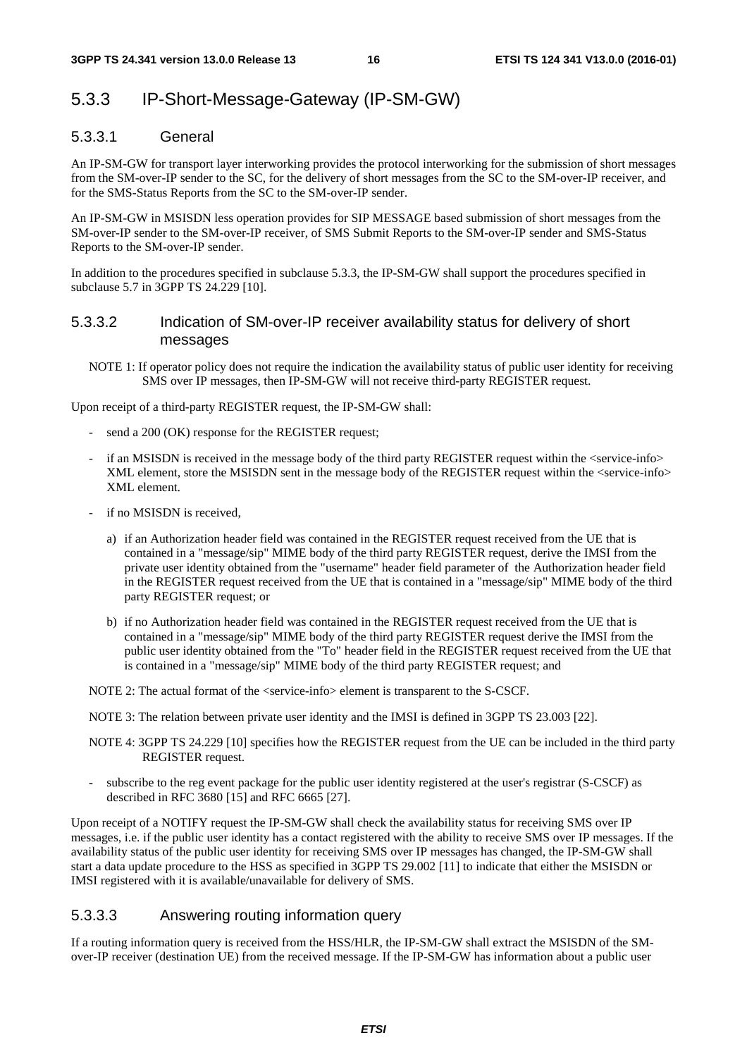## 5.3.3 IP-Short-Message-Gateway (IP-SM-GW)

### 5.3.3.1 General

An IP-SM-GW for transport layer interworking provides the protocol interworking for the submission of short messages from the SM-over-IP sender to the SC, for the delivery of short messages from the SC to the SM-over-IP receiver, and for the SMS-Status Reports from the SC to the SM-over-IP sender.

An IP-SM-GW in MSISDN less operation provides for SIP MESSAGE based submission of short messages from the SM-over-IP sender to the SM-over-IP receiver, of SMS Submit Reports to the SM-over-IP sender and SMS-Status Reports to the SM-over-IP sender.

In addition to the procedures specified in subclause 5.3.3, the IP-SM-GW shall support the procedures specified in subclause 5.7 in 3GPP TS 24.229 [10].

### 5.3.3.2 Indication of SM-over-IP receiver availability status for delivery of short messages

NOTE 1: If operator policy does not require the indication the availability status of public user identity for receiving SMS over IP messages, then IP-SM-GW will not receive third-party REGISTER request.

Upon receipt of a third-party REGISTER request, the IP-SM-GW shall:

- send a 200 (OK) response for the REGISTER request;
- if an MSISDN is received in the message body of the third party REGISTER request within the <service-info> XML element, store the MSISDN sent in the message body of the REGISTER request within the <service-info> XML element.
- if no MSISDN is received,
  a) if an Authorization header field was contained in the REGISTER request received from the UE that is contained in a "message/sip" MIME body of the third party REGISTER request, derive the IMSI from the private user identity obtained from the "username" header field parameter of the Authorization header field in the REGISTER request received from the UE that is contained in a "message/sip" MIME body of the third party REGISTER request; or
  b) if no Authorization header field was contained in the REGISTER request received from the UE that is contained in a "message/sip" MIME body of the third party REGISTER request derive the IMSI from the public user identity obtained from the "To" header field in the REGISTER request received from the UE that is contained in a "message/sip" MIME body of the third party REGISTER request; and

NOTE 2: The actual format of the <service-info> element is transparent to the S-CSCF.

NOTE 3: The relation between private user identity and the IMSI is defined in 3GPP TS 23.003 [22].

NOTE 4: 3GPP TS 24.229 [10] specifies how the REGISTER request from the UE can be included in the third party REGISTER request.

- subscribe to the reg event package for the public user identity registered at the user's registrar (S-CSCF) as described in RFC 3680 [15] and RFC 6665 [27].

Upon receipt of a NOTIFY request the IP-SM-GW shall check the availability status for receiving SMS over IP messages, i.e. if the public user identity has a contact registered with the ability to receive SMS over IP messages. If the availability status of the public user identity for receiving SMS over IP messages has changed, the IP-SM-GW shall start a data update procedure to the HSS as specified in 3GPP TS 29.002 [11] to indicate that either the MSISDN or IMSI registered with it is available/unavailable for delivery of SMS.

### 5.3.3.3 Answering routing information query

If a routing information query is received from the HSS/HLR, the IP-SM-GW shall extract the MSISDN of the SM-over-IP receiver (destination UE) from the received message. If the IP-SM-GW has information about a public user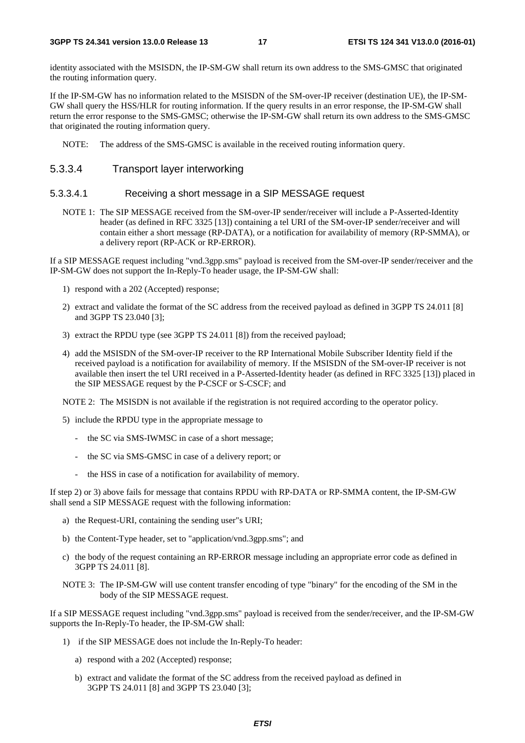identity associated with the MSISDN, the IP-SM-GW shall return its own address to the SMS-GMSC that originated the routing information query.

If the IP-SM-GW has no information related to the MSISDN of the SM-over-IP receiver (destination UE), the IP-SM-GW shall query the HSS/HLR for routing information. If the query results in an error response, the IP-SM-GW shall return the error response to the SMS-GMSC; otherwise the IP-SM-GW shall return its own address to the SMS-GMSC that originated the routing information query.

NOTE: The address of the SMS-GMSC is available in the received routing information query.

### 5.3.3.4 Transport layer interworking

#### 5.3.3.4.1 Receiving a short message in a SIP MESSAGE request

NOTE 1: The SIP MESSAGE received from the SM-over-IP sender/receiver will include a P-Asserted-Identity header (as defined in RFC 3325 [13]) containing a tel URI of the SM-over-IP sender/receiver and will contain either a short message (RP-DATA), or a notification for availability of memory (RP-SMMA), or a delivery report (RP-ACK or RP-ERROR).

If a SIP MESSAGE request including "vnd.3gpp.sms" payload is received from the SM-over-IP sender/receiver and the IP-SM-GW does not support the In-Reply-To header usage, the IP-SM-GW shall:

1) respond with a 202 (Accepted) response;
2) extract and validate the format of the SC address from the received payload as defined in 3GPP TS 24.011 [8] and 3GPP TS 23.040 [3];
3) extract the RPDU type (see 3GPP TS 24.011 [8]) from the received payload;
4) add the MSISDN of the SM-over-IP receiver to the RP International Mobile Subscriber Identity field if the received payload is a notification for availability of memory. If the MSISDN of the SM-over-IP receiver is not available then insert the tel URI received in a P-Asserted-Identity header (as defined in RFC 3325 [13]) placed in the SIP MESSAGE request by the P-CSCF or S-CSCF; and

NOTE 2: The MSISDN is not available if the registration is not required according to the operator policy.

5) include the RPDU type in the appropriate message to
   - the SC via SMS-IWMSC in case of a short message;
   - the SC via SMS-GMSC in case of a delivery report; or
   - the HSS in case of a notification for availability of memory.

If step 2) or 3) above fails for message that contains RPDU with RP-DATA or RP-SMMA content, the IP-SM-GW shall send a SIP MESSAGE request with the following information:

a) the Request-URI, containing the sending user"s URI;
b) the Content-Type header, set to "application/vnd.3gpp.sms"; and
c) the body of the request containing an RP-ERROR message including an appropriate error code as defined in 3GPP TS 24.011 [8].

NOTE 3: The IP-SM-GW will use content transfer encoding of type "binary" for the encoding of the SM in the body of the SIP MESSAGE request.

If a SIP MESSAGE request including "vnd.3gpp.sms" payload is received from the sender/receiver, and the IP-SM-GW supports the In-Reply-To header, the IP-SM-GW shall:

1) if the SIP MESSAGE does not include the In-Reply-To header:
   a) respond with a 202 (Accepted) response;
   b) extract and validate the format of the SC address from the received payload as defined in 3GPP TS 24.011 [8] and 3GPP TS 23.040 [3];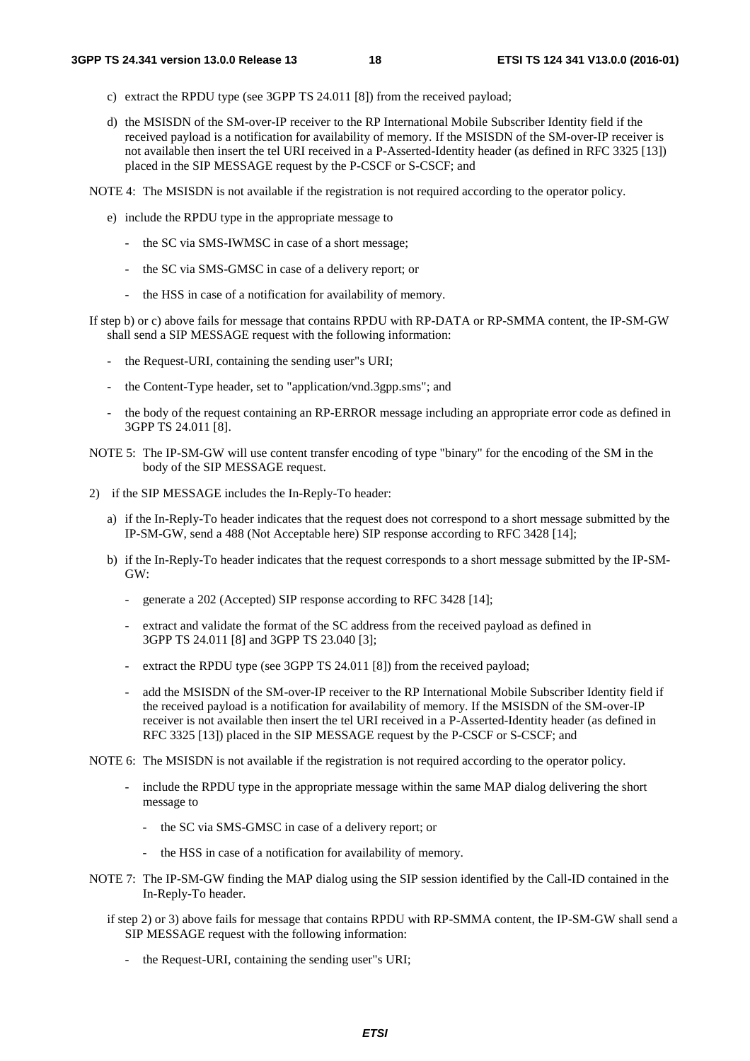c) extract the RPDU type (see 3GPP TS 24.011 [8]) from the received payload;

d) the MSISDN of the SM-over-IP receiver to the RP International Mobile Subscriber Identity field if the received payload is a notification for availability of memory. If the MSISDN of the SM-over-IP receiver is not available then insert the tel URI received in a P-Asserted-Identity header (as defined in RFC 3325 [13]) placed in the SIP MESSAGE request by the P-CSCF or S-CSCF; and

NOTE 4: The MSISDN is not available if the registration is not required according to the operator policy.

e) include the RPDU type in the appropriate message to

- the SC via SMS-IWMSC in case of a short message;
- the SC via SMS-GMSC in case of a delivery report; or
- the HSS in case of a notification for availability of memory.

If step b) or c) above fails for message that contains RPDU with RP-DATA or RP-SMMA content, the IP-SM-GW shall send a SIP MESSAGE request with the following information:

- the Request-URI, containing the sending user"s URI;
- the Content-Type header, set to "application/vnd.3gpp.sms"; and
- the body of the request containing an RP-ERROR message including an appropriate error code as defined in 3GPP TS 24.011 [8].

NOTE 5: The IP-SM-GW will use content transfer encoding of type "binary" for the encoding of the SM in the body of the SIP MESSAGE request.

2) if the SIP MESSAGE includes the In-Reply-To header:

a) if the In-Reply-To header indicates that the request does not correspond to a short message submitted by the IP-SM-GW, send a 488 (Not Acceptable here) SIP response according to RFC 3428 [14];

b) if the In-Reply-To header indicates that the request corresponds to a short message submitted by the IP-SM-GW:

- generate a 202 (Accepted) SIP response according to RFC 3428 [14];
- extract and validate the format of the SC address from the received payload as defined in 3GPP TS 24.011 [8] and 3GPP TS 23.040 [3];
- extract the RPDU type (see 3GPP TS 24.011 [8]) from the received payload;
- add the MSISDN of the SM-over-IP receiver to the RP International Mobile Subscriber Identity field if the received payload is a notification for availability of memory. If the MSISDN of the SM-over-IP receiver is not available then insert the tel URI received in a P-Asserted-Identity header (as defined in RFC 3325 [13]) placed in the SIP MESSAGE request by the P-CSCF or S-CSCF; and

NOTE 6: The MSISDN is not available if the registration is not required according to the operator policy.

- include the RPDU type in the appropriate message within the same MAP dialog delivering the short message to
  - the SC via SMS-GMSC in case of a delivery report; or
  - the HSS in case of a notification for availability of memory.

NOTE 7: The IP-SM-GW finding the MAP dialog using the SIP session identified by the Call-ID contained in the In-Reply-To header.

if step 2) or 3) above fails for message that contains RPDU with RP-SMMA content, the IP-SM-GW shall send a SIP MESSAGE request with the following information:

- the Request-URI, containing the sending user"s URI;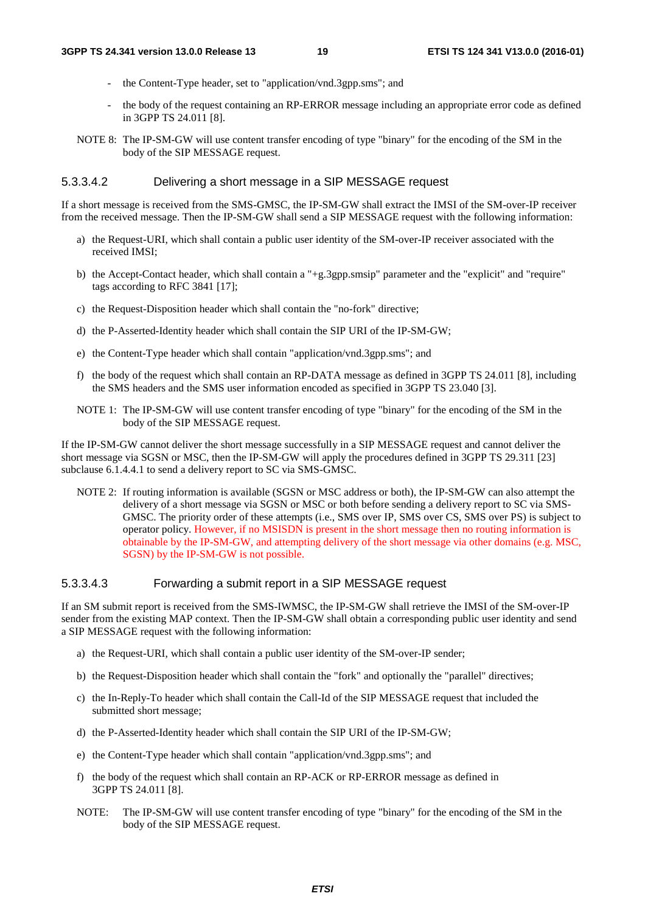- the Content-Type header, set to "application/vnd.3gpp.sms"; and
- the body of the request containing an RP-ERROR message including an appropriate error code as defined in 3GPP TS 24.011 [8].

NOTE 8: The IP-SM-GW will use content transfer encoding of type "binary" for the encoding of the SM in the body of the SIP MESSAGE request.

#### 5.3.3.4.2 Delivering a short message in a SIP MESSAGE request

If a short message is received from the SMS-GMSC, the IP-SM-GW shall extract the IMSI of the SM-over-IP receiver from the received message. Then the IP-SM-GW shall send a SIP MESSAGE request with the following information:

a) the Request-URI, which shall contain a public user identity of the SM-over-IP receiver associated with the received IMSI;

b) the Accept-Contact header, which shall contain a "+g.3gpp.smsip" parameter and the "explicit" and "require" tags according to RFC 3841 [17];

c) the Request-Disposition header which shall contain the "no-fork" directive;

d) the P-Asserted-Identity header which shall contain the SIP URI of the IP-SM-GW;

e) the Content-Type header which shall contain "application/vnd.3gpp.sms"; and

f) the body of the request which shall contain an RP-DATA message as defined in 3GPP TS 24.011 [8], including the SMS headers and the SMS user information encoded as specified in 3GPP TS 23.040 [3].

NOTE 1: The IP-SM-GW will use content transfer encoding of type "binary" for the encoding of the SM in the body of the SIP MESSAGE request.

If the IP-SM-GW cannot deliver the short message successfully in a SIP MESSAGE request and cannot deliver the short message via SGSN or MSC, then the IP-SM-GW will apply the procedures defined in 3GPP TS 29.311 [23] subclause 6.1.4.4.1 to send a delivery report to SC via SMS-GMSC.

NOTE 2: If routing information is available (SGSN or MSC address or both), the IP-SM-GW can also attempt the delivery of a short message via SGSN or MSC or both before sending a delivery report to SC via SMS-GMSC. The priority order of these attempts (i.e., SMS over IP, SMS over CS, SMS over PS) is subject to operator policy. However, if no MSISDN is present in the short message then no routing information is obtainable by the IP-SM-GW, and attempting delivery of the short message via other domains (e.g. MSC, SGSN) by the IP-SM-GW is not possible.

#### 5.3.3.4.3 Forwarding a submit report in a SIP MESSAGE request

If an SM submit report is received from the SMS-IWMSC, the IP-SM-GW shall retrieve the IMSI of the SM-over-IP sender from the existing MAP context. Then the IP-SM-GW shall obtain a corresponding public user identity and send a SIP MESSAGE request with the following information:

a) the Request-URI, which shall contain a public user identity of the SM-over-IP sender;

b) the Request-Disposition header which shall contain the "fork" and optionally the "parallel" directives;

c) the In-Reply-To header which shall contain the Call-Id of the SIP MESSAGE request that included the submitted short message;

d) the P-Asserted-Identity header which shall contain the SIP URI of the IP-SM-GW;

e) the Content-Type header which shall contain "application/vnd.3gpp.sms"; and

f) the body of the request which shall contain an RP-ACK or RP-ERROR message as defined in 3GPP TS 24.011 [8].

NOTE: The IP-SM-GW will use content transfer encoding of type "binary" for the encoding of the SM in the body of the SIP MESSAGE request.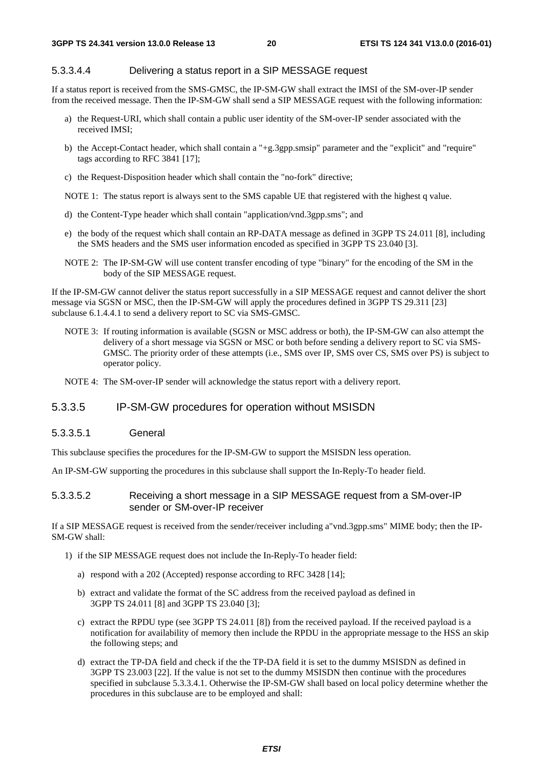#### 5.3.3.4.4 Delivering a status report in a SIP MESSAGE request

If a status report is received from the SMS-GMSC, the IP-SM-GW shall extract the IMSI of the SM-over-IP sender from the received message. Then the IP-SM-GW shall send a SIP MESSAGE request with the following information:

a) the Request-URI, which shall contain a public user identity of the SM-over-IP sender associated with the received IMSI;

b) the Accept-Contact header, which shall contain a "+g.3gpp.smsip" parameter and the "explicit" and "require" tags according to RFC 3841 [17];

c) the Request-Disposition header which shall contain the "no-fork" directive;

NOTE 1: The status report is always sent to the SMS capable UE that registered with the highest q value.

d) the Content-Type header which shall contain "application/vnd.3gpp.sms"; and

e) the body of the request which shall contain an RP-DATA message as defined in 3GPP TS 24.011 [8], including the SMS headers and the SMS user information encoded as specified in 3GPP TS 23.040 [3].

NOTE 2: The IP-SM-GW will use content transfer encoding of type "binary" for the encoding of the SM in the body of the SIP MESSAGE request.

If the IP-SM-GW cannot deliver the status report successfully in a SIP MESSAGE request and cannot deliver the short message via SGSN or MSC, then the IP-SM-GW will apply the procedures defined in 3GPP TS 29.311 [23] subclause 6.1.4.4.1 to send a delivery report to SC via SMS-GMSC.

NOTE 3: If routing information is available (SGSN or MSC address or both), the IP-SM-GW can also attempt the delivery of a short message via SGSN or MSC or both before sending a delivery report to SC via SMS-GMSC. The priority order of these attempts (i.e., SMS over IP, SMS over CS, SMS over PS) is subject to operator policy.

NOTE 4: The SM-over-IP sender will acknowledge the status report with a delivery report.

### 5.3.3.5 IP-SM-GW procedures for operation without MSISDN

#### 5.3.3.5.1 General

This subclause specifies the procedures for the IP-SM-GW to support the MSISDN less operation.

An IP-SM-GW supporting the procedures in this subclause shall support the In-Reply-To header field.

#### 5.3.3.5.2 Receiving a short message in a SIP MESSAGE request from a SM-over-IP sender or SM-over-IP receiver

If a SIP MESSAGE request is received from the sender/receiver including a"vnd.3gpp.sms" MIME body; then the IP-SM-GW shall:

1) if the SIP MESSAGE request does not include the In-Reply-To header field:

   a) respond with a 202 (Accepted) response according to RFC 3428 [14];

   b) extract and validate the format of the SC address from the received payload as defined in 3GPP TS 24.011 [8] and 3GPP TS 23.040 [3];

   c) extract the RPDU type (see 3GPP TS 24.011 [8]) from the received payload. If the received payload is a notification for availability of memory then include the RPDU in the appropriate message to the HSS an skip the following steps; and

   d) extract the TP-DA field and check if the the TP-DA field it is set to the dummy MSISDN as defined in 3GPP TS 23.003 [22]. If the value is not set to the dummy MSISDN then continue with the procedures specified in subclause 5.3.3.4.1. Otherwise the IP-SM-GW shall based on local policy determine whether the procedures in this subclause are to be employed and shall: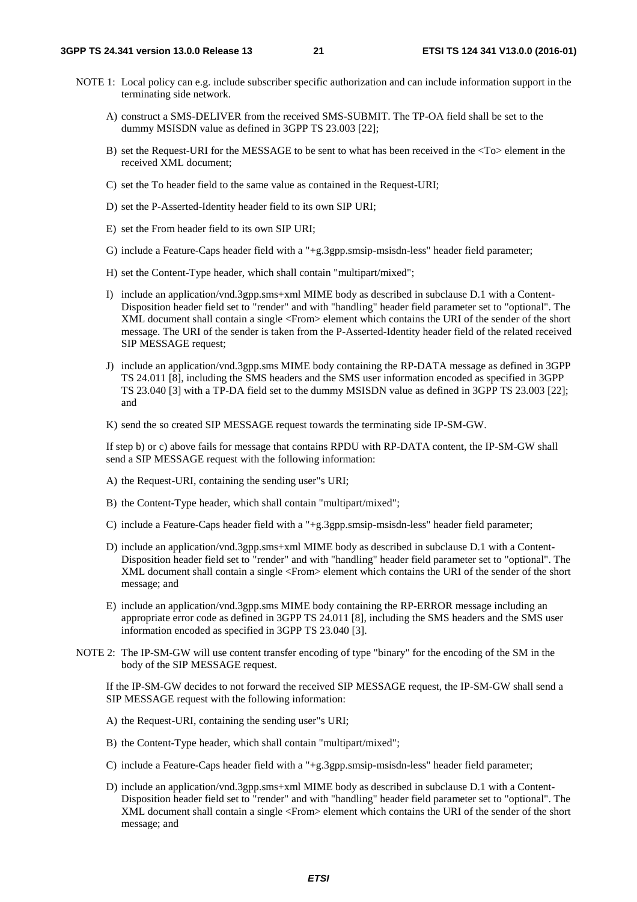NOTE 1: Local policy can e.g. include subscriber specific authorization and can include information support in the terminating side network.

A) construct a SMS-DELIVER from the received SMS-SUBMIT. The TP-OA field shall be set to the dummy MSISDN value as defined in 3GPP TS 23.003 [22];

B) set the Request-URI for the MESSAGE to be sent to what has been received in the <To> element in the received XML document;

C) set the To header field to the same value as contained in the Request-URI;

D) set the P-Asserted-Identity header field to its own SIP URI;

E) set the From header field to its own SIP URI;

G) include a Feature-Caps header field with a "+g.3gpp.smsip-msisdn-less" header field parameter;

H) set the Content-Type header, which shall contain "multipart/mixed";

I) include an application/vnd.3gpp.sms+xml MIME body as described in subclause D.1 with a Content-Disposition header field set to "render" and with "handling" header field parameter set to "optional". The XML document shall contain a single <From> element which contains the URI of the sender of the short message. The URI of the sender is taken from the P-Asserted-Identity header field of the related received SIP MESSAGE request;

J) include an application/vnd.3gpp.sms MIME body containing the RP-DATA message as defined in 3GPP TS 24.011 [8], including the SMS headers and the SMS user information encoded as specified in 3GPP TS 23.040 [3] with a TP-DA field set to the dummy MSISDN value as defined in 3GPP TS 23.003 [22]; and

K) send the so created SIP MESSAGE request towards the terminating side IP-SM-GW.

If step b) or c) above fails for message that contains RPDU with RP-DATA content, the IP-SM-GW shall send a SIP MESSAGE request with the following information:

A) the Request-URI, containing the sending user"s URI;

B) the Content-Type header, which shall contain "multipart/mixed";

C) include a Feature-Caps header field with a "+g.3gpp.smsip-msisdn-less" header field parameter;

D) include an application/vnd.3gpp.sms+xml MIME body as described in subclause D.1 with a Content-Disposition header field set to "render" and with "handling" header field parameter set to "optional". The XML document shall contain a single <From> element which contains the URI of the sender of the short message; and

E) include an application/vnd.3gpp.sms MIME body containing the RP-ERROR message including an appropriate error code as defined in 3GPP TS 24.011 [8], including the SMS headers and the SMS user information encoded as specified in 3GPP TS 23.040 [3].

NOTE 2: The IP-SM-GW will use content transfer encoding of type "binary" for the encoding of the SM in the body of the SIP MESSAGE request.

If the IP-SM-GW decides to not forward the received SIP MESSAGE request, the IP-SM-GW shall send a SIP MESSAGE request with the following information:

A) the Request-URI, containing the sending user"s URI;

B) the Content-Type header, which shall contain "multipart/mixed";

C) include a Feature-Caps header field with a "+g.3gpp.smsip-msisdn-less" header field parameter;

D) include an application/vnd.3gpp.sms+xml MIME body as described in subclause D.1 with a Content-Disposition header field set to "render" and with "handling" header field parameter set to "optional". The XML document shall contain a single <From> element which contains the URI of the sender of the short message; and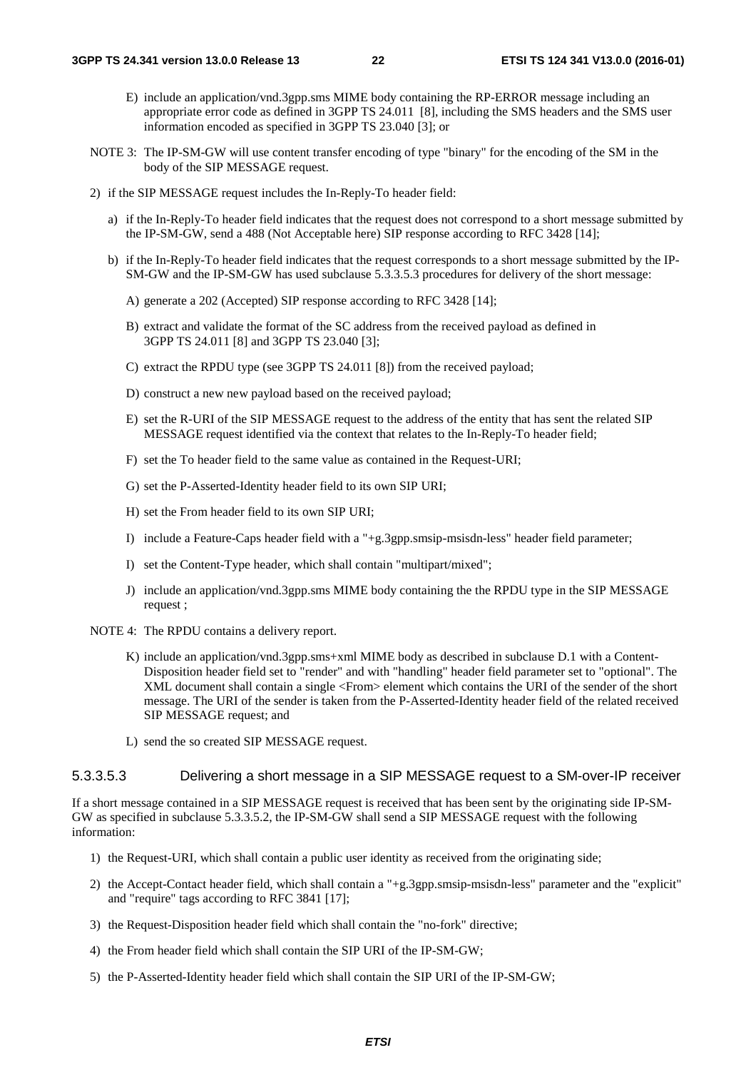E) include an application/vnd.3gpp.sms MIME body containing the RP-ERROR message including an appropriate error code as defined in 3GPP TS 24.011 [8], including the SMS headers and the SMS user information encoded as specified in 3GPP TS 23.040 [3]; or

NOTE 3: The IP-SM-GW will use content transfer encoding of type "binary" for the encoding of the SM in the body of the SIP MESSAGE request.

2) if the SIP MESSAGE request includes the In-Reply-To header field:

a) if the In-Reply-To header field indicates that the request does not correspond to a short message submitted by the IP-SM-GW, send a 488 (Not Acceptable here) SIP response according to RFC 3428 [14];

b) if the In-Reply-To header field indicates that the request corresponds to a short message submitted by the IP-SM-GW and the IP-SM-GW has used subclause 5.3.3.5.3 procedures for delivery of the short message:

A) generate a 202 (Accepted) SIP response according to RFC 3428 [14];

B) extract and validate the format of the SC address from the received payload as defined in 3GPP TS 24.011 [8] and 3GPP TS 23.040 [3];

C) extract the RPDU type (see 3GPP TS 24.011 [8]) from the received payload;

D) construct a new new payload based on the received payload;

E) set the R-URI of the SIP MESSAGE request to the address of the entity that has sent the related SIP MESSAGE request identified via the context that relates to the In-Reply-To header field;

F) set the To header field to the same value as contained in the Request-URI;

G) set the P-Asserted-Identity header field to its own SIP URI;

H) set the From header field to its own SIP URI;

I) include a Feature-Caps header field with a "+g.3gpp.smsip-msisdn-less" header field parameter;

I) set the Content-Type header, which shall contain "multipart/mixed";

J) include an application/vnd.3gpp.sms MIME body containing the the RPDU type in the SIP MESSAGE request ;

NOTE 4: The RPDU contains a delivery report.

K) include an application/vnd.3gpp.sms+xml MIME body as described in subclause D.1 with a Content-Disposition header field set to "render" and with "handling" header field parameter set to "optional". The XML document shall contain a single <From> element which contains the URI of the sender of the short message. The URI of the sender is taken from the P-Asserted-Identity header field of the related received SIP MESSAGE request; and

L) send the so created SIP MESSAGE request.

##### 5.3.3.5.3 Delivering a short message in a SIP MESSAGE request to a SM-over-IP receiver

If a short message contained in a SIP MESSAGE request is received that has been sent by the originating side IP-SM-GW as specified in subclause 5.3.3.5.2, the IP-SM-GW shall send a SIP MESSAGE request with the following information:

1) the Request-URI, which shall contain a public user identity as received from the originating side;

2) the Accept-Contact header field, which shall contain a "+g.3gpp.smsip-msisdn-less" parameter and the "explicit" and "require" tags according to RFC 3841 [17];

3) the Request-Disposition header field which shall contain the "no-fork" directive;

4) the From header field which shall contain the SIP URI of the IP-SM-GW;

5) the P-Asserted-Identity header field which shall contain the SIP URI of the IP-SM-GW;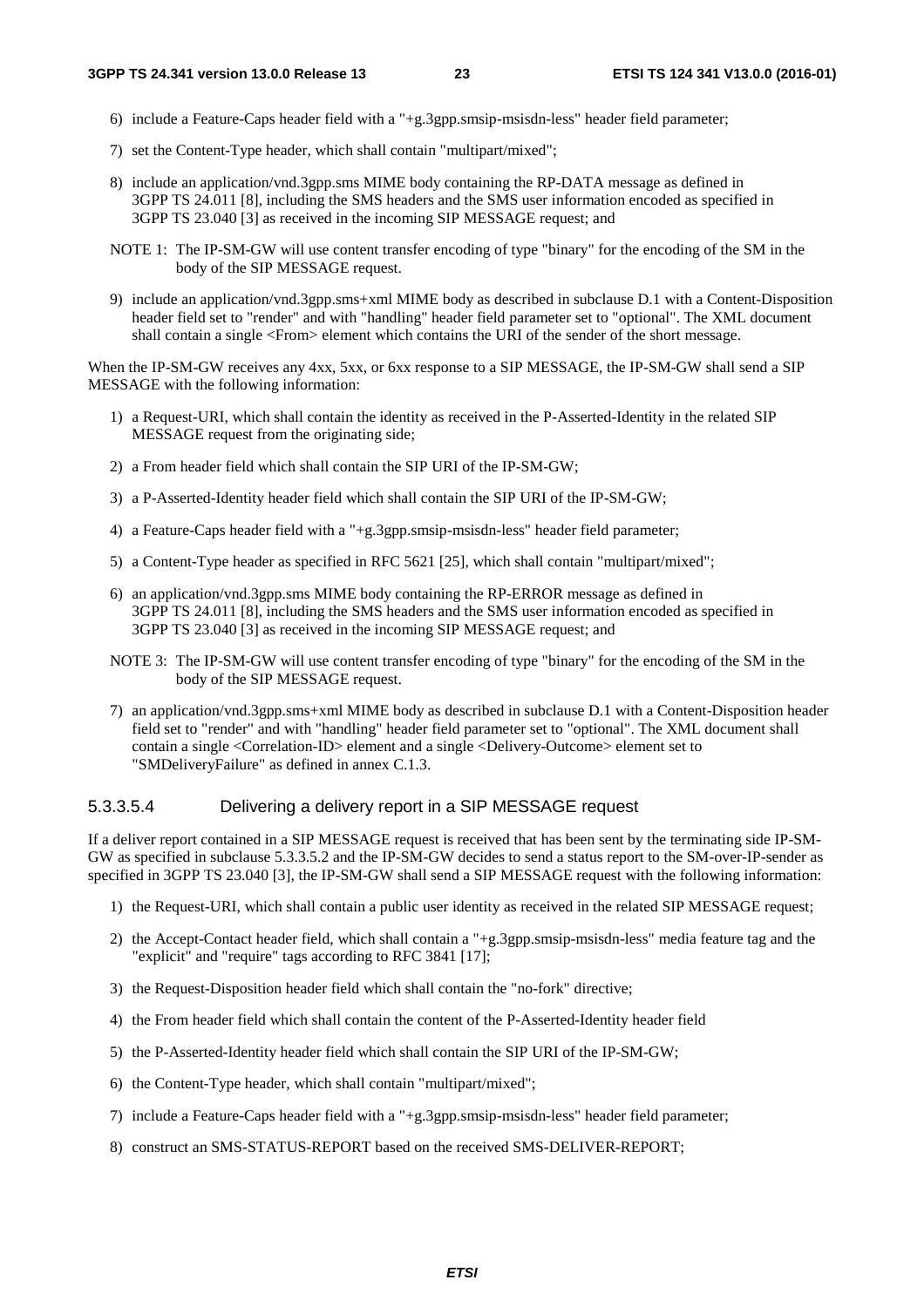6) include a Feature-Caps header field with a "+g.3gpp.smsip-msisdn-less" header field parameter;

7) set the Content-Type header, which shall contain "multipart/mixed";

8) include an application/vnd.3gpp.sms MIME body containing the RP-DATA message as defined in 3GPP TS 24.011 [8], including the SMS headers and the SMS user information encoded as specified in 3GPP TS 23.040 [3] as received in the incoming SIP MESSAGE request; and

NOTE 1: The IP-SM-GW will use content transfer encoding of type "binary" for the encoding of the SM in the body of the SIP MESSAGE request.

9) include an application/vnd.3gpp.sms+xml MIME body as described in subclause D.1 with a Content-Disposition header field set to "render" and with "handling" header field parameter set to "optional". The XML document shall contain a single <From> element which contains the URI of the sender of the short message.

When the IP-SM-GW receives any 4xx, 5xx, or 6xx response to a SIP MESSAGE, the IP-SM-GW shall send a SIP MESSAGE with the following information:

1) a Request-URI, which shall contain the identity as received in the P-Asserted-Identity in the related SIP MESSAGE request from the originating side;

2) a From header field which shall contain the SIP URI of the IP-SM-GW;

3) a P-Asserted-Identity header field which shall contain the SIP URI of the IP-SM-GW;

4) a Feature-Caps header field with a "+g.3gpp.smsip-msisdn-less" header field parameter;

5) a Content-Type header as specified in RFC 5621 [25], which shall contain "multipart/mixed";

6) an application/vnd.3gpp.sms MIME body containing the RP-ERROR message as defined in 3GPP TS 24.011 [8], including the SMS headers and the SMS user information encoded as specified in 3GPP TS 23.040 [3] as received in the incoming SIP MESSAGE request; and

NOTE 3: The IP-SM-GW will use content transfer encoding of type "binary" for the encoding of the SM in the body of the SIP MESSAGE request.

7) an application/vnd.3gpp.sms+xml MIME body as described in subclause D.1 with a Content-Disposition header field set to "render" and with "handling" header field parameter set to "optional". The XML document shall contain a single <Correlation-ID> element and a single <Delivery-Outcome> element set to "SMDeliveryFailure" as defined in annex C.1.3.

#### 5.3.3.5.4 Delivering a delivery report in a SIP MESSAGE request

If a deliver report contained in a SIP MESSAGE request is received that has been sent by the terminating side IP-SM-GW as specified in subclause 5.3.3.5.2 and the IP-SM-GW decides to send a status report to the SM-over-IP-sender as specified in 3GPP TS 23.040 [3], the IP-SM-GW shall send a SIP MESSAGE request with the following information:

1) the Request-URI, which shall contain a public user identity as received in the related SIP MESSAGE request;

2) the Accept-Contact header field, which shall contain a "+g.3gpp.smsip-msisdn-less" media feature tag and the "explicit" and "require" tags according to RFC 3841 [17];

3) the Request-Disposition header field which shall contain the "no-fork" directive;

4) the From header field which shall contain the content of the P-Asserted-Identity header field

5) the P-Asserted-Identity header field which shall contain the SIP URI of the IP-SM-GW;

6) the Content-Type header, which shall contain "multipart/mixed";

7) include a Feature-Caps header field with a "+g.3gpp.smsip-msisdn-less" header field parameter;

8) construct an SMS-STATUS-REPORT based on the received SMS-DELIVER-REPORT;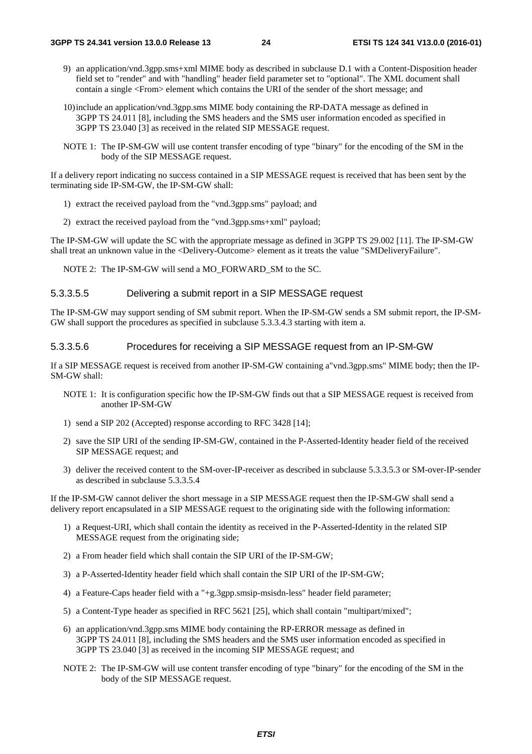9) an application/vnd.3gpp.sms+xml MIME body as described in subclause D.1 with a Content-Disposition header field set to "render" and with "handling" header field parameter set to "optional". The XML document shall contain a single <From> element which contains the URI of the sender of the short message; and

10) include an application/vnd.3gpp.sms MIME body containing the RP-DATA message as defined in 3GPP TS 24.011 [8], including the SMS headers and the SMS user information encoded as specified in 3GPP TS 23.040 [3] as received in the related SIP MESSAGE request.

NOTE 1: The IP-SM-GW will use content transfer encoding of type "binary" for the encoding of the SM in the body of the SIP MESSAGE request.

If a delivery report indicating no success contained in a SIP MESSAGE request is received that has been sent by the terminating side IP-SM-GW, the IP-SM-GW shall:

1) extract the received payload from the "vnd.3gpp.sms" payload; and

2) extract the received payload from the "vnd.3gpp.sms+xml" payload;

The IP-SM-GW will update the SC with the appropriate message as defined in 3GPP TS 29.002 [11]. The IP-SM-GW shall treat an unknown value in the <Delivery-Outcome> element as it treats the value "SMDeliveryFailure".

NOTE 2: The IP-SM-GW will send a MO_FORWARD_SM to the SC.

#### 5.3.3.5.5 Delivering a submit report in a SIP MESSAGE request

The IP-SM-GW may support sending of SM submit report. When the IP-SM-GW sends a SM submit report, the IP-SM-GW shall support the procedures as specified in subclause 5.3.3.4.3 starting with item a.

#### 5.3.3.5.6 Procedures for receiving a SIP MESSAGE request from an IP-SM-GW

If a SIP MESSAGE request is received from another IP-SM-GW containing a"vnd.3gpp.sms" MIME body; then the IP-SM-GW shall:

NOTE 1: It is configuration specific how the IP-SM-GW finds out that a SIP MESSAGE request is received from another IP-SM-GW

1) send a SIP 202 (Accepted) response according to RFC 3428 [14];

2) save the SIP URI of the sending IP-SM-GW, contained in the P-Asserted-Identity header field of the received SIP MESSAGE request; and

3) deliver the received content to the SM-over-IP-receiver as described in subclause 5.3.3.5.3 or SM-over-IP-sender as described in subclause 5.3.3.5.4

If the IP-SM-GW cannot deliver the short message in a SIP MESSAGE request then the IP-SM-GW shall send a delivery report encapsulated in a SIP MESSAGE request to the originating side with the following information:

1) a Request-URI, which shall contain the identity as received in the P-Asserted-Identity in the related SIP MESSAGE request from the originating side;

2) a From header field which shall contain the SIP URI of the IP-SM-GW;

3) a P-Asserted-Identity header field which shall contain the SIP URI of the IP-SM-GW;

4) a Feature-Caps header field with a "+g.3gpp.smsip-msisdn-less" header field parameter;

5) a Content-Type header as specified in RFC 5621 [25], which shall contain "multipart/mixed";

6) an application/vnd.3gpp.sms MIME body containing the RP-ERROR message as defined in 3GPP TS 24.011 [8], including the SMS headers and the SMS user information encoded as specified in 3GPP TS 23.040 [3] as received in the incoming SIP MESSAGE request; and

NOTE 2: The IP-SM-GW will use content transfer encoding of type "binary" for the encoding of the SM in the body of the SIP MESSAGE request.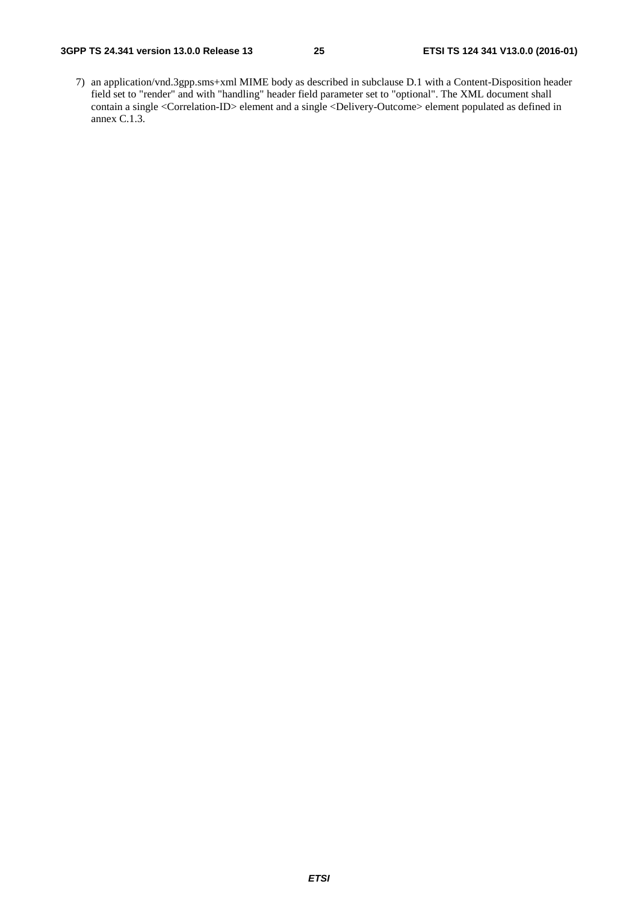7) an application/vnd.3gpp.sms+xml MIME body as described in subclause D.1 with a Content-Disposition header field set to "render" and with "handling" header field parameter set to "optional". The XML document shall contain a single <Correlation-ID> element and a single <Delivery-Outcome> element populated as defined in annex C.1.3.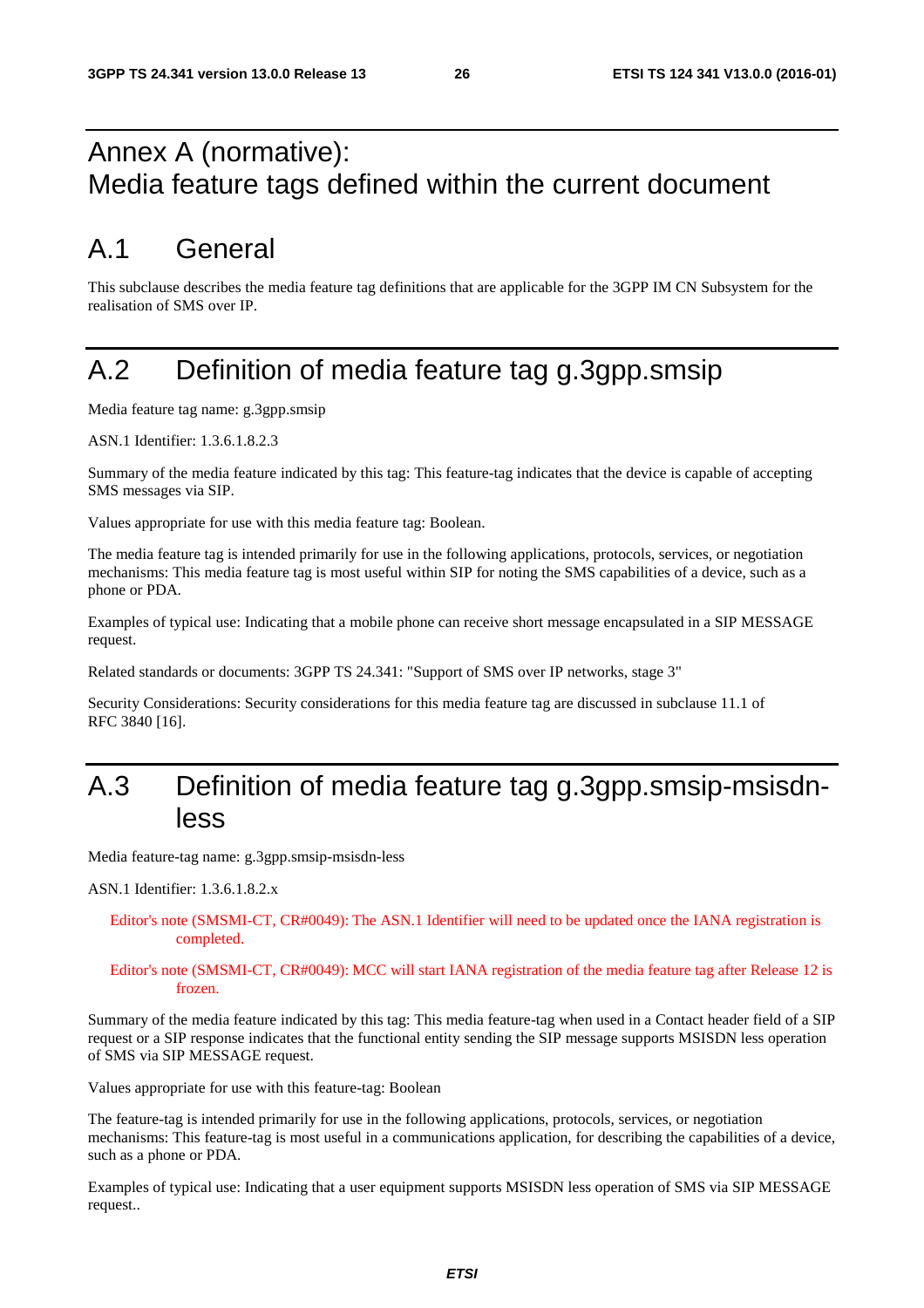# Annex A (normative): Media feature tags defined within the current document

## A.1 General

This subclause describes the media feature tag definitions that are applicable for the 3GPP IM CN Subsystem for the realisation of SMS over IP.

## A.2 Definition of media feature tag g.3gpp.smsip

Media feature tag name: g.3gpp.smsip

ASN.1 Identifier: 1.3.6.1.8.2.3

Summary of the media feature indicated by this tag: This feature-tag indicates that the device is capable of accepting SMS messages via SIP.

Values appropriate for use with this media feature tag: Boolean.

The media feature tag is intended primarily for use in the following applications, protocols, services, or negotiation mechanisms: This media feature tag is most useful within SIP for noting the SMS capabilities of a device, such as a phone or PDA.

Examples of typical use: Indicating that a mobile phone can receive short message encapsulated in a SIP MESSAGE request.

Related standards or documents: 3GPP TS 24.341: "Support of SMS over IP networks, stage 3"

Security Considerations: Security considerations for this media feature tag are discussed in subclause 11.1 of RFC 3840 [16].

## A.3 Definition of media feature tag g.3gpp.smsip-msisdn-less

Media feature-tag name: g.3gpp.smsip-msisdn-less

ASN.1 Identifier: 1.3.6.1.8.2.x

Editor's note (SMSMI-CT, CR#0049): The ASN.1 Identifier will need to be updated once the IANA registration is completed.

Editor's note (SMSMI-CT, CR#0049): MCC will start IANA registration of the media feature tag after Release 12 is frozen.

Summary of the media feature indicated by this tag: This media feature-tag when used in a Contact header field of a SIP request or a SIP response indicates that the functional entity sending the SIP message supports MSISDN less operation of SMS via SIP MESSAGE request.

Values appropriate for use with this feature-tag: Boolean

The feature-tag is intended primarily for use in the following applications, protocols, services, or negotiation mechanisms: This feature-tag is most useful in a communications application, for describing the capabilities of a device, such as a phone or PDA.

Examples of typical use: Indicating that a user equipment supports MSISDN less operation of SMS via SIP MESSAGE request..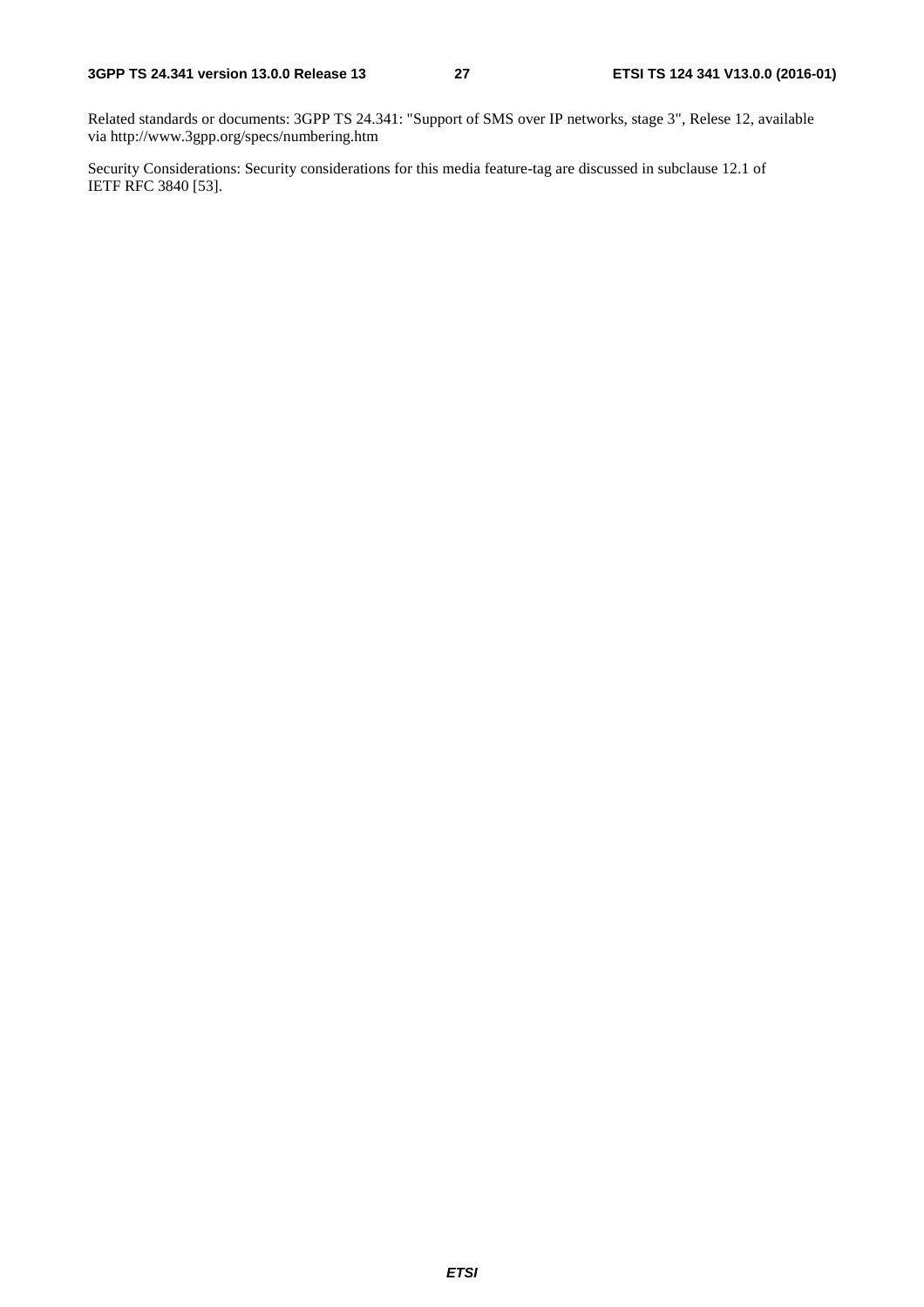Related standards or documents: 3GPP TS 24.341: "Support of SMS over IP networks, stage 3", Relese 12, available via http://www.3gpp.org/specs/numbering.htm

Security Considerations: Security considerations for this media feature-tag are discussed in subclause 12.1 of IETF RFC 3840 [53].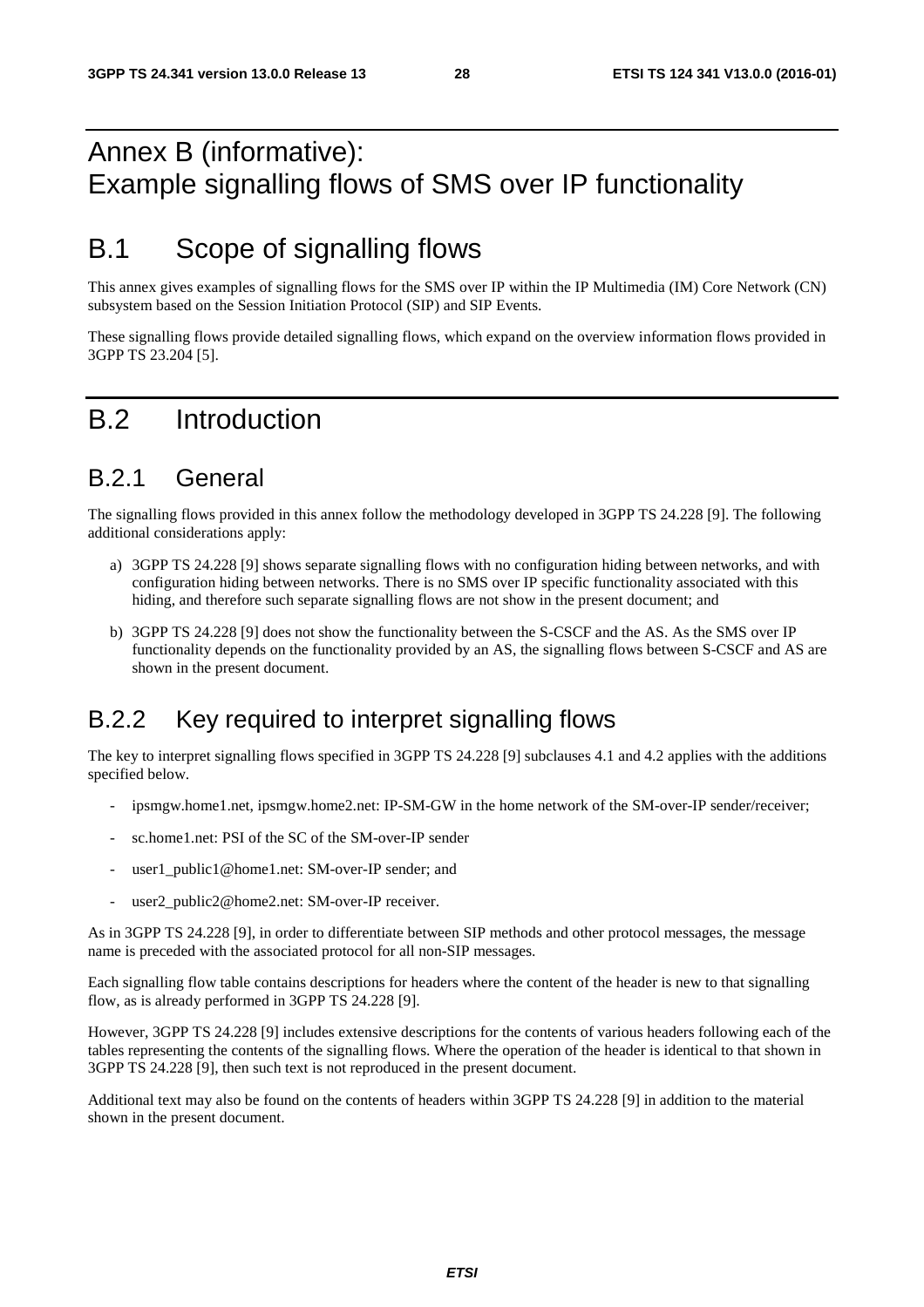# Annex B (informative): Example signalling flows of SMS over IP functionality

# B.1 Scope of signalling flows

This annex gives examples of signalling flows for the SMS over IP within the IP Multimedia (IM) Core Network (CN) subsystem based on the Session Initiation Protocol (SIP) and SIP Events.

These signalling flows provide detailed signalling flows, which expand on the overview information flows provided in 3GPP TS 23.204 [5].

# B.2 Introduction

## B.2.1 General

The signalling flows provided in this annex follow the methodology developed in 3GPP TS 24.228 [9]. The following additional considerations apply:

a) 3GPP TS 24.228 [9] shows separate signalling flows with no configuration hiding between networks, and with configuration hiding between networks. There is no SMS over IP specific functionality associated with this hiding, and therefore such separate signalling flows are not show in the present document; and

b) 3GPP TS 24.228 [9] does not show the functionality between the S-CSCF and the AS. As the SMS over IP functionality depends on the functionality provided by an AS, the signalling flows between S-CSCF and AS are shown in the present document.

## B.2.2 Key required to interpret signalling flows

The key to interpret signalling flows specified in 3GPP TS 24.228 [9] subclauses 4.1 and 4.2 applies with the additions specified below.

- ipsmgw.home1.net, ipsmgw.home2.net: IP-SM-GW in the home network of the SM-over-IP sender/receiver;
- sc.home1.net: PSI of the SC of the SM-over-IP sender
- user1_public1@home1.net: SM-over-IP sender; and
- user2_public2@home2.net: SM-over-IP receiver.

As in 3GPP TS 24.228 [9], in order to differentiate between SIP methods and other protocol messages, the message name is preceded with the associated protocol for all non-SIP messages.

Each signalling flow table contains descriptions for headers where the content of the header is new to that signalling flow, as is already performed in 3GPP TS 24.228 [9].

However, 3GPP TS 24.228 [9] includes extensive descriptions for the contents of various headers following each of the tables representing the contents of the signalling flows. Where the operation of the header is identical to that shown in 3GPP TS 24.228 [9], then such text is not reproduced in the present document.

Additional text may also be found on the contents of headers within 3GPP TS 24.228 [9] in addition to the material shown in the present document.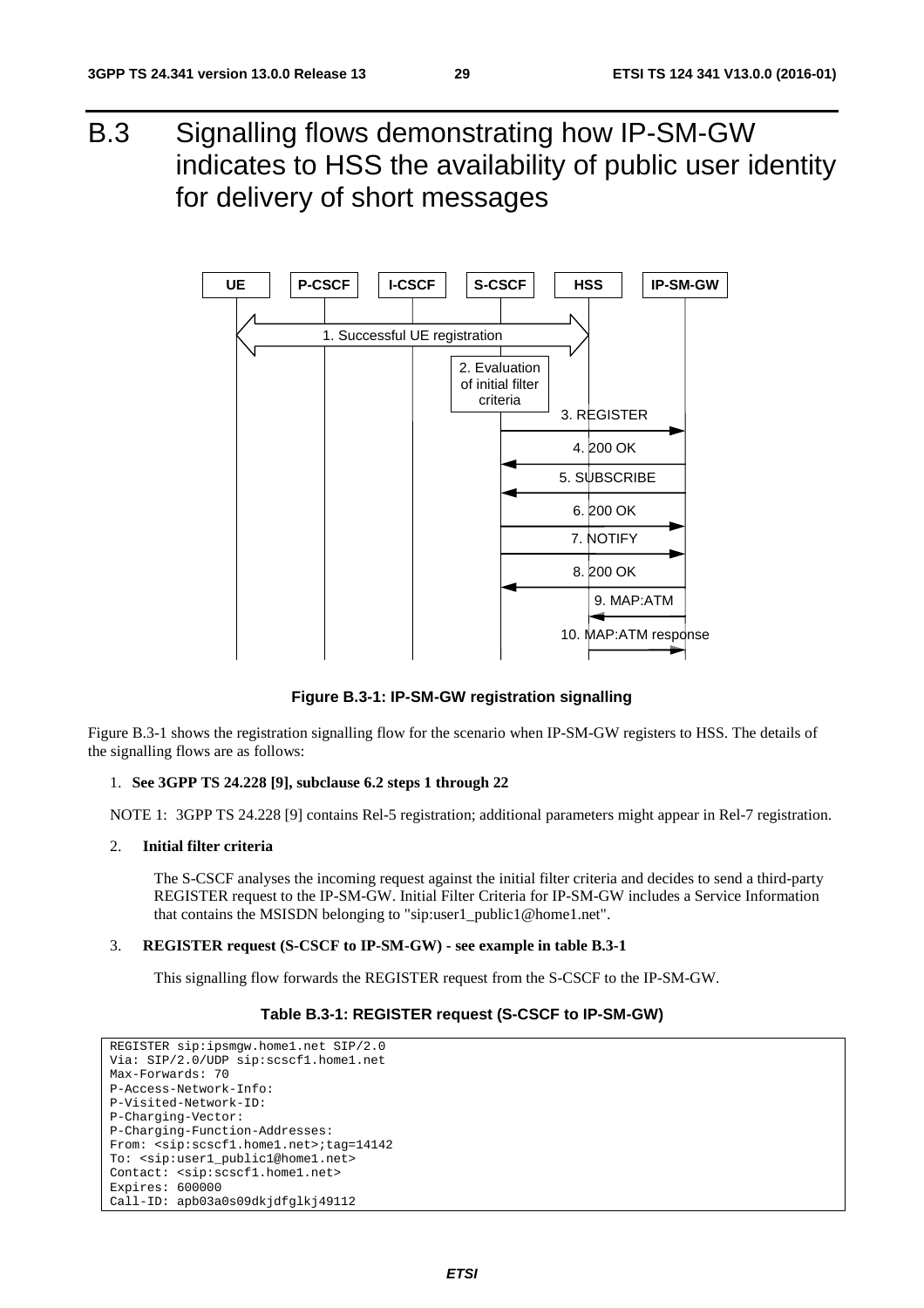# B.3 Signalling flows demonstrating how IP-SM-GW indicates to HSS the availability of public user identity for delivery of short messages

**Figure B.3-1: IP-SM-GW registration signalling**

Figure B.3-1 shows the registration signalling flow for the scenario when IP-SM-GW registers to HSS. The details of the signalling flows are as follows:

1. **See 3GPP TS 24.228 [9], subclause 6.2 steps 1 through 22**

NOTE 1: 3GPP TS 24.228 [9] contains Rel-5 registration; additional parameters might appear in Rel-7 registration.

2. **Initial filter criteria**

   The S-CSCF analyses the incoming request against the initial filter criteria and decides to send a third-party REGISTER request to the IP-SM-GW. Initial Filter Criteria for IP-SM-GW includes a Service Information that contains the MSISDN belonging to "sip:user1_public1@home1.net".

3. **REGISTER request (S-CSCF to IP-SM-GW) - see example in table B.3-1**

   This signalling flow forwards the REGISTER request from the S-CSCF to the IP-SM-GW.

**Table B.3-1: REGISTER request (S-CSCF to IP-SM-GW)**

```
REGISTER sip:ipsmgw.home1.net SIP/2.0
Via: SIP/2.0/UDP sip:scscf1.home1.net
Max-Forwards: 70
P-Access-Network-Info:
P-Visited-Network-ID:
P-Charging-Vector:
P-Charging-Function-Addresses:
From: <sip:scscf1.home1.net>;tag=14142
To: <sip:user1_public1@home1.net>
Contact: <sip:scscf1.home1.net>
Expires: 600000
Call-ID: apb03a0s09dkjdfglkj49112
```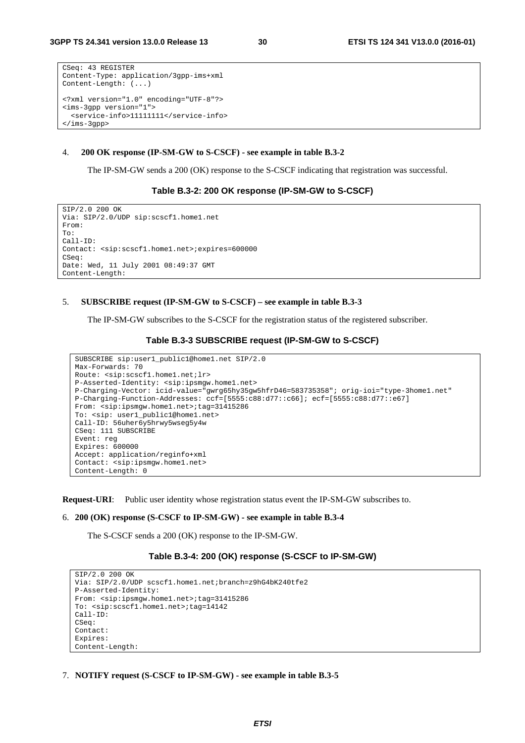```
CSeq: 43 REGISTER
Content-Type: application/3gpp-ims+xml
Content-Length: (...)

<?xml version="1.0" encoding="UTF-8"?>
<ims-3gpp version="1">
  <service-info>11111111</service-info>
</ims-3gpp>
```

4. **200 OK response (IP-SM-GW to S-CSCF) - see example in table B.3-2**

   The IP-SM-GW sends a 200 (OK) response to the S-CSCF indicating that registration was successful.

**Table B.3-2: 200 OK response (IP-SM-GW to S-CSCF)**

```
SIP/2.0 200 OK
Via: SIP/2.0/UDP sip:scscf1.home1.net
From:
To:
Call-ID:
Contact: <sip:scscf1.home1.net>;expires=600000
CSeq:
Date: Wed, 11 July 2001 08:49:37 GMT
Content-Length:
```

5. **SUBSCRIBE request (IP-SM-GW to S-CSCF) – see example in table B.3-3**

   The IP-SM-GW subscribes to the S-CSCF for the registration status of the registered subscriber.

**Table B.3-3 SUBSCRIBE request (IP-SM-GW to S-CSCF)**

```
SUBSCRIBE sip:user1_public1@home1.net SIP/2.0
Max-Forwards: 70
Route: <sip:scscf1.home1.net;lr>
P-Asserted-Identity: <sip:ipsmgw.home1.net>
P-Charging-Vector: icid-value="gwrg65hy35gw5hfrD46=583735358"; orig-ioi="type-3home1.net"
P-Charging-Function-Addresses: ccf=[5555:c88:d77::c66]; ecf=[5555:c88:d77::e67]
From: <sip:ipsmgw.home1.net>;tag=31415286
To: <sip: user1_public1@home1.net>
Call-ID: 56uher6y5hrwy5wseg5y4w
CSeq: 111 SUBSCRIBE
Event: reg
Expires: 600000
Accept: application/reginfo+xml
Contact: <sip:ipsmgw.home1.net>
Content-Length: 0
```

**Request-URI**: Public user identity whose registration status event the IP-SM-GW subscribes to.

6. **200 (OK) response (S-CSCF to IP-SM-GW) - see example in table B.3-4**

   The S-CSCF sends a 200 (OK) response to the IP-SM-GW.

**Table B.3-4: 200 (OK) response (S-CSCF to IP-SM-GW)**

```
SIP/2.0 200 OK
Via: SIP/2.0/UDP scscf1.home1.net;branch=z9hG4bK240tfe2
P-Asserted-Identity:
From: <sip:ipsmgw.home1.net>;tag=31415286
To: <sip:scscf1.home1.net>;tag=14142
Call-ID:
CSeq:
Contact:
Expires:
Content-Length:
```

7. **NOTIFY request (S-CSCF to IP-SM-GW) - see example in table B.3-5**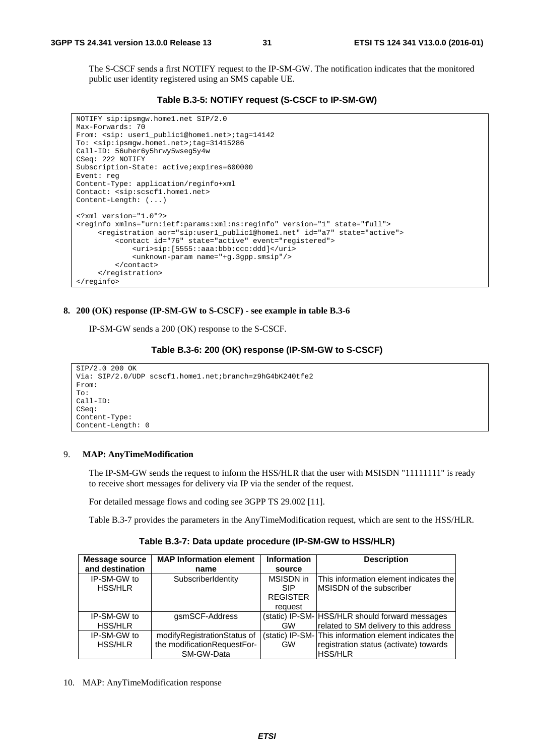The S-CSCF sends a first NOTIFY request to the IP-SM-GW. The notification indicates that the monitored public user identity registered using an SMS capable UE.

**Table B.3-5: NOTIFY request (S-CSCF to IP-SM-GW)**

```
NOTIFY sip:ipsmgw.home1.net SIP/2.0
Max-Forwards: 70
From: <sip: user1_public1@home1.net>;tag=14142
To: <sip:ipsmgw.home1.net>;tag=31415286
Call-ID: 56uher6y5hrwy5wseg5y4w
CSeq: 222 NOTIFY
Subscription-State: active;expires=600000
Event: reg
Content-Type: application/reginfo+xml
Contact: <sip:scscf1.home1.net>
Content-Length: (...)

<?xml version="1.0"?>
<reginfo xmlns="urn:ietf:params:xml:ns:reginfo" version="1" state="full">
     <registration aor="sip:user1_public1@home1.net" id="a7" state="active">
         <contact id="76" state="active" event="registered">
             <uri>sip:[5555::aaa:bbb:ccc:ddd]</uri>
             <unknown-param name="+g.3gpp.smsip"/>
         </contact>
     </registration>
</reginfo>
```

**8. 200 (OK) response (IP-SM-GW to S-CSCF) - see example in table B.3-6**

IP-SM-GW sends a 200 (OK) response to the S-CSCF.

**Table B.3-6: 200 (OK) response (IP-SM-GW to S-CSCF)**

```
SIP/2.0 200 OK
Via: SIP/2.0/UDP scscf1.home1.net;branch=z9hG4bK240tfe2
From:
To:
Call-ID:
CSeq:
Content-Type:
Content-Length: 0
```

9. **MAP: AnyTimeModification**

The IP-SM-GW sends the request to inform the HSS/HLR that the user with MSISDN "11111111" is ready to receive short messages for delivery via IP via the sender of the request.

For detailed message flows and coding see 3GPP TS 29.002 [11].

Table B.3-7 provides the parameters in the AnyTimeModification request, which are sent to the HSS/HLR.

**Table B.3-7: Data update procedure (IP-SM-GW to HSS/HLR)**

| Message source and destination | MAP Information element name | Information source | Description |
|---|---|---|---|
| IP-SM-GW to HSS/HLR | SubscriberIdentity | MSISDN in SIP REGISTER request | This information element indicates the MSISDN of the subscriber |
| IP-SM-GW to HSS/HLR | gsmSCF-Address | (static) IP-SM-GW | HSS/HLR should forward messages related to SM delivery to this address |
| IP-SM-GW to HSS/HLR | modifyRegistrationStatus of the modificationRequestFor-SM-GW-Data | (static) IP-SM-GW | This information element indicates the registration status (activate) towards HSS/HLR |

10. MAP: AnyTimeModification response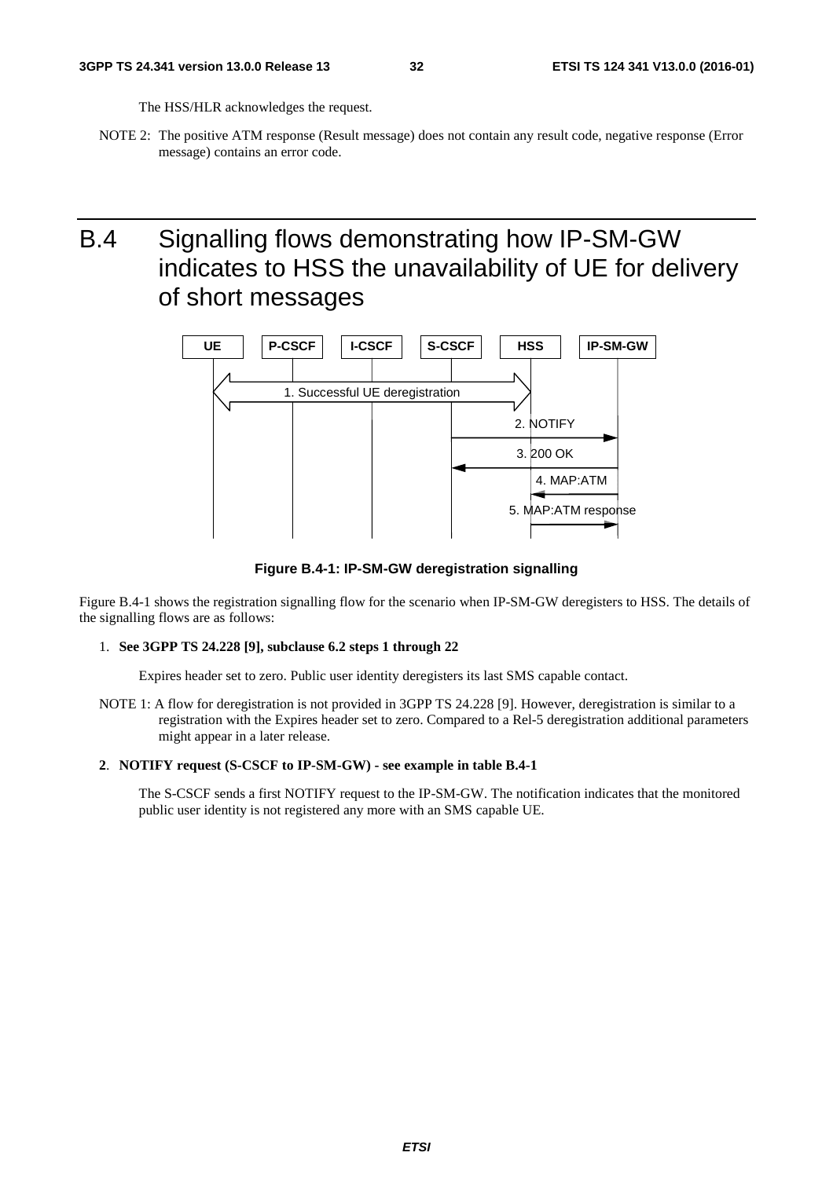The HSS/HLR acknowledges the request.

NOTE 2: The positive ATM response (Result message) does not contain any result code, negative response (Error message) contains an error code.

# B.4 Signalling flows demonstrating how IP-SM-GW indicates to HSS the unavailability of UE for delivery of short messages

**Figure B.4-1: IP-SM-GW deregistration signalling**

Figure B.4-1 shows the registration signalling flow for the scenario when IP-SM-GW deregisters to HSS. The details of the signalling flows are as follows:

1. **See 3GPP TS 24.228 [9], subclause 6.2 steps 1 through 22**

   Expires header set to zero. Public user identity deregisters its last SMS capable contact.

NOTE 1: A flow for deregistration is not provided in 3GPP TS 24.228 [9]. However, deregistration is similar to a registration with the Expires header set to zero. Compared to a Rel-5 deregistration additional parameters might appear in a later release.

**2. NOTIFY request (S-CSCF to IP-SM-GW) - see example in table B.4-1**

The S-CSCF sends a first NOTIFY request to the IP-SM-GW. The notification indicates that the monitored public user identity is not registered any more with an SMS capable UE.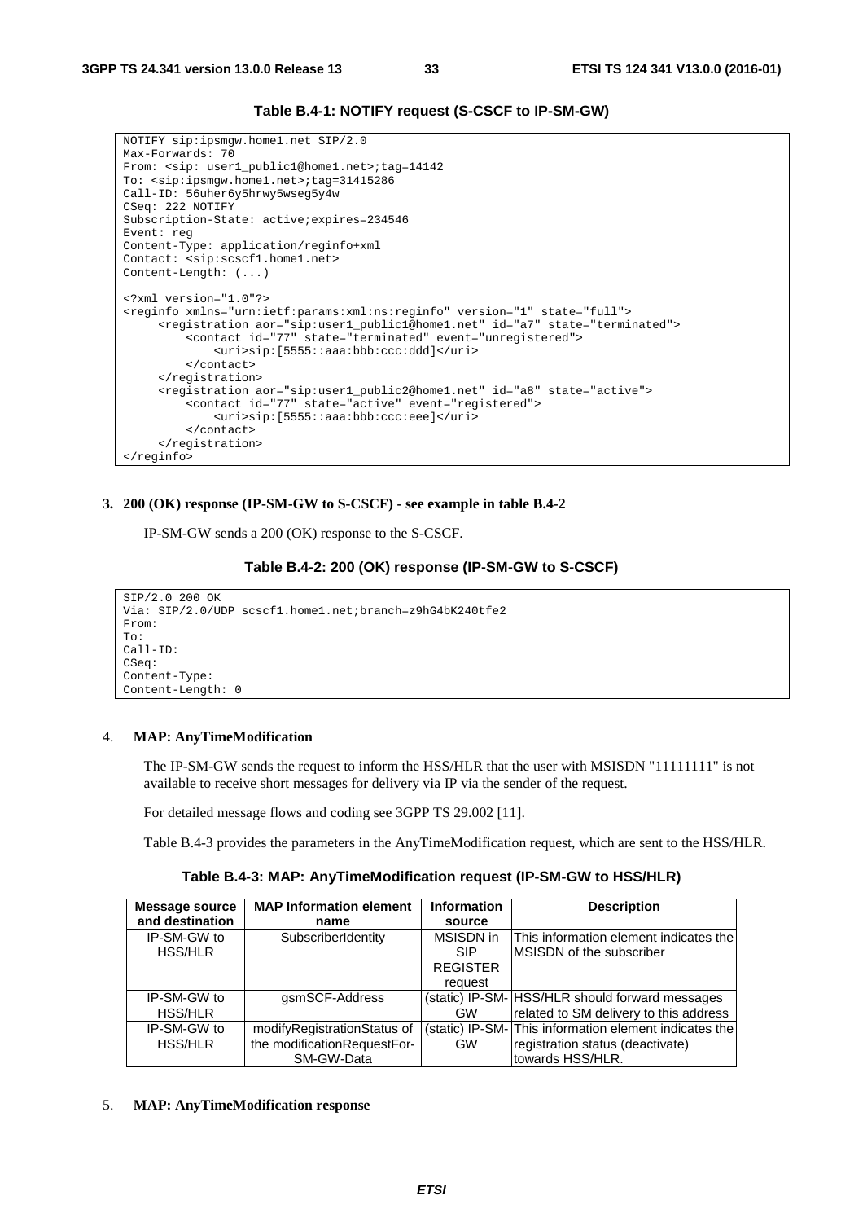**Table B.4-1: NOTIFY request (S-CSCF to IP-SM-GW)**

```
NOTIFY sip:ipsmgw.home1.net SIP/2.0
Max-Forwards: 70
From: <sip: user1_public1@home1.net>;tag=14142
To: <sip:ipsmgw.home1.net>;tag=31415286
Call-ID: 56uher6y5hrwy5wseg5y4w
CSeq: 222 NOTIFY
Subscription-State: active;expires=234546
Event: reg
Content-Type: application/reginfo+xml
Contact: <sip:scscf1.home1.net>
Content-Length: (...)

<?xml version="1.0"?>
<reginfo xmlns="urn:ietf:params:xml:ns:reginfo" version="1" state="full">
     <registration aor="sip:user1_public1@home1.net" id="a7" state="terminated">
          <contact id="77" state="terminated" event="unregistered">
               <uri>sip:[5555::aaa:bbb:ccc:ddd]</uri>
          </contact>
     </registration>
     <registration aor="sip:user1_public2@home1.net" id="a8" state="active">
          <contact id="77" state="active" event="registered">
               <uri>sip:[5555::aaa:bbb:ccc:eee]</uri>
          </contact>
     </registration>
</reginfo>
```

**3. 200 (OK) response (IP-SM-GW to S-CSCF) - see example in table B.4-2**

IP-SM-GW sends a 200 (OK) response to the S-CSCF.

**Table B.4-2: 200 (OK) response (IP-SM-GW to S-CSCF)**

```
SIP/2.0 200 OK
Via: SIP/2.0/UDP scscf1.home1.net;branch=z9hG4bK240tfe2
From:
To:
Call-ID:
CSeq:
Content-Type:
Content-Length: 0
```

4. **MAP: AnyTimeModification**

The IP-SM-GW sends the request to inform the HSS/HLR that the user with MSISDN "11111111" is not available to receive short messages for delivery via IP via the sender of the request.

For detailed message flows and coding see 3GPP TS 29.002 [11].

Table B.4-3 provides the parameters in the AnyTimeModification request, which are sent to the HSS/HLR.

**Table B.4-3: MAP: AnyTimeModification request (IP-SM-GW to HSS/HLR)**

| Message source and destination | MAP Information element name | Information source | Description |
|---|---|---|---|
| IP-SM-GW to HSS/HLR | SubscriberIdentity | MSISDN in SIP REGISTER request | This information element indicates the MSISDN of the subscriber |
| IP-SM-GW to HSS/HLR | gsmSCF-Address | (static) IP-SM-GW | HSS/HLR should forward messages related to SM delivery to this address |
| IP-SM-GW to HSS/HLR | modifyRegistrationStatus of the modificationRequestFor-SM-GW-Data | (static) IP-SM-GW | This information element indicates the registration status (deactivate) towards HSS/HLR. |

5. **MAP: AnyTimeModification response**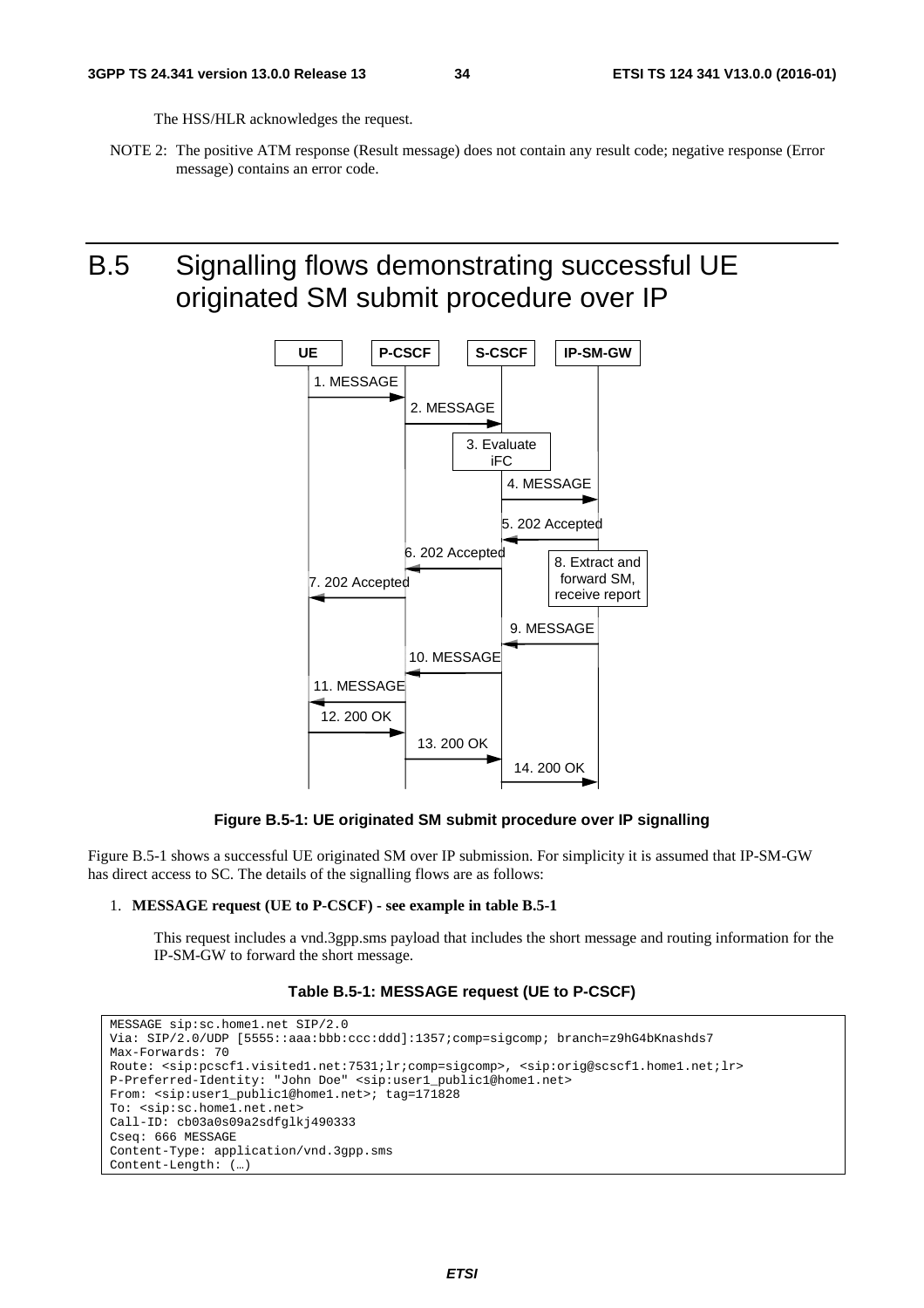The HSS/HLR acknowledges the request.

NOTE 2: The positive ATM response (Result message) does not contain any result code; negative response (Error message) contains an error code.

# B.5 Signalling flows demonstrating successful UE originated SM submit procedure over IP

**Figure B.5-1: UE originated SM submit procedure over IP signalling**

Figure B.5-1 shows a successful UE originated SM over IP submission. For simplicity it is assumed that IP-SM-GW has direct access to SC. The details of the signalling flows are as follows:

1. **MESSAGE request (UE to P-CSCF) - see example in table B.5-1**

   This request includes a vnd.3gpp.sms payload that includes the short message and routing information for the IP-SM-GW to forward the short message.

**Table B.5-1: MESSAGE request (UE to P-CSCF)**

```
MESSAGE sip:sc.home1.net SIP/2.0
Via: SIP/2.0/UDP [5555::aaa:bbb:ccc:ddd]:1357;comp=sigcomp; branch=z9hG4bKnashds7
Max-Forwards: 70
Route: <sip:pcscf1.visited1.net:7531;lr;comp=sigcomp>, <sip:orig@scscf1.home1.net;lr>
P-Preferred-Identity: "John Doe" <sip:user1_public1@home1.net>
From: <sip:user1_public1@home1.net>; tag=171828
To: <sip:sc.home1.net.net>
Call-ID: cb03a0s09a2sdfglkj490333
Cseq: 666 MESSAGE
Content-Type: application/vnd.3gpp.sms
Content-Length: (…)
```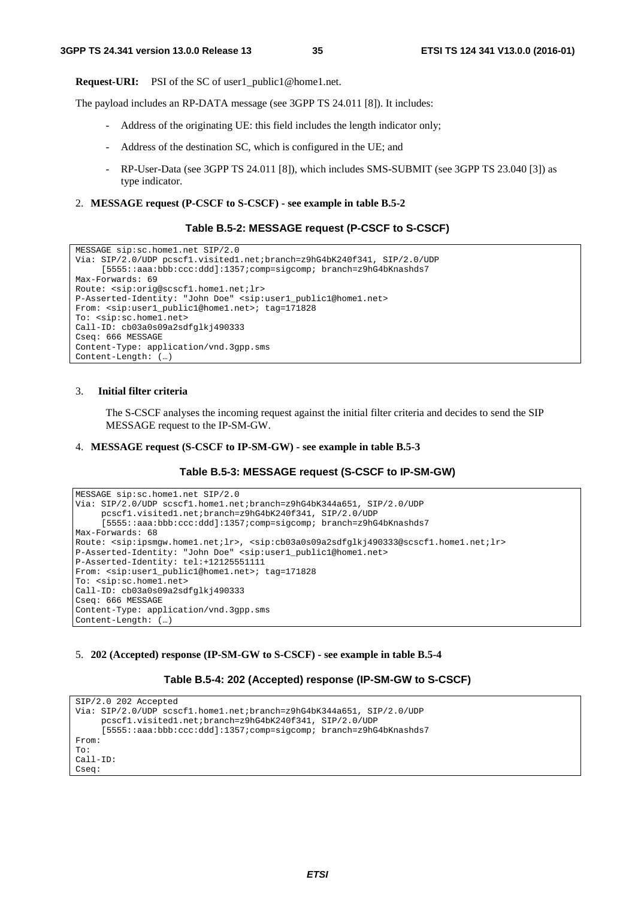**Request-URI:** PSI of the SC of user1_public1@home1.net.

The payload includes an RP-DATA message (see 3GPP TS 24.011 [8]). It includes:

- Address of the originating UE: this field includes the length indicator only;
- Address of the destination SC, which is configured in the UE; and
- RP-User-Data (see 3GPP TS 24.011 [8]), which includes SMS-SUBMIT (see 3GPP TS 23.040 [3]) as type indicator.

2. **MESSAGE request (P-CSCF to S-CSCF) - see example in table B.5-2**

**Table B.5-2: MESSAGE request (P-CSCF to S-CSCF)**

```
MESSAGE sip:sc.home1.net SIP/2.0
Via: SIP/2.0/UDP pcscf1.visited1.net;branch=z9hG4bK240f341, SIP/2.0/UDP
     [5555::aaa:bbb:ccc:ddd]:1357;comp=sigcomp; branch=z9hG4bKnashds7
Max-Forwards: 69
Route: <sip:orig@scscf1.home1.net;lr>
P-Asserted-Identity: "John Doe" <sip:user1_public1@home1.net>
From: <sip:user1_public1@home1.net>; tag=171828
To: <sip:sc.home1.net>
Call-ID: cb03a0s09a2sdfglkj490333
Cseq: 666 MESSAGE
Content-Type: application/vnd.3gpp.sms
Content-Length: (…)
```

3. **Initial filter criteria**

   The S-CSCF analyses the incoming request against the initial filter criteria and decides to send the SIP MESSAGE request to the IP-SM-GW.

4. **MESSAGE request (S-CSCF to IP-SM-GW) - see example in table B.5-3**

**Table B.5-3: MESSAGE request (S-CSCF to IP-SM-GW)**

```
MESSAGE sip:sc.home1.net SIP/2.0
Via: SIP/2.0/UDP scscf1.home1.net;branch=z9hG4bK344a651, SIP/2.0/UDP
     pcscf1.visited1.net;branch=z9hG4bK240f341, SIP/2.0/UDP
     [5555::aaa:bbb:ccc:ddd]:1357;comp=sigcomp; branch=z9hG4bKnashds7
Max-Forwards: 68
Route: <sip:ipsmgw.home1.net;lr>, <sip:cb03a0s09a2sdfglkj490333@scscf1.home1.net;lr>
P-Asserted-Identity: "John Doe" <sip:user1_public1@home1.net>
P-Asserted-Identity: tel:+12125551111
From: <sip:user1_public1@home1.net>; tag=171828
To: <sip:sc.home1.net>
Call-ID: cb03a0s09a2sdfglkj490333
Cseq: 666 MESSAGE
Content-Type: application/vnd.3gpp.sms
Content-Length: (…)
```

5. **202 (Accepted) response (IP-SM-GW to S-CSCF) - see example in table B.5-4**

**Table B.5-4: 202 (Accepted) response (IP-SM-GW to S-CSCF)**

```
SIP/2.0 202 Accepted
Via: SIP/2.0/UDP scscf1.home1.net;branch=z9hG4bK344a651, SIP/2.0/UDP
     pcscf1.visited1.net;branch=z9hG4bK240f341, SIP/2.0/UDP
     [5555::aaa:bbb:ccc:ddd]:1357;comp=sigcomp; branch=z9hG4bKnashds7
From:
To:
Call-ID:
Cseq:
```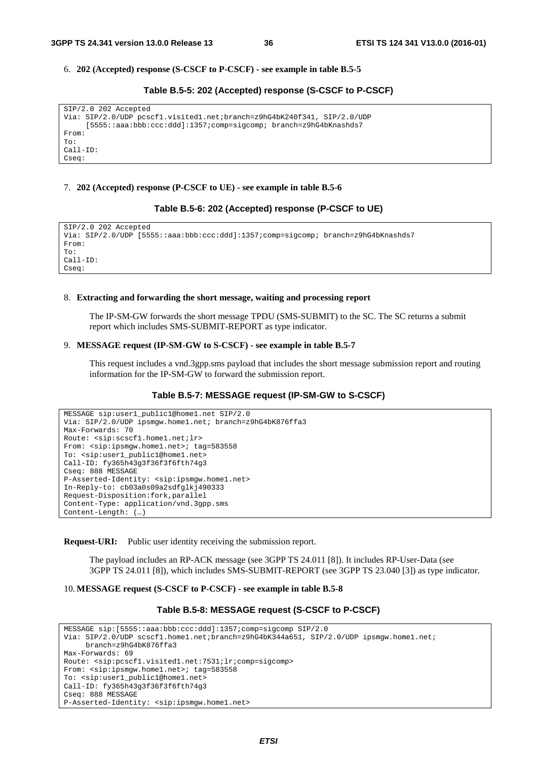6. **202 (Accepted) response (S-CSCF to P-CSCF) - see example in table B.5-5**

**Table B.5-5: 202 (Accepted) response (S-CSCF to P-CSCF)**

```
SIP/2.0 202 Accepted
Via: SIP/2.0/UDP pcscf1.visited1.net;branch=z9hG4bK240f341, SIP/2.0/UDP
     [5555::aaa:bbb:ccc:ddd]:1357;comp=sigcomp; branch=z9hG4bKnashds7
From:
To:
Call-ID:
Cseq:
```

7. **202 (Accepted) response (P-CSCF to UE) - see example in table B.5-6**

**Table B.5-6: 202 (Accepted) response (P-CSCF to UE)**

```
SIP/2.0 202 Accepted
Via: SIP/2.0/UDP [5555::aaa:bbb:ccc:ddd]:1357;comp=sigcomp; branch=z9hG4bKnashds7
From:
To:
Call-ID:
Cseq:
```

8. **Extracting and forwarding the short message, waiting and processing report**

   The IP-SM-GW forwards the short message TPDU (SMS-SUBMIT) to the SC. The SC returns a submit report which includes SMS-SUBMIT-REPORT as type indicator.

9. **MESSAGE request (IP-SM-GW to S-CSCF) - see example in table B.5-7**

   This request includes a vnd.3gpp.sms payload that includes the short message submission report and routing information for the IP-SM-GW to forward the submission report.

**Table B.5-7: MESSAGE request (IP-SM-GW to S-CSCF)**

```
MESSAGE sip:user1_public1@home1.net SIP/2.0
Via: SIP/2.0/UDP ipsmgw.home1.net; branch=z9hG4bK876ffa3
Max-Forwards: 70
Route: <sip:scscf1.home1.net;lr>
From: <sip:ipsmgw.home1.net>; tag=583558
To: <sip:user1_public1@home1.net>
Call-ID: fy365h43g3f36f3f6fth74g3
Cseq: 888 MESSAGE
P-Asserted-Identity: <sip:ipsmgw.home1.net>
In-Reply-to: cb03a0s09a2sdfglkj490333
Request-Disposition:fork,parallel
Content-Type: application/vnd.3gpp.sms
Content-Length: (…)
```

**Request-URI:** Public user identity receiving the submission report.

   The payload includes an RP-ACK message (see 3GPP TS 24.011 [8]). It includes RP-User-Data (see 3GPP TS 24.011 [8]), which includes SMS-SUBMIT-REPORT (see 3GPP TS 23.040 [3]) as type indicator.

10. **MESSAGE request (S-CSCF to P-CSCF) - see example in table B.5-8**

**Table B.5-8: MESSAGE request (S-CSCF to P-CSCF)**

```
MESSAGE sip:[5555::aaa:bbb:ccc:ddd]:1357;comp=sigcomp SIP/2.0
Via: SIP/2.0/UDP scscf1.home1.net;branch=z9hG4bK344a651, SIP/2.0/UDP ipsmgw.home1.net;
     branch=z9hG4bK876ffa3
Max-Forwards: 69
Route: <sip:pcscf1.visited1.net:7531;lr;comp=sigcomp>
From: <sip:ipsmgw.home1.net>; tag=583558
To: <sip:user1_public1@home1.net>
Call-ID: fy365h43g3f36f3f6fth74g3
Cseq: 888 MESSAGE
P-Asserted-Identity: <sip:ipsmgw.home1.net>
```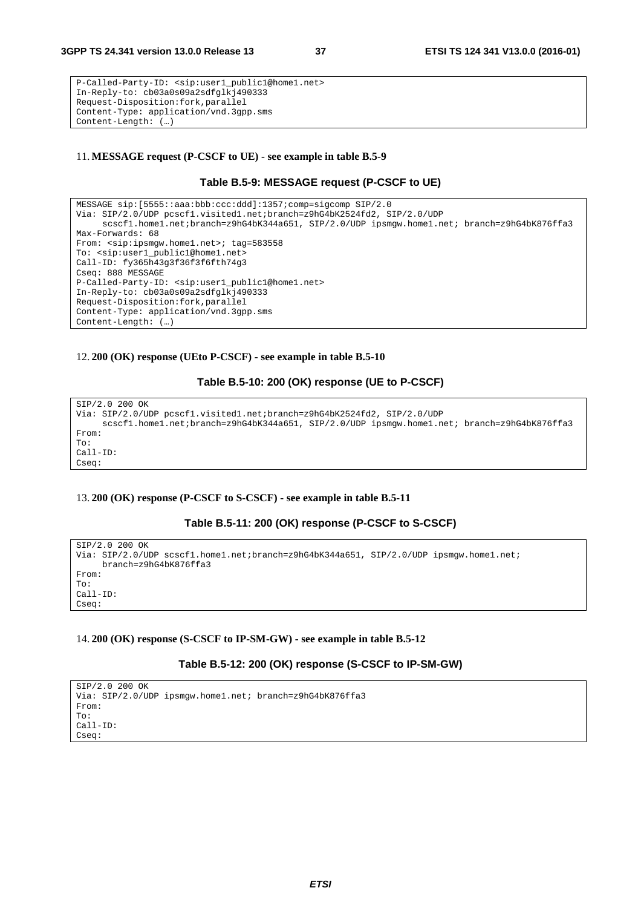```
P-Called-Party-ID: <sip:user1_public1@home1.net>
In-Reply-to: cb03a0s09a2sdfglkj490333
Request-Disposition:fork,parallel
Content-Type: application/vnd.3gpp.sms
Content-Length: (…)
```

11. **MESSAGE request (P-CSCF to UE) - see example in table B.5-9**

**Table B.5-9: MESSAGE request (P-CSCF to UE)**

```
MESSAGE sip:[5555::aaa:bbb:ccc:ddd]:1357;comp=sigcomp SIP/2.0
Via: SIP/2.0/UDP pcscf1.visited1.net;branch=z9hG4bK2524fd2, SIP/2.0/UDP
     scscf1.home1.net;branch=z9hG4bK344a651, SIP/2.0/UDP ipsmgw.home1.net; branch=z9hG4bK876ffa3
Max-Forwards: 68
From: <sip:ipsmgw.home1.net>; tag=583558
To: <sip:user1_public1@home1.net>
Call-ID: fy365h43g3f36f3f6fth74g3
Cseq: 888 MESSAGE
P-Called-Party-ID: <sip:user1_public1@home1.net>
In-Reply-to: cb03a0s09a2sdfglkj490333
Request-Disposition:fork,parallel
Content-Type: application/vnd.3gpp.sms
Content-Length: (…)
```

12. **200 (OK) response (UEto P-CSCF) - see example in table B.5-10**

**Table B.5-10: 200 (OK) response (UE to P-CSCF)**

```
SIP/2.0 200 OK
Via: SIP/2.0/UDP pcscf1.visited1.net;branch=z9hG4bK2524fd2, SIP/2.0/UDP
     scscf1.home1.net;branch=z9hG4bK344a651, SIP/2.0/UDP ipsmgw.home1.net; branch=z9hG4bK876ffa3
From:
To:
Call-ID:
Cseq:
```

13. **200 (OK) response (P-CSCF to S-CSCF) - see example in table B.5-11**

**Table B.5-11: 200 (OK) response (P-CSCF to S-CSCF)**

```
SIP/2.0 200 OK
Via: SIP/2.0/UDP scscf1.home1.net;branch=z9hG4bK344a651, SIP/2.0/UDP ipsmgw.home1.net;
     branch=z9hG4bK876ffa3
From:
To:
Call-ID:
Cseq:
```

14. **200 (OK) response (S-CSCF to IP-SM-GW) - see example in table B.5-12**

**Table B.5-12: 200 (OK) response (S-CSCF to IP-SM-GW)**

```
SIP/2.0 200 OK
Via: SIP/2.0/UDP ipsmgw.home1.net; branch=z9hG4bK876ffa3
From:
To:
Call-ID:
Cseq:
```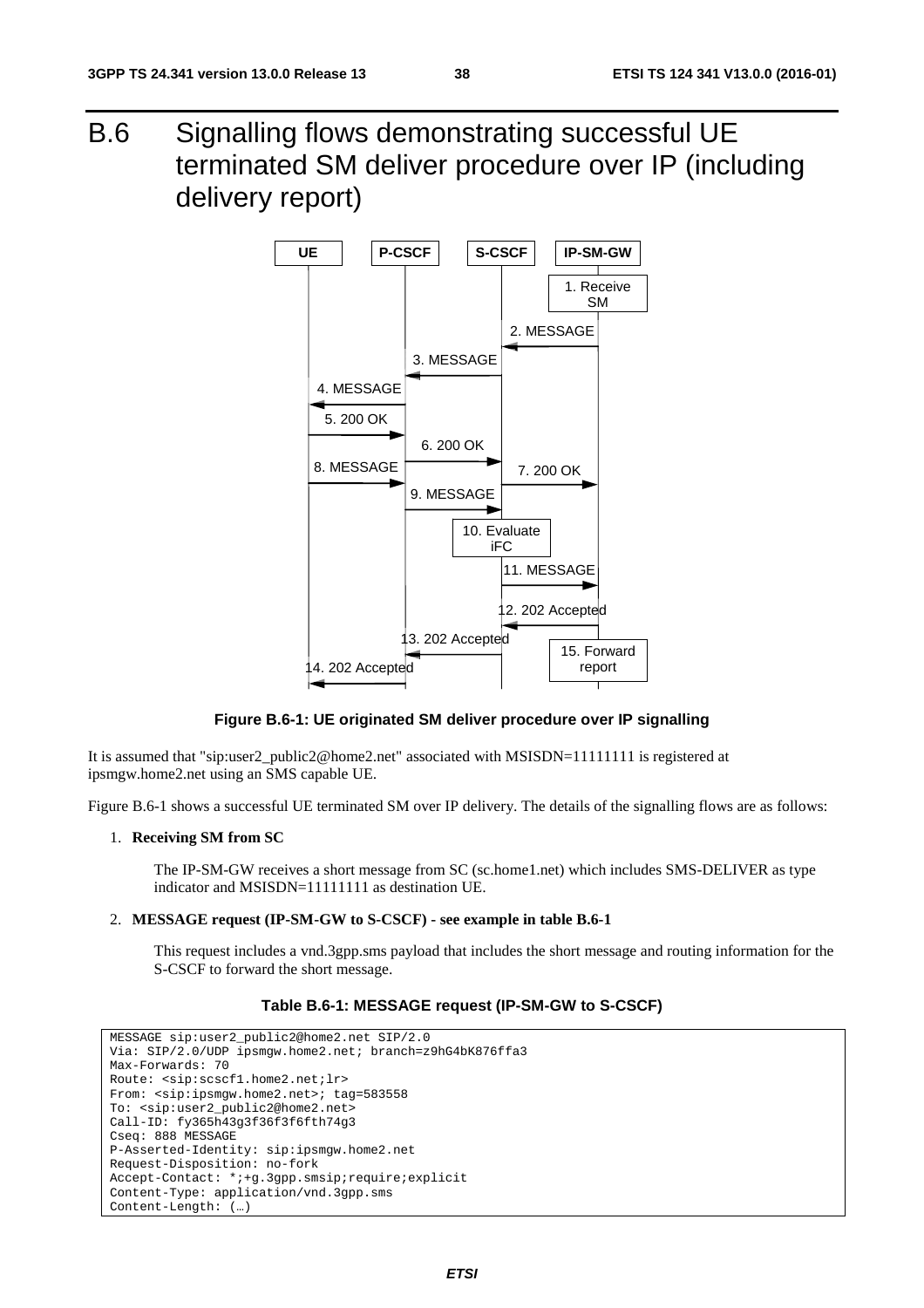# B.6 Signalling flows demonstrating successful UE terminated SM deliver procedure over IP (including delivery report)

**Figure B.6-1: UE originated SM deliver procedure over IP signalling**

It is assumed that "sip:user2_public2@home2.net" associated with MSISDN=11111111 is registered at ipsmgw.home2.net using an SMS capable UE.

Figure B.6-1 shows a successful UE terminated SM over IP delivery. The details of the signalling flows are as follows:

1. **Receiving SM from SC**

   The IP-SM-GW receives a short message from SC (sc.home1.net) which includes SMS-DELIVER as type indicator and MSISDN=11111111 as destination UE.

2. **MESSAGE request (IP-SM-GW to S-CSCF) - see example in table B.6-1**

   This request includes a vnd.3gpp.sms payload that includes the short message and routing information for the S-CSCF to forward the short message.

**Table B.6-1: MESSAGE request (IP-SM-GW to S-CSCF)**

```
MESSAGE sip:user2_public2@home2.net SIP/2.0
Via: SIP/2.0/UDP ipsmgw.home2.net; branch=z9hG4bK876ffa3
Max-Forwards: 70
Route: <sip:scscf1.home2.net;lr>
From: <sip:ipsmgw.home2.net>; tag=583558
To: <sip:user2_public2@home2.net>
Call-ID: fy365h43g3f36f3f6fth74g3
Cseq: 888 MESSAGE
P-Asserted-Identity: sip:ipsmgw.home2.net
Request-Disposition: no-fork
Accept-Contact: *;+g.3gpp.smsip;require;explicit
Content-Type: application/vnd.3gpp.sms
Content-Length: (…)
```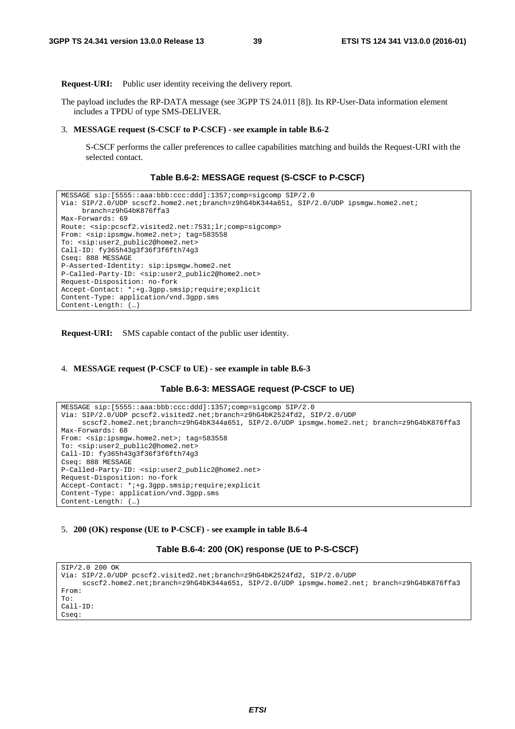**Request-URI:** Public user identity receiving the delivery report.

The payload includes the RP-DATA message (see 3GPP TS 24.011 [8]). Its RP-User-Data information element includes a TPDU of type SMS-DELIVER.

3. **MESSAGE request (S-CSCF to P-CSCF) - see example in table B.6-2**

S-CSCF performs the caller preferences to callee capabilities matching and builds the Request-URI with the selected contact.

**Table B.6-2: MESSAGE request (S-CSCF to P-CSCF)**

```
MESSAGE sip:[5555::aaa:bbb:ccc:ddd]:1357;comp=sigcomp SIP/2.0
Via: SIP/2.0/UDP scscf2.home2.net;branch=z9hG4bK344a651, SIP/2.0/UDP ipsmgw.home2.net;
     branch=z9hG4bK876ffa3
Max-Forwards: 69
Route: <sip:pcscf2.visited2.net:7531;lr;comp=sigcomp>
From: <sip:ipsmgw.home2.net>; tag=583558
To: <sip:user2_public2@home2.net>
Call-ID: fy365h43g3f36f3f6fth74g3
Cseq: 888 MESSAGE
P-Asserted-Identity: sip:ipsmgw.home2.net
P-Called-Party-ID: <sip:user2_public2@home2.net>
Request-Disposition: no-fork
Accept-Contact: *;+g.3gpp.smsip;require;explicit
Content-Type: application/vnd.3gpp.sms
Content-Length: (…)
```

**Request-URI:** SMS capable contact of the public user identity.

4. **MESSAGE request (P-CSCF to UE) - see example in table B.6-3**

**Table B.6-3: MESSAGE request (P-CSCF to UE)**

```
MESSAGE sip:[5555::aaa:bbb:ccc:ddd]:1357;comp=sigcomp SIP/2.0
Via: SIP/2.0/UDP pcscf2.visited2.net;branch=z9hG4bK2524fd2, SIP/2.0/UDP
     scscf2.home2.net;branch=z9hG4bK344a651, SIP/2.0/UDP ipsmgw.home2.net; branch=z9hG4bK876ffa3
Max-Forwards: 68
From: <sip:ipsmgw.home2.net>; tag=583558
To: <sip:user2_public2@home2.net>
Call-ID: fy365h43g3f36f3f6fth74g3
Cseq: 888 MESSAGE
P-Called-Party-ID: <sip:user2_public2@home2.net>
Request-Disposition: no-fork
Accept-Contact: *;+g.3gpp.smsip;require;explicit
Content-Type: application/vnd.3gpp.sms
Content-Length: (…)
```

5. **200 (OK) response (UE to P-CSCF) - see example in table B.6-4**

**Table B.6-4: 200 (OK) response (UE to P-S-CSCF)**

```
SIP/2.0 200 OK
Via: SIP/2.0/UDP pcscf2.visited2.net;branch=z9hG4bK2524fd2, SIP/2.0/UDP
     scscf2.home2.net;branch=z9hG4bK344a651, SIP/2.0/UDP ipsmgw.home2.net; branch=z9hG4bK876ffa3
From:
To:
Call-ID:
Cseq:
```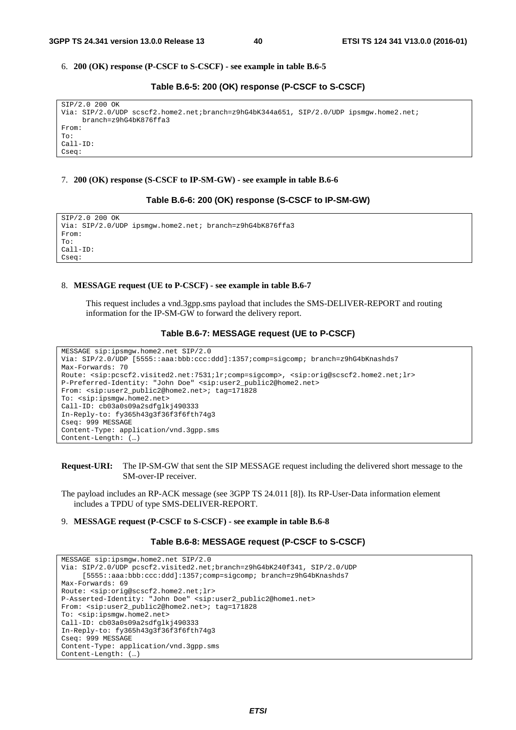6. **200 (OK) response (P-CSCF to S-CSCF) - see example in table B.6-5**

**Table B.6-5: 200 (OK) response (P-CSCF to S-CSCF)**

```
SIP/2.0 200 OK
Via: SIP/2.0/UDP scscf2.home2.net;branch=z9hG4bK344a651, SIP/2.0/UDP ipsmgw.home2.net;
     branch=z9hG4bK876ffa3
From:
To:
Call-ID:
Cseq:
```

7. **200 (OK) response (S-CSCF to IP-SM-GW) - see example in table B.6-6**

**Table B.6-6: 200 (OK) response (S-CSCF to IP-SM-GW)**

```
SIP/2.0 200 OK
Via: SIP/2.0/UDP ipsmgw.home2.net; branch=z9hG4bK876ffa3
From:
To:
Call-ID:
Cseq:
```

8. **MESSAGE request (UE to P-CSCF) - see example in table B.6-7**

   This request includes a vnd.3gpp.sms payload that includes the SMS-DELIVER-REPORT and routing information for the IP-SM-GW to forward the delivery report.

**Table B.6-7: MESSAGE request (UE to P-CSCF)**

```
MESSAGE sip:ipsmgw.home2.net SIP/2.0
Via: SIP/2.0/UDP [5555::aaa:bbb:ccc:ddd]:1357;comp=sigcomp; branch=z9hG4bKnashds7
Max-Forwards: 70
Route: <sip:pcscf2.visited2.net:7531;lr;comp=sigcomp>, <sip:orig@scscf2.home2.net;lr>
P-Preferred-Identity: "John Doe" <sip:user2_public2@home2.net>
From: <sip:user2_public2@home2.net>; tag=171828
To: <sip:ipsmgw.home2.net>
Call-ID: cb03a0s09a2sdfglkj490333
In-Reply-to: fy365h43g3f36f3f6fth74g3
Cseq: 999 MESSAGE
Content-Type: application/vnd.3gpp.sms
Content-Length: (…)
```

**Request-URI:** The IP-SM-GW that sent the SIP MESSAGE request including the delivered short message to the SM-over-IP receiver.

The payload includes an RP-ACK message (see 3GPP TS 24.011 [8]). Its RP-User-Data information element includes a TPDU of type SMS-DELIVER-REPORT.

9. **MESSAGE request (P-CSCF to S-CSCF) - see example in table B.6-8**

**Table B.6-8: MESSAGE request (P-CSCF to S-CSCF)**

```
MESSAGE sip:ipsmgw.home2.net SIP/2.0
Via: SIP/2.0/UDP pcscf2.visited2.net;branch=z9hG4bK240f341, SIP/2.0/UDP
     [5555::aaa:bbb:ccc:ddd]:1357;comp=sigcomp; branch=z9hG4bKnashds7
Max-Forwards: 69
Route: <sip:orig@scscf2.home2.net;lr>
P-Asserted-Identity: "John Doe" <sip:user2_public2@home1.net>
From: <sip:user2_public2@home2.net>; tag=171828
To: <sip:ipsmgw.home2.net>
Call-ID: cb03a0s09a2sdfglkj490333
In-Reply-to: fy365h43g3f36f3f6fth74g3
Cseq: 999 MESSAGE
Content-Type: application/vnd.3gpp.sms
Content-Length: (…)
```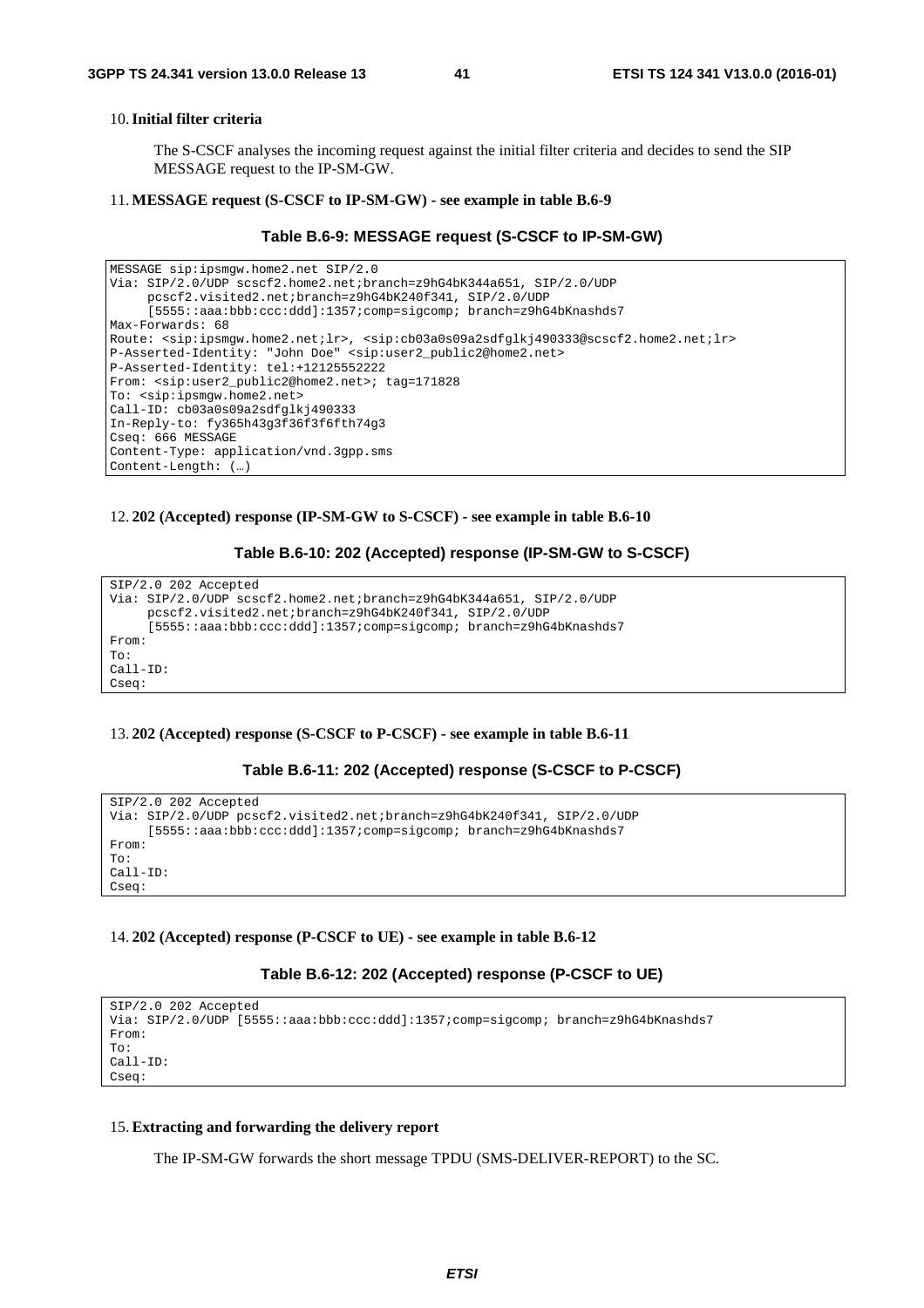10. **Initial filter criteria**

    The S-CSCF analyses the incoming request against the initial filter criteria and decides to send the SIP MESSAGE request to the IP-SM-GW.

11. **MESSAGE request (S-CSCF to IP-SM-GW) - see example in table B.6-9**

**Table B.6-9: MESSAGE request (S-CSCF to IP-SM-GW)**

```
MESSAGE sip:ipsmgw.home2.net SIP/2.0
Via: SIP/2.0/UDP scscf2.home2.net;branch=z9hG4bK344a651, SIP/2.0/UDP
     pcscf2.visited2.net;branch=z9hG4bK240f341, SIP/2.0/UDP
     [5555::aaa:bbb:ccc:ddd]:1357;comp=sigcomp; branch=z9hG4bKnashds7
Max-Forwards: 68
Route: <sip:ipsmgw.home2.net;lr>, <sip:cb03a0s09a2sdfglkj490333@scscf2.home2.net;lr>
P-Asserted-Identity: "John Doe" <sip:user2_public2@home2.net>
P-Asserted-Identity: tel:+12125552222
From: <sip:user2_public2@home2.net>; tag=171828
To: <sip:ipsmgw.home2.net>
Call-ID: cb03a0s09a2sdfglkj490333
In-Reply-to: fy365h43g3f36f3f6fth74g3
Cseq: 666 MESSAGE
Content-Type: application/vnd.3gpp.sms
Content-Length: (…)
```

12. **202 (Accepted) response (IP-SM-GW to S-CSCF) - see example in table B.6-10**

**Table B.6-10: 202 (Accepted) response (IP-SM-GW to S-CSCF)**

```
SIP/2.0 202 Accepted
Via: SIP/2.0/UDP scscf2.home2.net;branch=z9hG4bK344a651, SIP/2.0/UDP
     pcscf2.visited2.net;branch=z9hG4bK240f341, SIP/2.0/UDP
     [5555::aaa:bbb:ccc:ddd]:1357;comp=sigcomp; branch=z9hG4bKnashds7
From:
To:
Call-ID:
Cseq:
```

13. **202 (Accepted) response (S-CSCF to P-CSCF) - see example in table B.6-11**

**Table B.6-11: 202 (Accepted) response (S-CSCF to P-CSCF)**

```
SIP/2.0 202 Accepted
Via: SIP/2.0/UDP pcscf2.visited2.net;branch=z9hG4bK240f341, SIP/2.0/UDP
     [5555::aaa:bbb:ccc:ddd]:1357;comp=sigcomp; branch=z9hG4bKnashds7
From:
To:
Call-ID:
Cseq:
```

14. **202 (Accepted) response (P-CSCF to UE) - see example in table B.6-12**

**Table B.6-12: 202 (Accepted) response (P-CSCF to UE)**

```
SIP/2.0 202 Accepted
Via: SIP/2.0/UDP [5555::aaa:bbb:ccc:ddd]:1357;comp=sigcomp; branch=z9hG4bKnashds7
From:
To:
Call-ID:
Cseq:
```

15. **Extracting and forwarding the delivery report**

    The IP-SM-GW forwards the short message TPDU (SMS-DELIVER-REPORT) to the SC.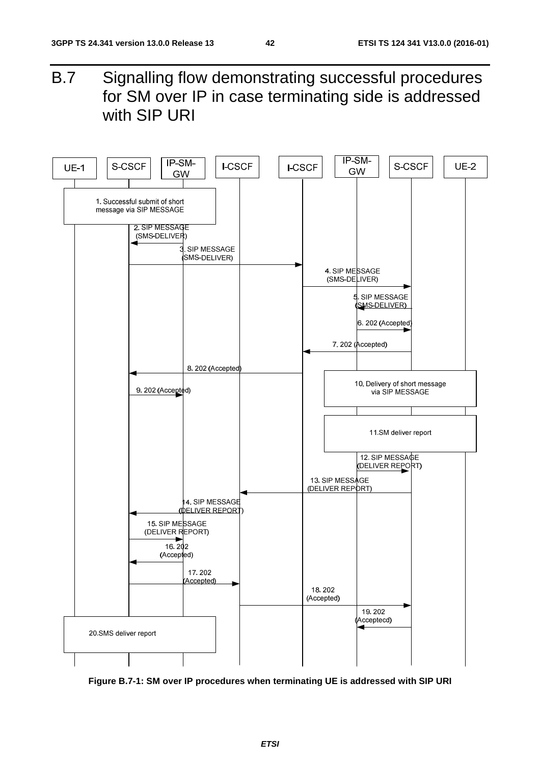# B.7 Signalling flow demonstrating successful procedures for SM over IP in case terminating side is addressed with SIP URI

**Figure B.7-1: SM over IP procedures when terminating UE is addressed with SIP URI**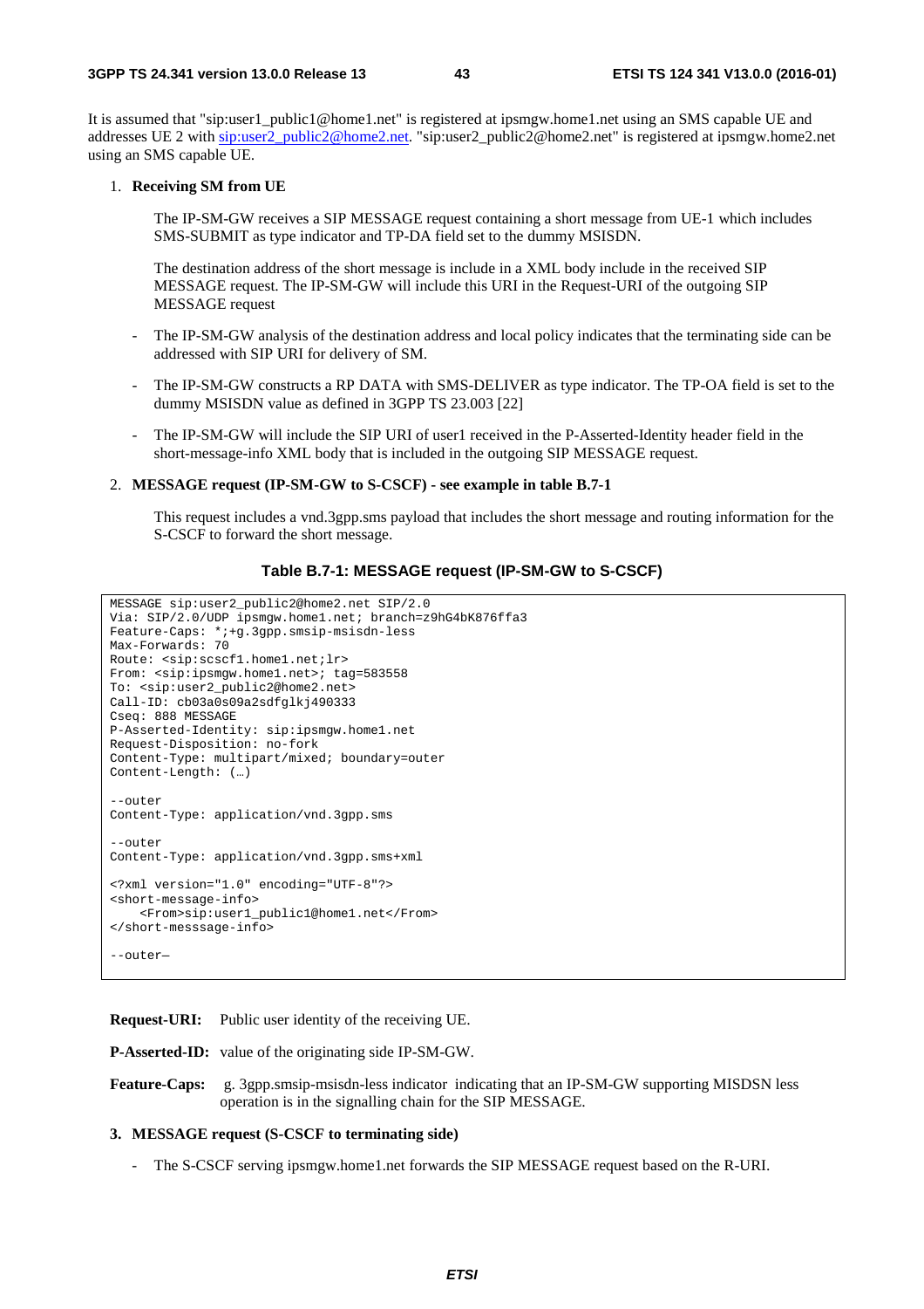It is assumed that "sip:user1_public1@home1.net" is registered at ipsmgw.home1.net using an SMS capable UE and addresses UE 2 with sip:user2_public2@home2.net. "sip:user2_public2@home2.net" is registered at ipsmgw.home2.net using an SMS capable UE.

1. **Receiving SM from UE**

   The IP-SM-GW receives a SIP MESSAGE request containing a short message from UE-1 which includes SMS-SUBMIT as type indicator and TP-DA field set to the dummy MSISDN.

   The destination address of the short message is include in a XML body include in the received SIP MESSAGE request. The IP-SM-GW will include this URI in the Request-URI of the outgoing SIP MESSAGE request

   - The IP-SM-GW analysis of the destination address and local policy indicates that the terminating side can be addressed with SIP URI for delivery of SM.
   - The IP-SM-GW constructs a RP DATA with SMS-DELIVER as type indicator. The TP-OA field is set to the dummy MSISDN value as defined in 3GPP TS 23.003 [22]
   - The IP-SM-GW will include the SIP URI of user1 received in the P-Asserted-Identity header field in the short-message-info XML body that is included in the outgoing SIP MESSAGE request.

2. **MESSAGE request (IP-SM-GW to S-CSCF) - see example in table B.7-1**

   This request includes a vnd.3gpp.sms payload that includes the short message and routing information for the S-CSCF to forward the short message.

**Table B.7-1: MESSAGE request (IP-SM-GW to S-CSCF)**

```
MESSAGE sip:user2_public2@home2.net SIP/2.0
Via: SIP/2.0/UDP ipsmgw.home1.net; branch=z9hG4bK876ffa3
Feature-Caps: *;+g.3gpp.smsip-msisdn-less
Max-Forwards: 70
Route: <sip:scscf1.home1.net;lr>
From: <sip:ipsmgw.home1.net>; tag=583558
To: <sip:user2_public2@home2.net>
Call-ID: cb03a0s09a2sdfglkj490333
Cseq: 888 MESSAGE
P-Asserted-Identity: sip:ipsmgw.home1.net
Request-Disposition: no-fork
Content-Type: multipart/mixed; boundary=outer
Content-Length: (…)

--outer
Content-Type: application/vnd.3gpp.sms

--outer
Content-Type: application/vnd.3gpp.sms+xml

<?xml version="1.0" encoding="UTF-8"?>
<short-message-info>
    <From>sip:user1_public1@home1.net</From>
</short-messsage-info>

--outer—
```

**Request-URI:** Public user identity of the receiving UE.

**P-Asserted-ID:** value of the originating side IP-SM-GW.

**Feature-Caps:** g. 3gpp.smsip-msisdn-less indicator indicating that an IP-SM-GW supporting MISDSN less operation is in the signalling chain for the SIP MESSAGE.

3. **MESSAGE request (S-CSCF to terminating side)**

   - The S-CSCF serving ipsmgw.home1.net forwards the SIP MESSAGE request based on the R-URI.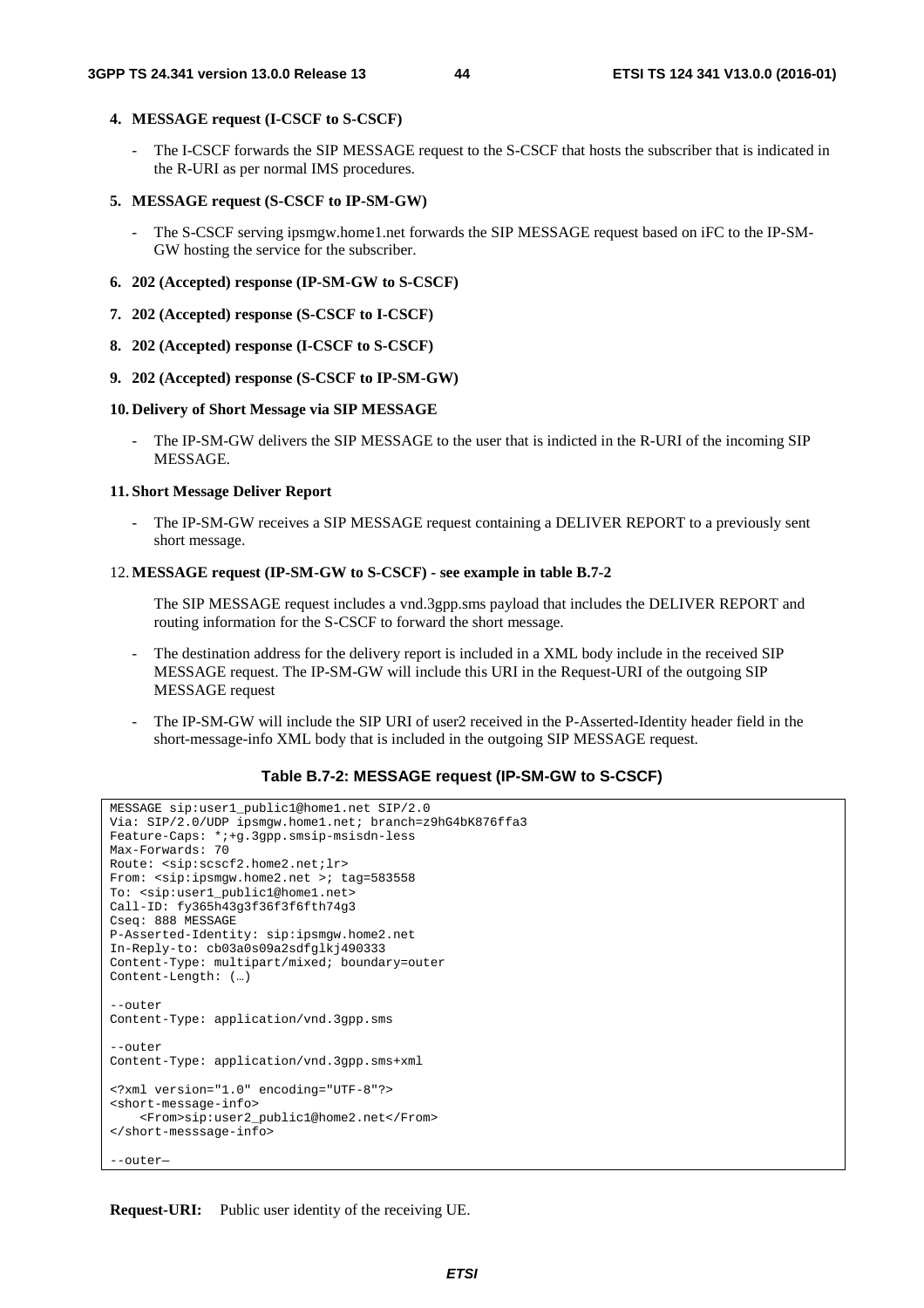**4. MESSAGE request (I-CSCF to S-CSCF)**

- The I-CSCF forwards the SIP MESSAGE request to the S-CSCF that hosts the subscriber that is indicated in the R-URI as per normal IMS procedures.

**5. MESSAGE request (S-CSCF to IP-SM-GW)**

- The S-CSCF serving ipsmgw.home1.net forwards the SIP MESSAGE request based on iFC to the IP-SM-GW hosting the service for the subscriber.

**6. 202 (Accepted) response (IP-SM-GW to S-CSCF)**

**7. 202 (Accepted) response (S-CSCF to I-CSCF)**

**8. 202 (Accepted) response (I-CSCF to S-CSCF)**

**9. 202 (Accepted) response (S-CSCF to IP-SM-GW)**

**10. Delivery of Short Message via SIP MESSAGE**

- The IP-SM-GW delivers the SIP MESSAGE to the user that is indicted in the R-URI of the incoming SIP MESSAGE.

**11. Short Message Deliver Report**

- The IP-SM-GW receives a SIP MESSAGE request containing a DELIVER REPORT to a previously sent short message.

12. **MESSAGE request (IP-SM-GW to S-CSCF) - see example in table B.7-2**

The SIP MESSAGE request includes a vnd.3gpp.sms payload that includes the DELIVER REPORT and routing information for the S-CSCF to forward the short message.

- The destination address for the delivery report is included in a XML body include in the received SIP MESSAGE request. The IP-SM-GW will include this URI in the Request-URI of the outgoing SIP MESSAGE request
- The IP-SM-GW will include the SIP URI of user2 received in the P-Asserted-Identity header field in the short-message-info XML body that is included in the outgoing SIP MESSAGE request.

**Table B.7-2: MESSAGE request (IP-SM-GW to S-CSCF)**

```
MESSAGE sip:user1_public1@home1.net SIP/2.0
Via: SIP/2.0/UDP ipsmgw.home1.net; branch=z9hG4bK876ffa3
Feature-Caps: *;+g.3gpp.smsip-msisdn-less
Max-Forwards: 70
Route: <sip:scscf2.home2.net;lr>
From: <sip:ipsmgw.home2.net >; tag=583558
To: <sip:user1_public1@home1.net>
Call-ID: fy365h43g3f36f3f6fth74g3
Cseq: 888 MESSAGE
P-Asserted-Identity: sip:ipsmgw.home2.net
In-Reply-to: cb03a0s09a2sdfglkj490333
Content-Type: multipart/mixed; boundary=outer
Content-Length: (…)

--outer
Content-Type: application/vnd.3gpp.sms

--outer
Content-Type: application/vnd.3gpp.sms+xml

<?xml version="1.0" encoding="UTF-8"?>
<short-message-info>
    <From>sip:user2_public1@home2.net</From>
</short-messsage-info>

--outer—
```

**Request-URI:** Public user identity of the receiving UE.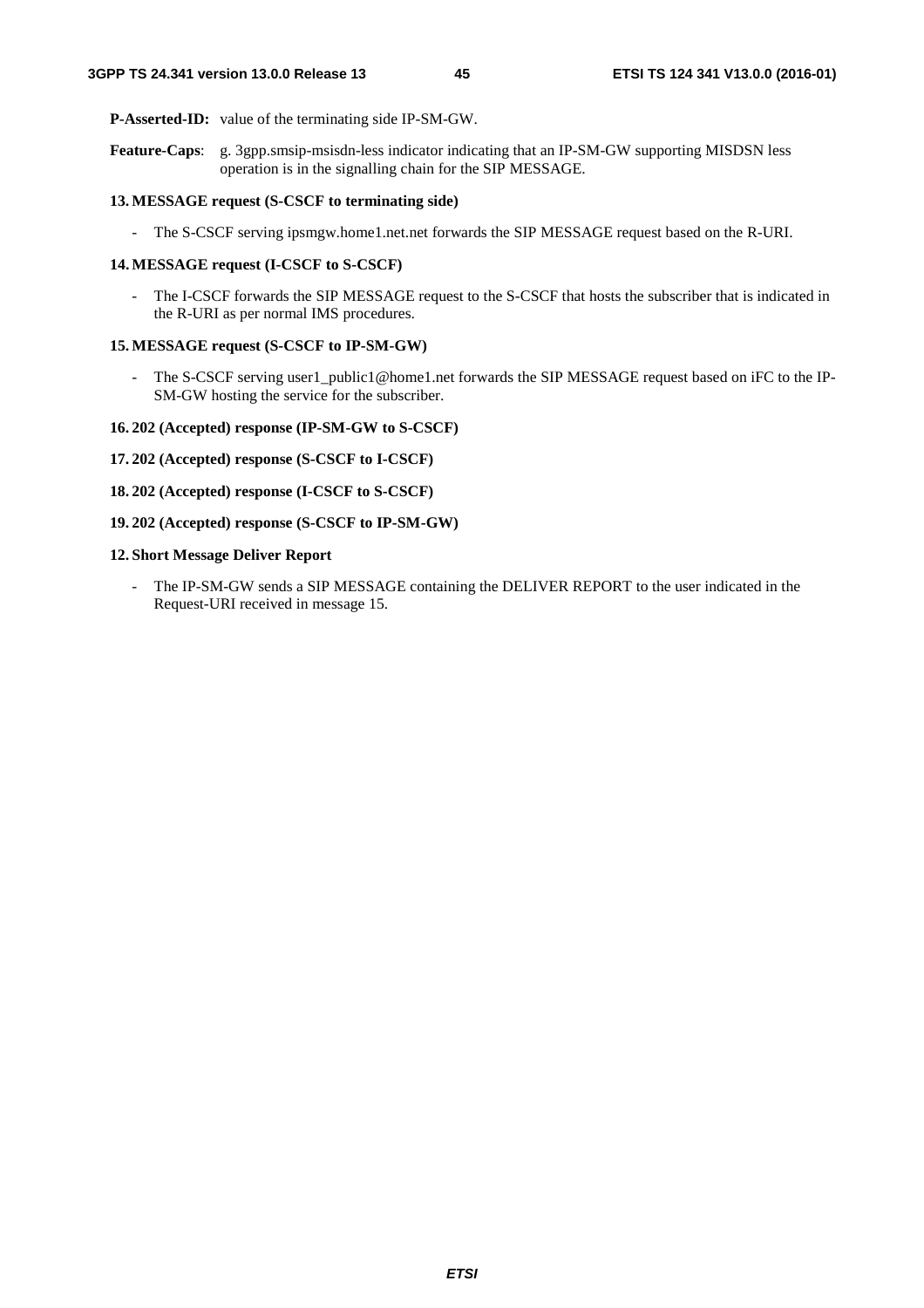**P-Asserted-ID:** value of the terminating side IP-SM-GW.

**Feature-Caps**: g. 3gpp.smsip-msisdn-less indicator indicating that an IP-SM-GW supporting MISDSN less operation is in the signalling chain for the SIP MESSAGE.

**13. MESSAGE request (S-CSCF to terminating side)**

- The S-CSCF serving ipsmgw.home1.net.net forwards the SIP MESSAGE request based on the R-URI.

**14. MESSAGE request (I-CSCF to S-CSCF)**

- The I-CSCF forwards the SIP MESSAGE request to the S-CSCF that hosts the subscriber that is indicated in the R-URI as per normal IMS procedures.

**15. MESSAGE request (S-CSCF to IP-SM-GW)**

- The S-CSCF serving user1_public1@home1.net forwards the SIP MESSAGE request based on iFC to the IP-SM-GW hosting the service for the subscriber.

**16. 202 (Accepted) response (IP-SM-GW to S-CSCF)**

**17. 202 (Accepted) response (S-CSCF to I-CSCF)**

**18. 202 (Accepted) response (I-CSCF to S-CSCF)**

**19. 202 (Accepted) response (S-CSCF to IP-SM-GW)**

**12. Short Message Deliver Report**

- The IP-SM-GW sends a SIP MESSAGE containing the DELIVER REPORT to the user indicated in the Request-URI received in message 15.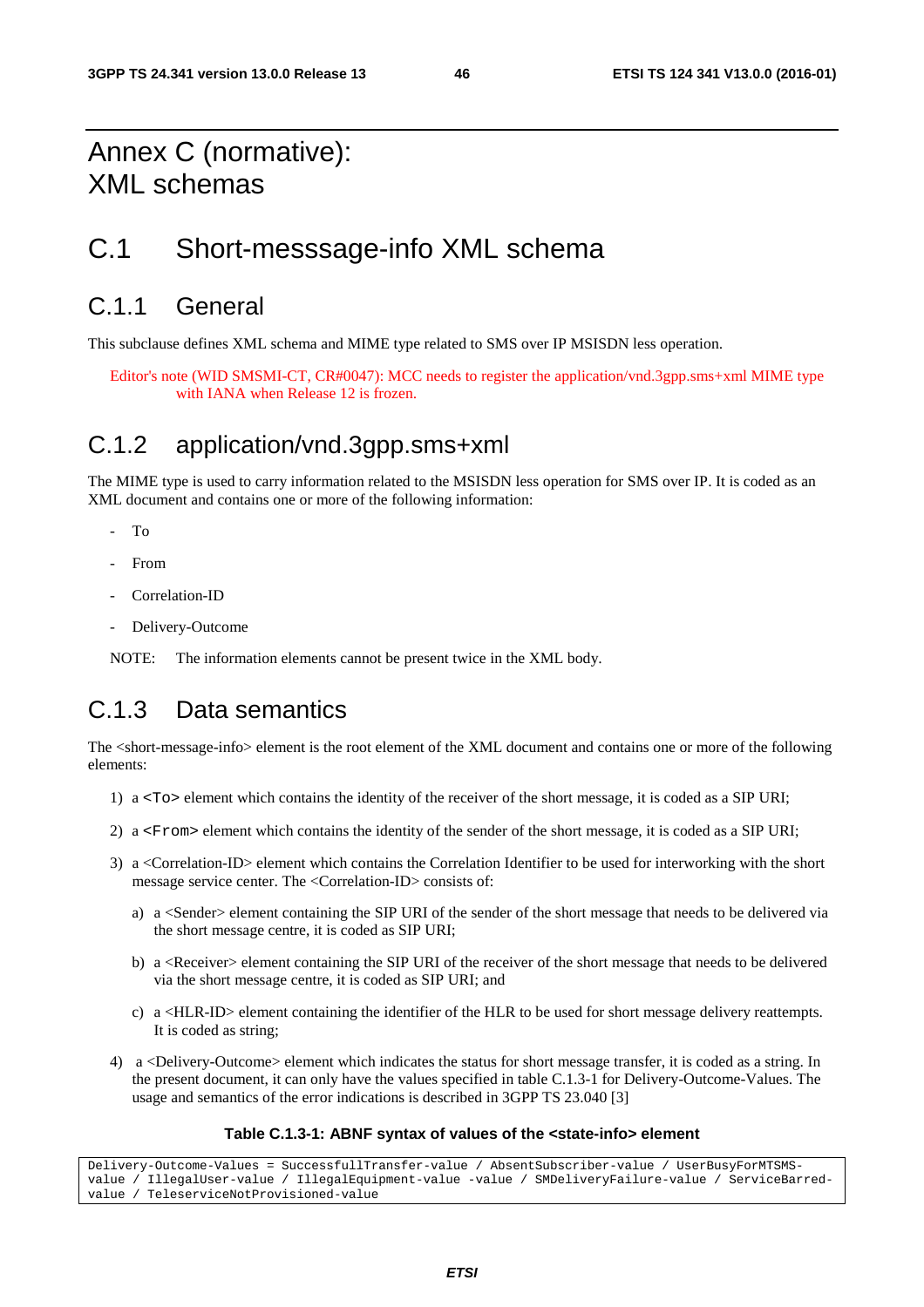# Annex C (normative): XML schemas

## C.1 Short-messsage-info XML schema

### C.1.1 General

This subclause defines XML schema and MIME type related to SMS over IP MSISDN less operation.

Editor's note (WID SMSMI-CT, CR#0047): MCC needs to register the application/vnd.3gpp.sms+xml MIME type with IANA when Release 12 is frozen.

### C.1.2 application/vnd.3gpp.sms+xml

The MIME type is used to carry information related to the MSISDN less operation for SMS over IP. It is coded as an XML document and contains one or more of the following information:

- To
- From
- Correlation-ID
- Delivery-Outcome

NOTE: The information elements cannot be present twice in the XML body.

### C.1.3 Data semantics

The <short-message-info> element is the root element of the XML document and contains one or more of the following elements:

1) a `<To>` element which contains the identity of the receiver of the short message, it is coded as a SIP URI;

2) a `<From>` element which contains the identity of the sender of the short message, it is coded as a SIP URI;

3) a <Correlation-ID> element which contains the Correlation Identifier to be used for interworking with the short message service center. The <Correlation-ID> consists of:

   a) a <Sender> element containing the SIP URI of the sender of the short message that needs to be delivered via the short message centre, it is coded as SIP URI;

   b) a <Receiver> element containing the SIP URI of the receiver of the short message that needs to be delivered via the short message centre, it is coded as SIP URI; and

   c) a <HLR-ID> element containing the identifier of the HLR to be used for short message delivery reattempts. It is coded as string;

4) a <Delivery-Outcome> element which indicates the status for short message transfer, it is coded as a string. In the present document, it can only have the values specified in table C.1.3-1 for Delivery-Outcome-Values. The usage and semantics of the error indications is described in 3GPP TS 23.040 [3]

**Table C.1.3-1: ABNF syntax of values of the <state-info> element**

```
Delivery-Outcome-Values = SuccessfullTransfer-value / AbsentSubscriber-value / UserBusyForMTSMS-
value / IllegalUser-value / IllegalEquipment-value -value / SMDeliveryFailure-value / ServiceBarred-
value / TeleserviceNotProvisioned-value
```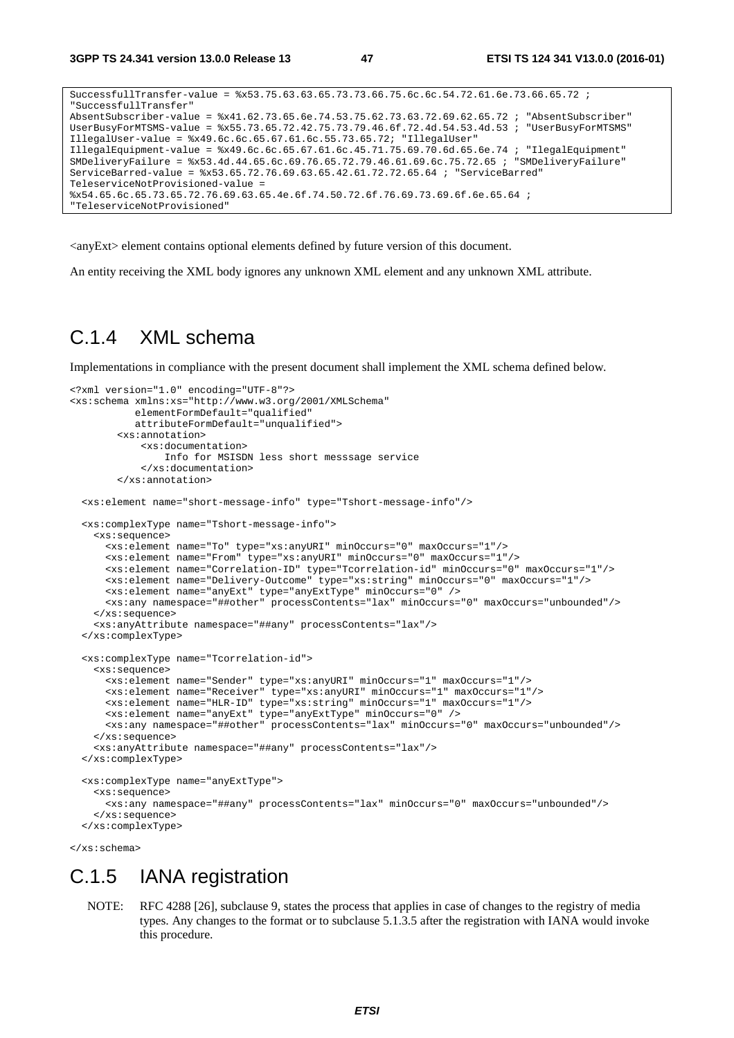```
SuccessfullTransfer-value = %x53.75.63.63.65.73.73.66.75.6c.6c.54.72.61.6e.73.66.65.72 ;
"SuccessfullTransfer"
AbsentSubscriber-value = %x41.62.73.65.6e.74.53.75.62.73.63.72.69.62.65.72 ; "AbsentSubscriber"
UserBusyForMTSMS-value = %x55.73.65.72.42.75.73.79.46.6f.72.4d.54.53.4d.53 ; "UserBusyForMTSMS"
IllegalUser-value = %x49.6c.6c.65.67.61.6c.55.73.65.72; "IllegalUser"
IllegalEquipment-value = %x49.6c.6c.65.67.61.6c.45.71.75.69.70.6d.65.6e.74 ; "IlegalEquipment"
SMDeliveryFailure = %x53.4d.44.65.6c.69.76.65.72.79.46.61.69.6c.75.72.65 ; "SMDeliveryFailure"
ServiceBarred-value = %x53.65.72.76.69.63.65.42.61.72.72.65.64 ; "ServiceBarred"
TeleserviceNotProvisioned-value =
%x54.65.6c.65.73.65.72.76.69.63.65.4e.6f.74.50.72.6f.76.69.73.69.6f.6e.65.64 ;
"TeleserviceNotProvisioned"
```

<anyExt> element contains optional elements defined by future version of this document.

An entity receiving the XML body ignores any unknown XML element and any unknown XML attribute.

## C.1.4 XML schema

Implementations in compliance with the present document shall implement the XML schema defined below.

```
<?xml version="1.0" encoding="UTF-8"?>
<xs:schema xmlns:xs="http://www.w3.org/2001/XMLSchema"
           elementFormDefault="qualified"
           attributeFormDefault="unqualified">
        <xs:annotation>
            <xs:documentation>
                Info for MSISDN less short messsage service
            </xs:documentation>
        </xs:annotation>

  <xs:element name="short-message-info" type="Tshort-message-info"/>

  <xs:complexType name="Tshort-message-info">
    <xs:sequence>
      <xs:element name="To" type="xs:anyURI" minOccurs="0" maxOccurs="1"/>
      <xs:element name="From" type="xs:anyURI" minOccurs="0" maxOccurs="1"/>
      <xs:element name="Correlation-ID" type="Tcorrelation-id" minOccurs="0" maxOccurs="1"/>
      <xs:element name="Delivery-Outcome" type="xs:string" minOccurs="0" maxOccurs="1"/>
      <xs:element name="anyExt" type="anyExtType" minOccurs="0" />
      <xs:any namespace="##other" processContents="lax" minOccurs="0" maxOccurs="unbounded"/>
    </xs:sequence>
    <xs:anyAttribute namespace="##any" processContents="lax"/>
  </xs:complexType>

  <xs:complexType name="Tcorrelation-id">
    <xs:sequence>
      <xs:element name="Sender" type="xs:anyURI" minOccurs="1" maxOccurs="1"/>
      <xs:element name="Receiver" type="xs:anyURI" minOccurs="1" maxOccurs="1"/>
      <xs:element name="HLR-ID" type="xs:string" minOccurs="1" maxOccurs="1"/>
      <xs:element name="anyExt" type="anyExtType" minOccurs="0" />
      <xs:any namespace="##other" processContents="lax" minOccurs="0" maxOccurs="unbounded"/>
    </xs:sequence>
    <xs:anyAttribute namespace="##any" processContents="lax"/>
  </xs:complexType>

  <xs:complexType name="anyExtType">
    <xs:sequence>
      <xs:any namespace="##any" processContents="lax" minOccurs="0" maxOccurs="unbounded"/>
    </xs:sequence>
  </xs:complexType>

</xs:schema>
```

## C.1.5 IANA registration

NOTE: RFC 4288 [26], subclause 9, states the process that applies in case of changes to the registry of media types. Any changes to the format or to subclause 5.1.3.5 after the registration with IANA would invoke this procedure.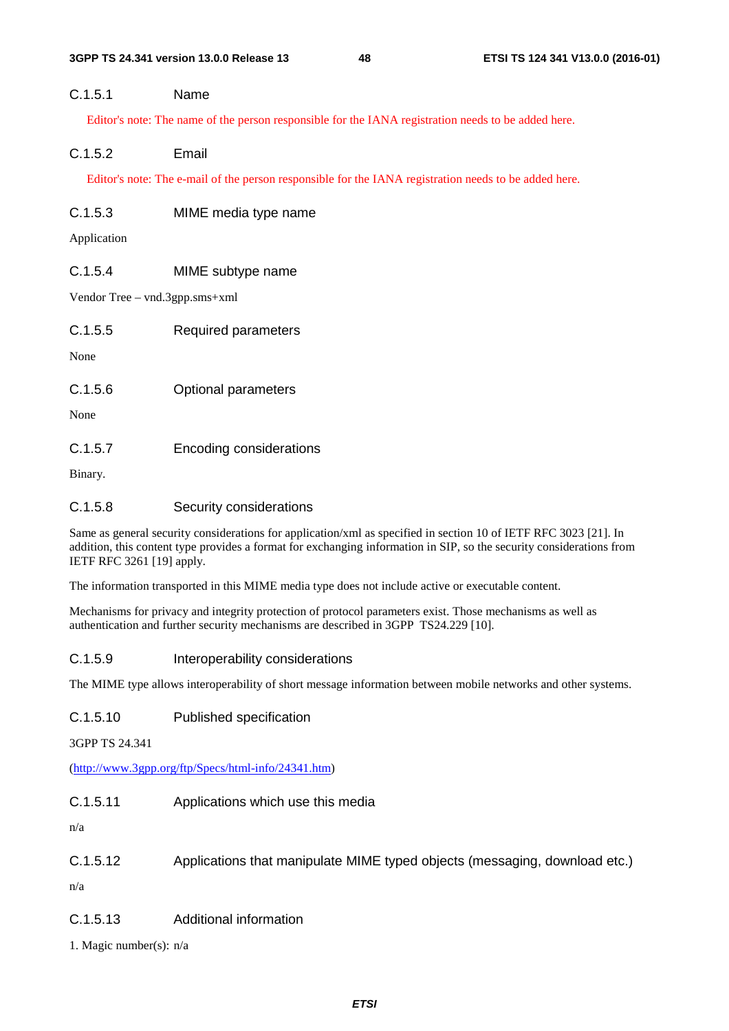#### C.1.5.1 Name

Editor's note: The name of the person responsible for the IANA registration needs to be added here.

#### C.1.5.2 Email

Editor's note: The e-mail of the person responsible for the IANA registration needs to be added here.

#### C.1.5.3 MIME media type name

Application

#### C.1.5.4 MIME subtype name

Vendor Tree – vnd.3gpp.sms+xml

#### C.1.5.5 Required parameters

None

#### C.1.5.6 Optional parameters

None

#### C.1.5.7 Encoding considerations

Binary.

#### C.1.5.8 Security considerations

Same as general security considerations for application/xml as specified in section 10 of IETF RFC 3023 [21]. In addition, this content type provides a format for exchanging information in SIP, so the security considerations from IETF RFC 3261 [19] apply.

The information transported in this MIME media type does not include active or executable content.

Mechanisms for privacy and integrity protection of protocol parameters exist. Those mechanisms as well as authentication and further security mechanisms are described in 3GPP TS24.229 [10].

#### C.1.5.9 Interoperability considerations

The MIME type allows interoperability of short message information between mobile networks and other systems.

#### C.1.5.10 Published specification

3GPP TS 24.341

(http://www.3gpp.org/ftp/Specs/html-info/24341.htm)

#### C.1.5.11 Applications which use this media

n/a

#### C.1.5.12 Applications that manipulate MIME typed objects (messaging, download etc.)

n/a

#### C.1.5.13 Additional information

1. Magic number(s): n/a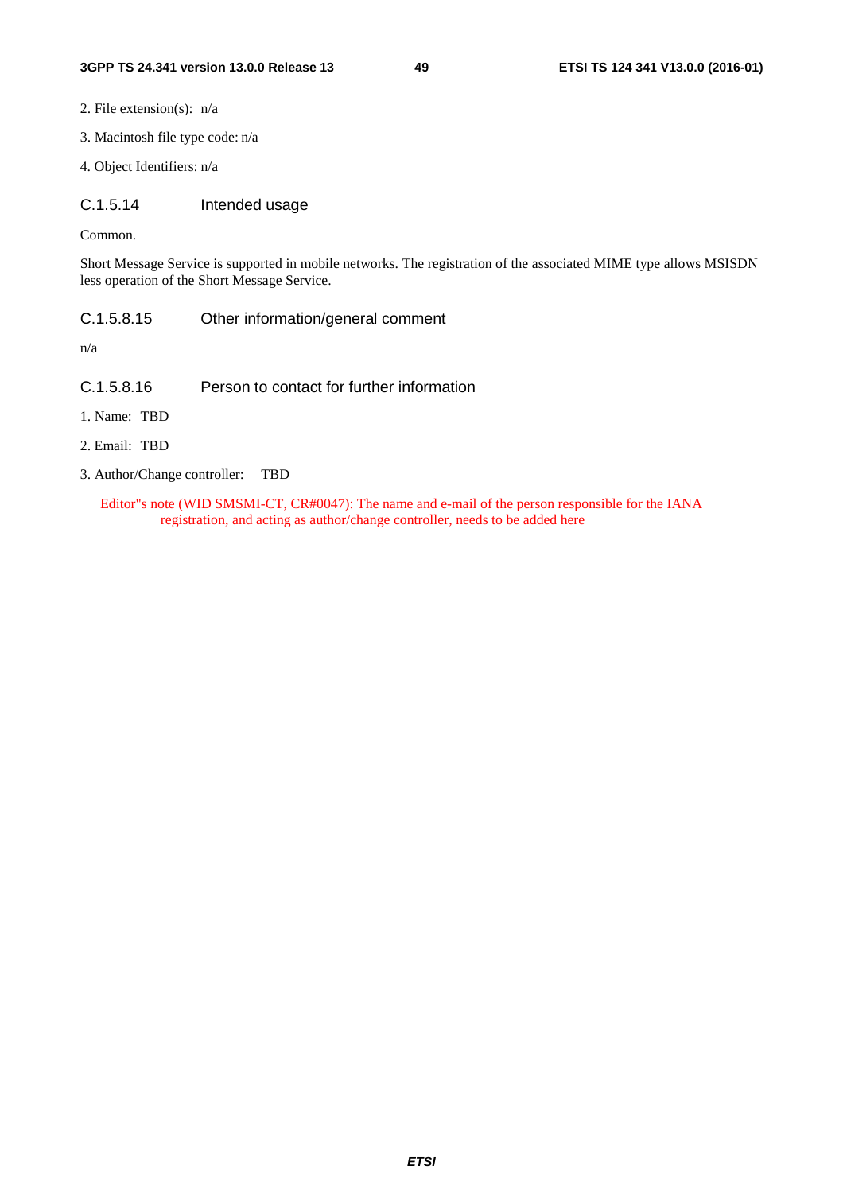2. File extension(s): n/a

3. Macintosh file type code: n/a

4. Object Identifiers: n/a

#### C.1.5.14 Intended usage

Common.

Short Message Service is supported in mobile networks. The registration of the associated MIME type allows MSISDN less operation of the Short Message Service.

#### C.1.5.8.15 Other information/general comment

n/a

#### C.1.5.8.16 Person to contact for further information

1. Name: TBD

2. Email: TBD

3. Author/Change controller: TBD

Editor"s note (WID SMSMI-CT, CR#0047): The name and e-mail of the person responsible for the IANA registration, and acting as author/change controller, needs to be added here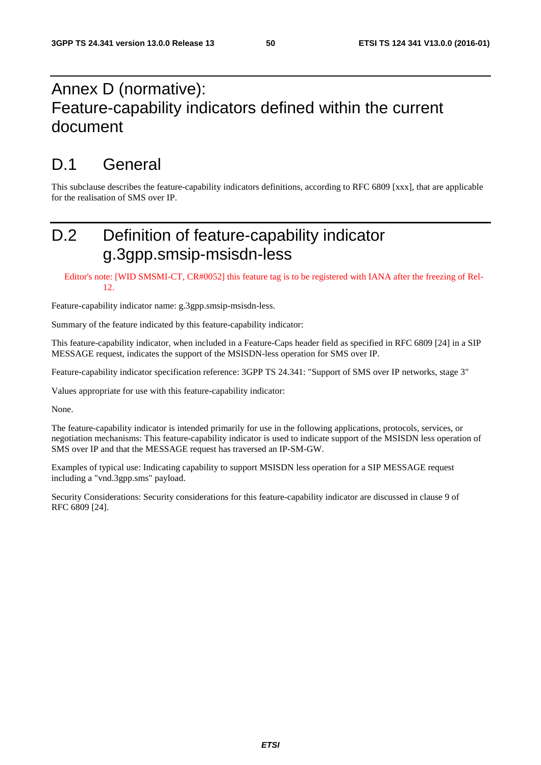# Annex D (normative): Feature-capability indicators defined within the current document

## D.1 General

This subclause describes the feature-capability indicators definitions, according to RFC 6809 [xxx], that are applicable for the realisation of SMS over IP.

## D.2 Definition of feature-capability indicator g.3gpp.smsip-msisdn-less

Editor's note: [WID SMSMI-CT, CR#0052] this feature tag is to be registered with IANA after the freezing of Rel-12.

Feature-capability indicator name: g.3gpp.smsip-msisdn-less.

Summary of the feature indicated by this feature-capability indicator:

This feature-capability indicator, when included in a Feature-Caps header field as specified in RFC 6809 [24] in a SIP MESSAGE request, indicates the support of the MSISDN-less operation for SMS over IP.

Feature-capability indicator specification reference: 3GPP TS 24.341: "Support of SMS over IP networks, stage 3"

Values appropriate for use with this feature-capability indicator:

None.

The feature-capability indicator is intended primarily for use in the following applications, protocols, services, or negotiation mechanisms: This feature-capability indicator is used to indicate support of the MSISDN less operation of SMS over IP and that the MESSAGE request has traversed an IP-SM-GW.

Examples of typical use: Indicating capability to support MSISDN less operation for a SIP MESSAGE request including a "vnd.3gpp.sms" payload.

Security Considerations: Security considerations for this feature-capability indicator are discussed in clause 9 of RFC 6809 [24].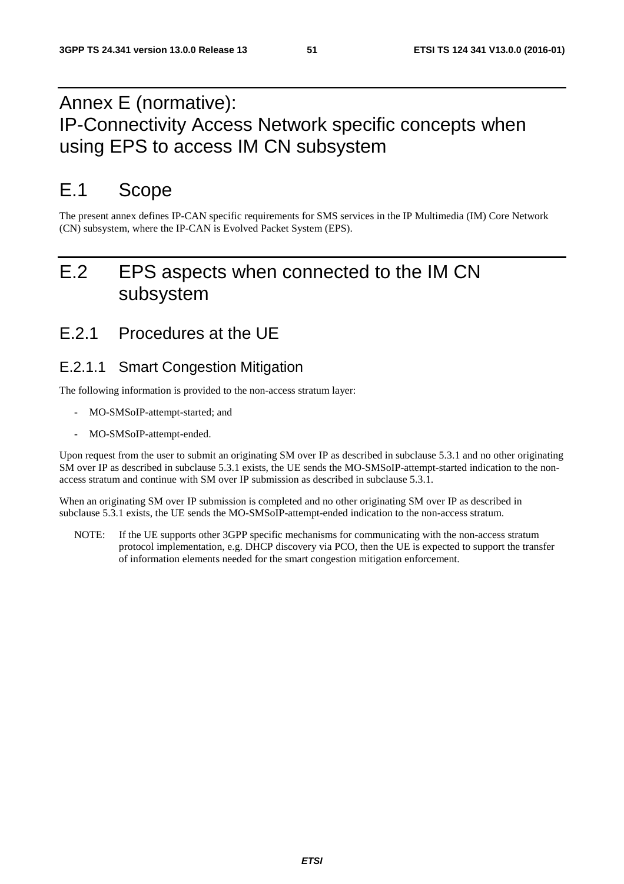# Annex E (normative):<br>IP-Connectivity Access Network specific concepts when using EPS to access IM CN subsystem

## E.1 Scope

The present annex defines IP-CAN specific requirements for SMS services in the IP Multimedia (IM) Core Network (CN) subsystem, where the IP-CAN is Evolved Packet System (EPS).

## E.2 EPS aspects when connected to the IM CN subsystem

### E.2.1 Procedures at the UE

#### E.2.1.1 Smart Congestion Mitigation

The following information is provided to the non-access stratum layer:

- MO-SMSoIP-attempt-started; and
- MO-SMSoIP-attempt-ended.

Upon request from the user to submit an originating SM over IP as described in subclause 5.3.1 and no other originating SM over IP as described in subclause 5.3.1 exists, the UE sends the MO-SMSoIP-attempt-started indication to the non-access stratum and continue with SM over IP submission as described in subclause 5.3.1.

When an originating SM over IP submission is completed and no other originating SM over IP as described in subclause 5.3.1 exists, the UE sends the MO-SMSoIP-attempt-ended indication to the non-access stratum.

NOTE: If the UE supports other 3GPP specific mechanisms for communicating with the non-access stratum protocol implementation, e.g. DHCP discovery via PCO, then the UE is expected to support the transfer of information elements needed for the smart congestion mitigation enforcement.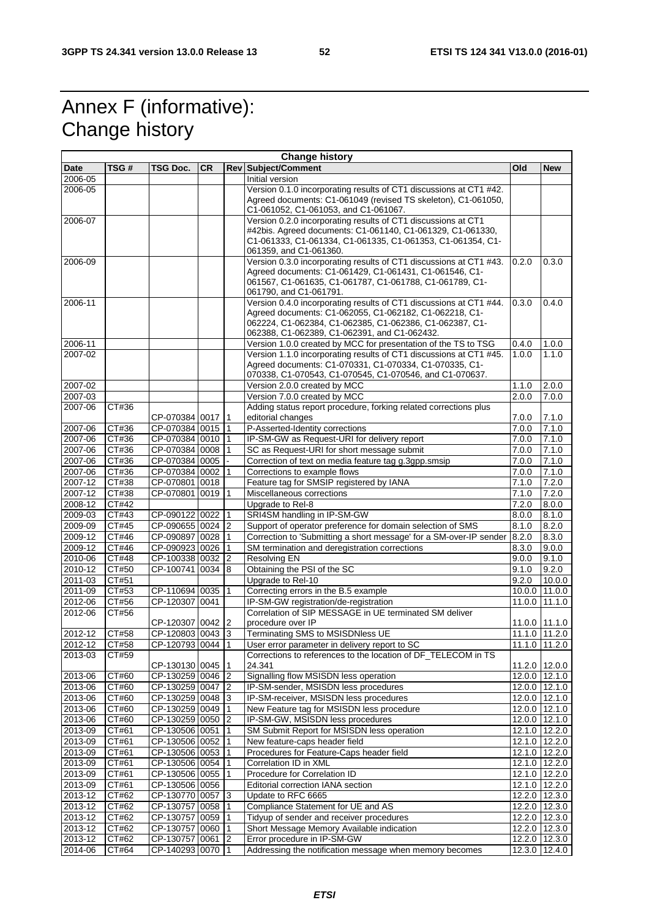# Annex F (informative): Change history

| Change history | | | | | | | |
|---|---|---|---|---|---|---|---|
| **Date** | **TSG #** | **TSG Doc.** | **CR** | **Rev** | **Subject/Comment** | **Old** | **New** |
| 2006-05 | | | | | Initial version | | |
| 2006-05 | | | | | Version 0.1.0 incorporating results of CT1 discussions at CT1 #42. Agreed documents: C1-061049 (revised TS skeleton), C1-061050, C1-061052, C1-061053, and C1-061067. | | |
| 2006-07 | | | | | Version 0.2.0 incorporating results of CT1 discussions at CT1 #42bis. Agreed documents: C1-061140, C1-061329, C1-061330, C1-061333, C1-061334, C1-061335, C1-061353, C1-061354, C1-061359, and C1-061360. | | |
| 2006-09 | | | | | Version 0.3.0 incorporating results of CT1 discussions at CT1 #43. Agreed documents: C1-061429, C1-061431, C1-061546, C1-061567, C1-061635, C1-061787, C1-061788, C1-061789, C1-061790, and C1-061791. | 0.2.0 | 0.3.0 |
| 2006-11 | | | | | Version 0.4.0 incorporating results of CT1 discussions at CT1 #44. Agreed documents: C1-062055, C1-062182, C1-062218, C1-062224, C1-062384, C1-062385, C1-062386, C1-062387, C1-062388, C1-062389, C1-062391, and C1-062432. | 0.3.0 | 0.4.0 |
| 2006-11 | | | | | Version 1.0.0 created by MCC for presentation of the TS to TSG | 0.4.0 | 1.0.0 |
| 2007-02 | | | | | Version 1.1.0 incorporating results of CT1 discussions at CT1 #45. Agreed documents: C1-070331, C1-070334, C1-070335, C1-070338, C1-070543, C1-070545, C1-070546, and C1-070637. | 1.0.0 | 1.1.0 |
| 2007-02 | | | | | Version 2.0.0 created by MCC | 1.1.0 | 2.0.0 |
| 2007-03 | | | | | Version 7.0.0 created by MCC | 2.0.0 | 7.0.0 |
| 2007-06 | CT#36 | CP-070384 | 0017 | 1 | Adding status report procedure, forking related corrections plus editorial changes | 7.0.0 | 7.1.0 |
| 2007-06 | CT#36 | CP-070384 | 0015 | 1 | P-Asserted-Identity corrections | 7.0.0 | 7.1.0 |
| 2007-06 | CT#36 | CP-070384 | 0010 | 1 | IP-SM-GW as Request-URI for delivery report | 7.0.0 | 7.1.0 |
| 2007-06 | CT#36 | CP-070384 | 0008 | 1 | SC as Request-URI for short message submit | 7.0.0 | 7.1.0 |
| 2007-06 | CT#36 | CP-070384 | 0005 | - | Correction of text on media feature tag g.3gpp.smsip | 7.0.0 | 7.1.0 |
| 2007-06 | CT#36 | CP-070384 | 0002 | 1 | Corrections to example flows | 7.0.0 | 7.1.0 |
| 2007-12 | CT#38 | CP-070801 | 0018 | | Feature tag for SMSIP registered by IANA | 7.1.0 | 7.2.0 |
| 2007-12 | CT#38 | CP-070801 | 0019 | 1 | Miscellaneous corrections | 7.1.0 | 7.2.0 |
| 2008-12 | CT#42 | | | | Upgrade to Rel-8 | 7.2.0 | 8.0.0 |
| 2009-03 | CT#43 | CP-090122 | 0022 | 1 | SRI4SM handling in IP-SM-GW | 8.0.0 | 8.1.0 |
| 2009-09 | CT#45 | CP-090655 | 0024 | 2 | Support of operator preference for domain selection of SMS | 8.1.0 | 8.2.0 |
| 2009-12 | CT#46 | CP-090897 | 0028 | 1 | Correction to 'Submitting a short message' for a SM-over-IP sender | 8.2.0 | 8.3.0 |
| 2009-12 | CT#46 | CP-090923 | 0026 | 1 | SM termination and deregistration corrections | 8.3.0 | 9.0.0 |
| 2010-06 | CT#48 | CP-100338 | 0032 | 2 | Resolving EN | 9.0.0 | 9.1.0 |
| 2010-12 | CT#50 | CP-100741 | 0034 | 8 | Obtaining the PSI of the SC | 9.1.0 | 9.2.0 |
| 2011-03 | CT#51 | | | | Upgrade to Rel-10 | 9.2.0 | 10.0.0 |
| 2011-09 | CT#53 | CP-110694 | 0035 | 1 | Correcting errors in the B.5 example | 10.0.0 | 11.0.0 |
| 2012-06 | CT#56 | CP-120307 | 0041 | | IP-SM-GW registration/de-registration | 11.0.0 | 11.1.0 |
| 2012-06 | CT#56 | CP-120307 | 0042 | 2 | Correlation of SIP MESSAGE in UE terminated SM deliver procedure over IP | 11.0.0 | 11.1.0 |
| 2012-12 | CT#58 | CP-120803 | 0043 | 3 | Terminating SMS to MSISDNless UE | 11.1.0 | 11.2.0 |
| 2012-12 | CT#58 | CP-120793 | 0044 | 1 | User error parameter in delivery report to SC | 11.1.0 | 11.2.0 |
| 2013-03 | CT#59 | CP-130130 | 0045 | 1 | Corrections to references to the location of DF_TELECOM in TS 24.341 | 11.2.0 | 12.0.0 |
| 2013-06 | CT#60 | CP-130259 | 0046 | 2 | Signalling flow MSISDN less operation | 12.0.0 | 12.1.0 |
| 2013-06 | CT#60 | CP-130259 | 0047 | 2 | IP-SM-sender, MSISDN less procedures | 12.0.0 | 12.1.0 |
| 2013-06 | CT#60 | CP-130259 | 0048 | 3 | IP-SM-receiver, MSISDN less procedures | 12.0.0 | 12.1.0 |
| 2013-06 | CT#60 | CP-130259 | 0049 | 1 | New Feature tag for MSISDN less procedure | 12.0.0 | 12.1.0 |
| 2013-06 | CT#60 | CP-130259 | 0050 | 2 | IP-SM-GW, MSISDN less procedures | 12.0.0 | 12.1.0 |
| 2013-09 | CT#61 | CP-130506 | 0051 | 1 | SM Submit Report for MSISDN less operation | 12.1.0 | 12.2.0 |
| 2013-09 | CT#61 | CP-130506 | 0052 | 1 | New feature-caps header field | 12.1.0 | 12.2.0 |
| 2013-09 | CT#61 | CP-130506 | 0053 | 1 | Procedures for Feature-Caps header field | 12.1.0 | 12.2.0 |
| 2013-09 | CT#61 | CP-130506 | 0054 | 1 | Correlation ID in XML | 12.1.0 | 12.2.0 |
| 2013-09 | CT#61 | CP-130506 | 0055 | 1 | Procedure for Correlation ID | 12.1.0 | 12.2.0 |
| 2013-09 | CT#61 | CP-130506 | 0056 | | Editorial correction IANA section | 12.1.0 | 12.2.0 |
| 2013-12 | CT#62 | CP-130770 | 0057 | 3 | Update to RFC 6665 | 12.2.0 | 12.3.0 |
| 2013-12 | CT#62 | CP-130757 | 0058 | 1 | Compliance Statement for UE and AS | 12.2.0 | 12.3.0 |
| 2013-12 | CT#62 | CP-130757 | 0059 | 1 | Tidyup of sender and receiver procedures | 12.2.0 | 12.3.0 |
| 2013-12 | CT#62 | CP-130757 | 0060 | 1 | Short Message Memory Available indication | 12.2.0 | 12.3.0 |
| 2013-12 | CT#62 | CP-130757 | 0061 | 2 | Error procedure in IP-SM-GW | 12.2.0 | 12.3.0 |
| 2014-06 | CT#64 | CP-140293 | 0070 | 1 | Addressing the notification message when memory becomes | 12.3.0 | 12.4.0 |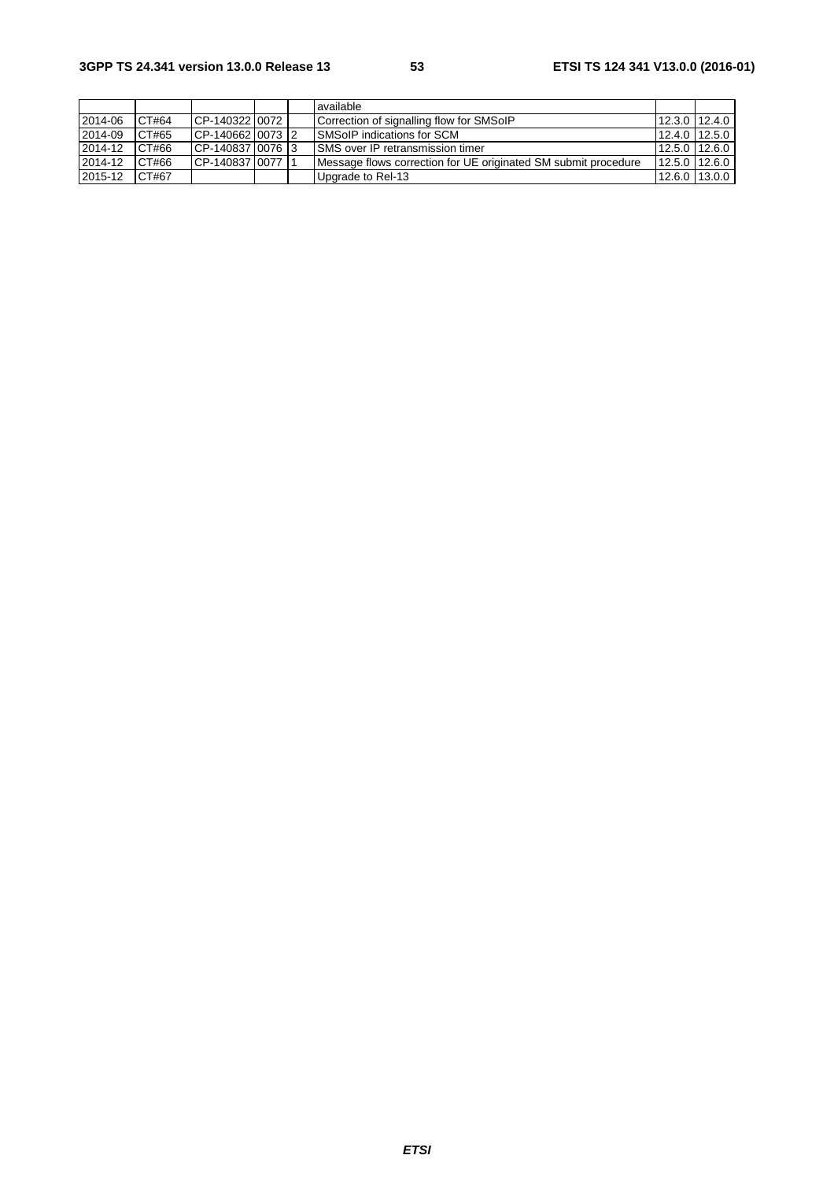| | | | | | | | |
|---|---|---|---|---|---|---|---|
| | | | | | available | | |
| 2014-06 | CT#64 | CP-140322 | 0072 | | Correction of signalling flow for SMSoIP | 12.3.0 | 12.4.0 |
| 2014-09 | CT#65 | CP-140662 | 0073 | 2 | SMSoIP indications for SCM | 12.4.0 | 12.5.0 |
| 2014-12 | CT#66 | CP-140837 | 0076 | 3 | SMS over IP retransmission timer | 12.5.0 | 12.6.0 |
| 2014-12 | CT#66 | CP-140837 | 0077 | 1 | Message flows correction for UE originated SM submit procedure | 12.5.0 | 12.6.0 |
| 2015-12 | CT#67 | | | | Upgrade to Rel-13 | 12.6.0 | 13.0.0 |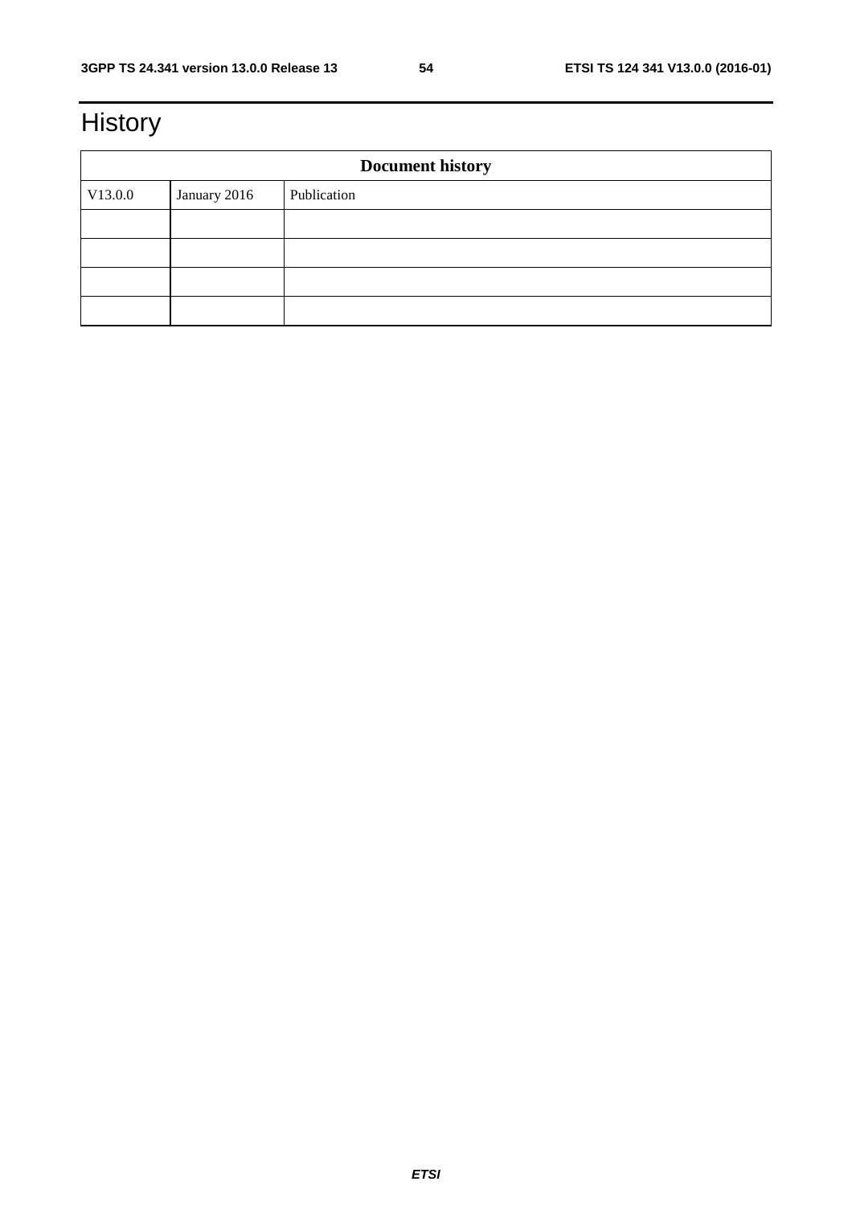# History

| Document history | | |
|---|---|---|
| V13.0.0 | January 2016 | Publication |
| | | |
| | | |
| | | |
| | | |